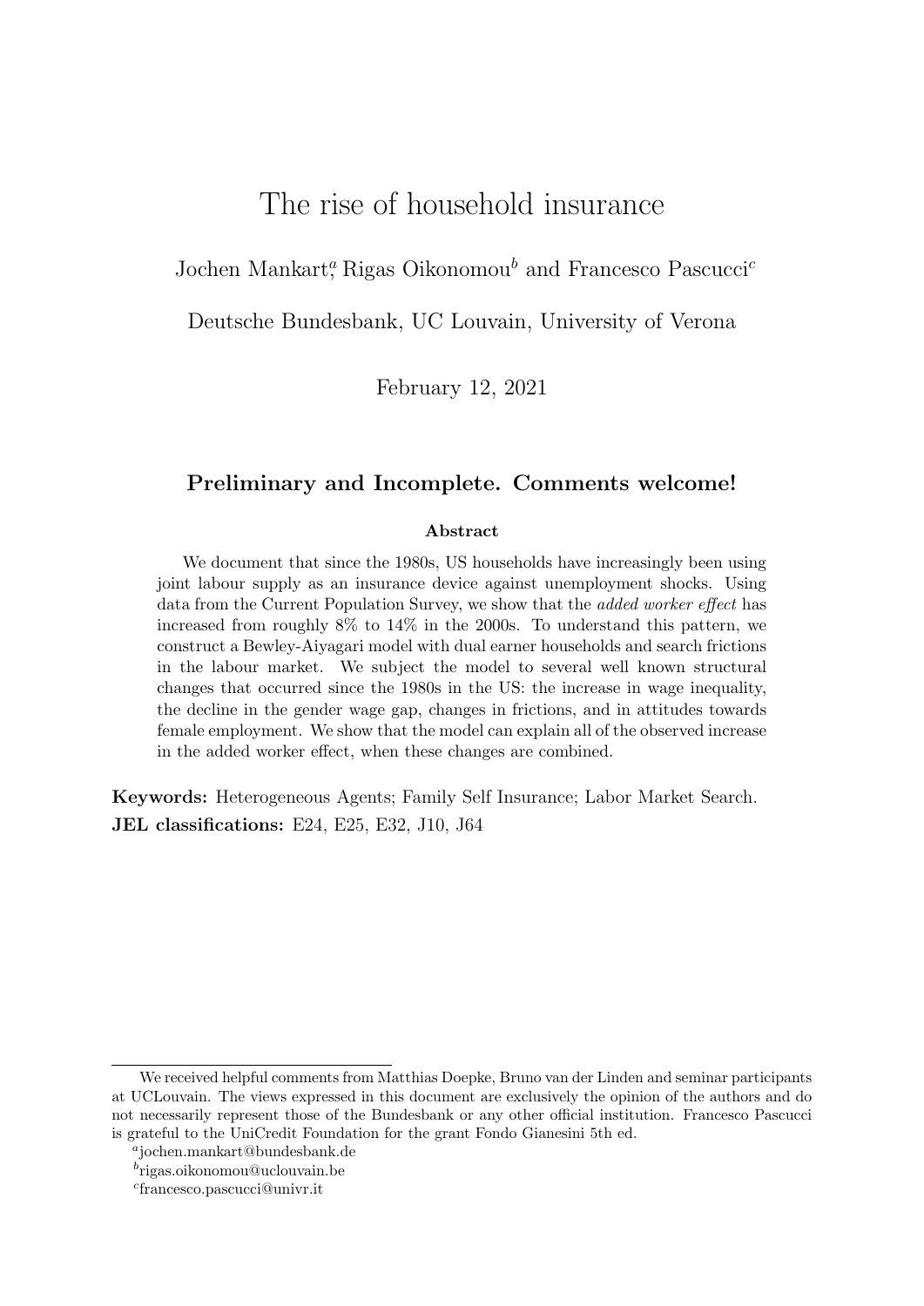# The rise of household insurance

Jochen Mankart[a], Rigas Oikonomou[b] and Francesco Pascucci[c]

Deutsche Bundesbank, UC Louvain, University of Verona

February 12, 2021

**Preliminary and Incomplete. Comments welcome!**

### Abstract

We document that since the 1980s, US households have increasingly been using joint labour supply as an insurance device against unemployment shocks. Using data from the Current Population Survey, we show that the *added worker effect* has increased from roughly 8% to 14% in the 2000s. To understand this pattern, we construct a Bewley-Aiyagari model with dual earner households and search frictions in the labour market. We subject the model to several well known structural changes that occurred since the 1980s in the US: the increase in wage inequality, the decline in the gender wage gap, changes in frictions, and in attitudes towards female employment. We show that the model can explain all of the observed increase in the added worker effect, when these changes are combined.

**Keywords:** Heterogeneous Agents; Family Self Insurance; Labor Market Search.
**JEL classifications:** E24, E25, E32, J10, J64

---

We received helpful comments from Matthias Doepke, Bruno van der Linden and seminar participants at UCLouvain. The views expressed in this document are exclusively the opinion of the authors and do not necessarily represent those of the Bundesbank or any other official institution. Francesco Pascucci is grateful to the UniCredit Foundation for the grant Fondo Gianesini 5th ed.

[a]jochen.mankart@bundesbank.de

[b]rigas.oikonomou@uclouvain.be

[c]francesco.pascucci@univr.it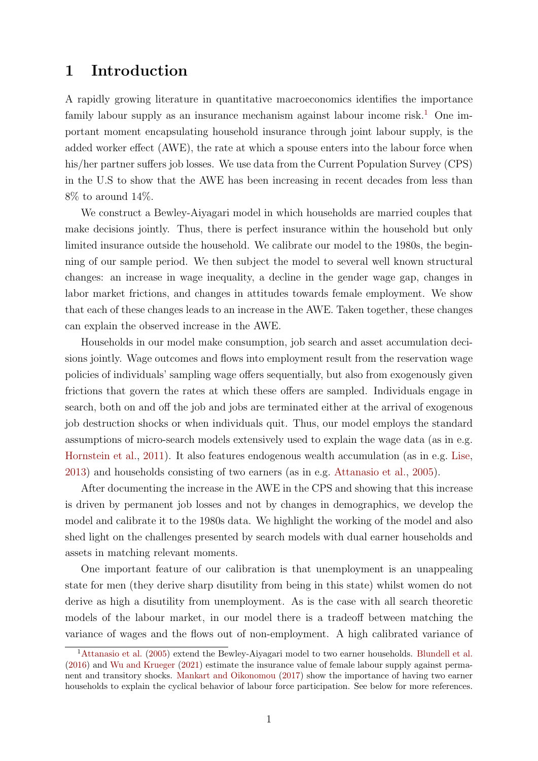# 1 Introduction

A rapidly growing literature in quantitative macroeconomics identifies the importance family labour supply as an insurance mechanism against labour income risk.[1] One important moment encapsulating household insurance through joint labour supply, is the added worker effect (AWE), the rate at which a spouse enters into the labour force when his/her partner suffers job losses. We use data from the Current Population Survey (CPS) in the U.S to show that the AWE has been increasing in recent decades from less than 8% to around 14%.

We construct a Bewley-Aiyagari model in which households are married couples that make decisions jointly. Thus, there is perfect insurance within the household but only limited insurance outside the household. We calibrate our model to the 1980s, the beginning of our sample period. We then subject the model to several well known structural changes: an increase in wage inequality, a decline in the gender wage gap, changes in labor market frictions, and changes in attitudes towards female employment. We show that each of these changes leads to an increase in the AWE. Taken together, these changes can explain the observed increase in the AWE.

Households in our model make consumption, job search and asset accumulation decisions jointly. Wage outcomes and flows into employment result from the reservation wage policies of individuals' sampling wage offers sequentially, but also from exogenously given frictions that govern the rates at which these offers are sampled. Individuals engage in search, both on and off the job and jobs are terminated either at the arrival of exogenous job destruction shocks or when individuals quit. Thus, our model employs the standard assumptions of micro-search models extensively used to explain the wage data (as in e.g. Hornstein et al., 2011). It also features endogenous wealth accumulation (as in e.g. Lise, 2013) and households consisting of two earners (as in e.g. Attanasio et al., 2005).

After documenting the increase in the AWE in the CPS and showing that this increase is driven by permanent job losses and not by changes in demographics, we develop the model and calibrate it to the 1980s data. We highlight the working of the model and also shed light on the challenges presented by search models with dual earner households and assets in matching relevant moments.

One important feature of our calibration is that unemployment is an unappealing state for men (they derive sharp disutility from being in this state) whilst women do not derive as high a disutility from unemployment. As is the case with all search theoretic models of the labour market, in our model there is a tradeoff between matching the variance of wages and the flows out of non-employment. A high calibrated variance of

[1] Attanasio et al. (2005) extend the Bewley-Aiyagari model to two earner households. Blundell et al. (2016) and Wu and Krueger (2021) estimate the insurance value of female labour supply against permanent and transitory shocks. Mankart and Oikonomou (2017) show the importance of having two earner households to explain the cyclical behavior of labour force participation. See below for more references.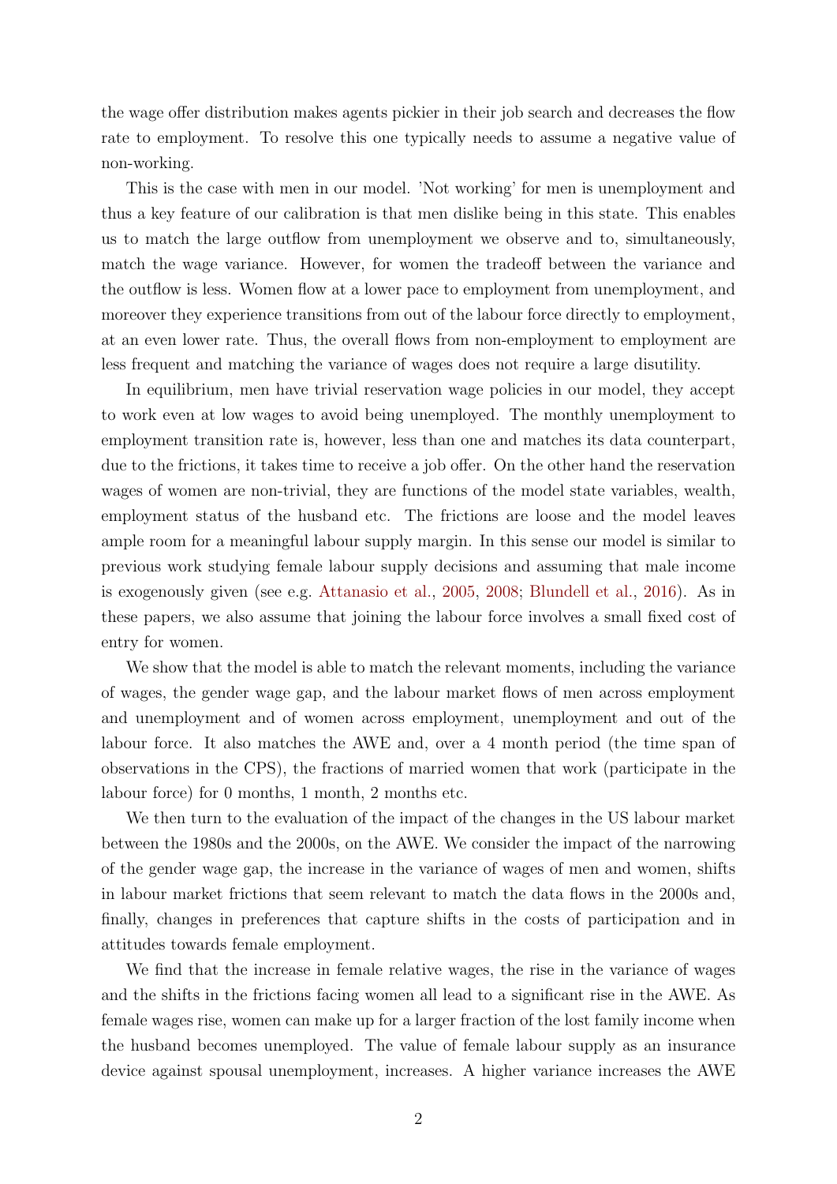the wage offer distribution makes agents pickier in their job search and decreases the flow rate to employment. To resolve this one typically needs to assume a negative value of non-working.

This is the case with men in our model. 'Not working' for men is unemployment and thus a key feature of our calibration is that men dislike being in this state. This enables us to match the large outflow from unemployment we observe and to, simultaneously, match the wage variance. However, for women the tradeoff between the variance and the outflow is less. Women flow at a lower pace to employment from unemployment, and moreover they experience transitions from out of the labour force directly to employment, at an even lower rate. Thus, the overall flows from non-employment to employment are less frequent and matching the variance of wages does not require a large disutility.

In equilibrium, men have trivial reservation wage policies in our model, they accept to work even at low wages to avoid being unemployed. The monthly unemployment to employment transition rate is, however, less than one and matches its data counterpart, due to the frictions, it takes time to receive a job offer. On the other hand the reservation wages of women are non-trivial, they are functions of the model state variables, wealth, employment status of the husband etc. The frictions are loose and the model leaves ample room for a meaningful labour supply margin. In this sense our model is similar to previous work studying female labour supply decisions and assuming that male income is exogenously given (see e.g. Attanasio et al., 2005, 2008; Blundell et al., 2016). As in these papers, we also assume that joining the labour force involves a small fixed cost of entry for women.

We show that the model is able to match the relevant moments, including the variance of wages, the gender wage gap, and the labour market flows of men across employment and unemployment and of women across employment, unemployment and out of the labour force. It also matches the AWE and, over a 4 month period (the time span of observations in the CPS), the fractions of married women that work (participate in the labour force) for 0 months, 1 month, 2 months etc.

We then turn to the evaluation of the impact of the changes in the US labour market between the 1980s and the 2000s, on the AWE. We consider the impact of the narrowing of the gender wage gap, the increase in the variance of wages of men and women, shifts in labour market frictions that seem relevant to match the data flows in the 2000s and, finally, changes in preferences that capture shifts in the costs of participation and in attitudes towards female employment.

We find that the increase in female relative wages, the rise in the variance of wages and the shifts in the frictions facing women all lead to a significant rise in the AWE. As female wages rise, women can make up for a larger fraction of the lost family income when the husband becomes unemployed. The value of female labour supply as an insurance device against spousal unemployment, increases. A higher variance increases the AWE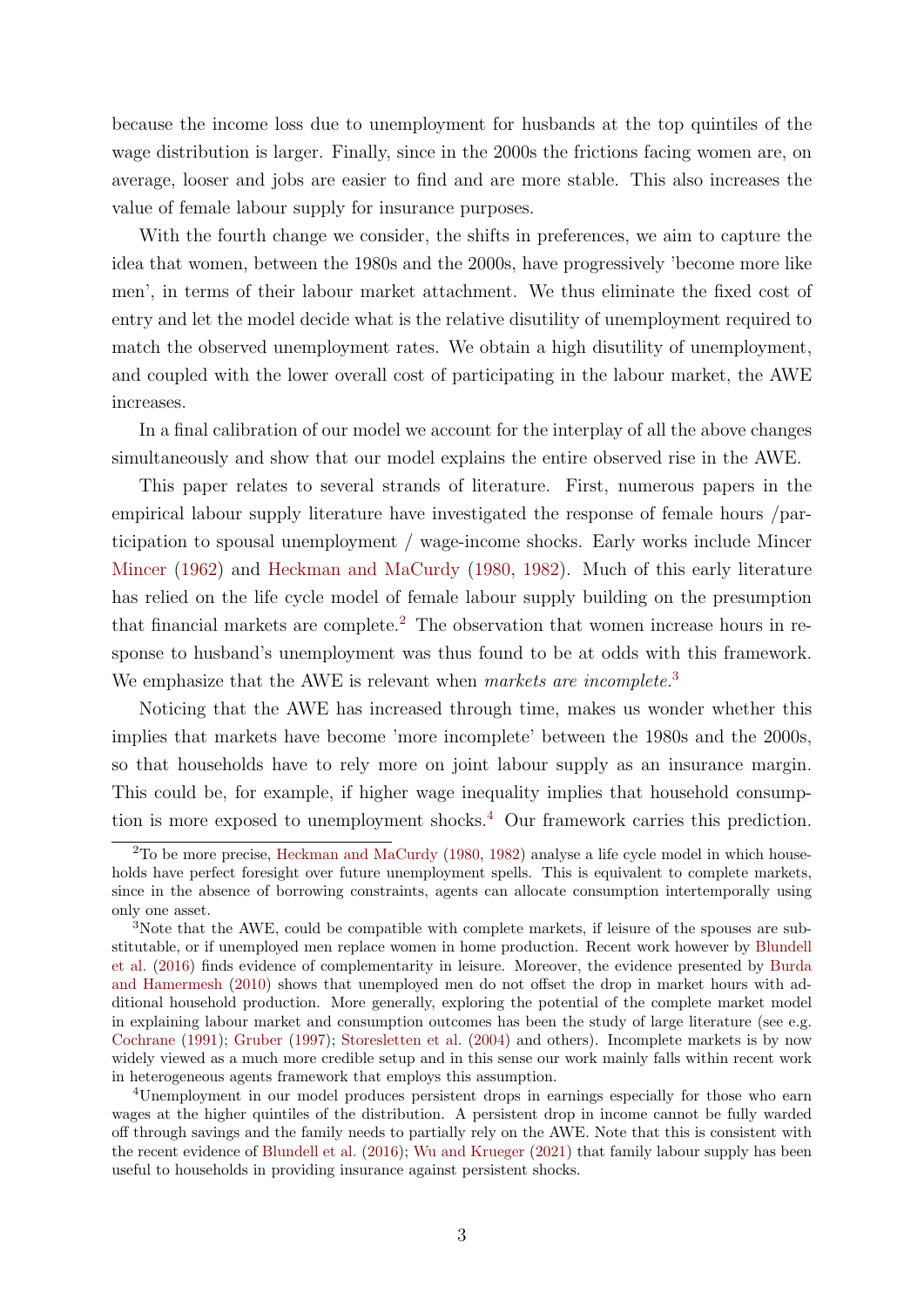because the income loss due to unemployment for husbands at the top quintiles of the wage distribution is larger. Finally, since in the 2000s the frictions facing women are, on average, looser and jobs are easier to find and are more stable. This also increases the value of female labour supply for insurance purposes.

With the fourth change we consider, the shifts in preferences, we aim to capture the idea that women, between the 1980s and the 2000s, have progressively 'become more like men', in terms of their labour market attachment. We thus eliminate the fixed cost of entry and let the model decide what is the relative disutility of unemployment required to match the observed unemployment rates. We obtain a high disutility of unemployment, and coupled with the lower overall cost of participating in the labour market, the AWE increases.

In a final calibration of our model we account for the interplay of all the above changes simultaneously and show that our model explains the entire observed rise in the AWE.

This paper relates to several strands of literature. First, numerous papers in the empirical labour supply literature have investigated the response of female hours /participation to spousal unemployment / wage-income shocks. Early works include Mincer Mincer (1962) and Heckman and MaCurdy (1980, 1982). Much of this early literature has relied on the life cycle model of female labour supply building on the presumption that financial markets are complete.[2] The observation that women increase hours in response to husband's unemployment was thus found to be at odds with this framework. We emphasize that the AWE is relevant when *markets are incomplete*.[3]

Noticing that the AWE has increased through time, makes us wonder whether this implies that markets have become 'more incomplete' between the 1980s and the 2000s, so that households have to rely more on joint labour supply as an insurance margin. This could be, for example, if higher wage inequality implies that household consumption is more exposed to unemployment shocks.[4] Our framework carries this prediction.

[2]To be more precise, Heckman and MaCurdy (1980, 1982) analyse a life cycle model in which households have perfect foresight over future unemployment spells. This is equivalent to complete markets, since in the absence of borrowing constraints, agents can allocate consumption intertemporally using only one asset.

[3]Note that the AWE, could be compatible with complete markets, if leisure of the spouses are substitutable, or if unemployed men replace women in home production. Recent work however by Blundell et al. (2016) finds evidence of complementarity in leisure. Moreover, the evidence presented by Burda and Hamermesh (2010) shows that unemployed men do not offset the drop in market hours with additional household production. More generally, exploring the potential of the complete market model in explaining labour market and consumption outcomes has been the study of large literature (see e.g. Cochrane (1991); Gruber (1997); Storesletten et al. (2004) and others). Incomplete markets is by now widely viewed as a much more credible setup and in this sense our work mainly falls within recent work in heterogeneous agents framework that employs this assumption.

[4]Unemployment in our model produces persistent drops in earnings especially for those who earn wages at the higher quintiles of the distribution. A persistent drop in income cannot be fully warded off through savings and the family needs to partially rely on the AWE. Note that this is consistent with the recent evidence of Blundell et al. (2016); Wu and Krueger (2021) that family labour supply has been useful to households in providing insurance against persistent shocks.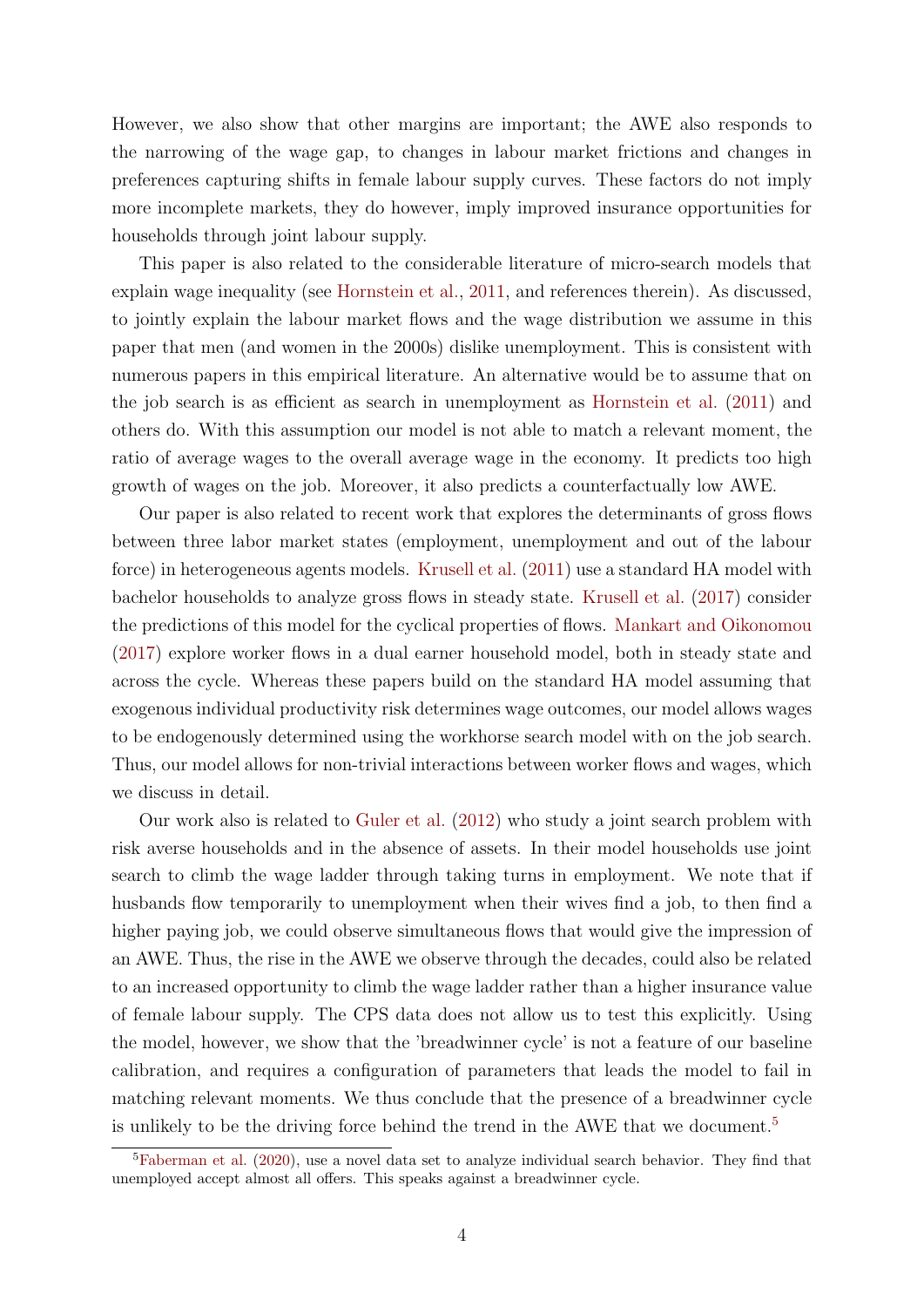However, we also show that other margins are important; the AWE also responds to the narrowing of the wage gap, to changes in labour market frictions and changes in preferences capturing shifts in female labour supply curves. These factors do not imply more incomplete markets, they do however, imply improved insurance opportunities for households through joint labour supply.

This paper is also related to the considerable literature of micro-search models that explain wage inequality (see Hornstein et al., 2011, and references therein). As discussed, to jointly explain the labour market flows and the wage distribution we assume in this paper that men (and women in the 2000s) dislike unemployment. This is consistent with numerous papers in this empirical literature. An alternative would be to assume that on the job search is as efficient as search in unemployment as Hornstein et al. (2011) and others do. With this assumption our model is not able to match a relevant moment, the ratio of average wages to the overall average wage in the economy. It predicts too high growth of wages on the job. Moreover, it also predicts a counterfactually low AWE.

Our paper is also related to recent work that explores the determinants of gross flows between three labor market states (employment, unemployment and out of the labour force) in heterogeneous agents models. Krusell et al. (2011) use a standard HA model with bachelor households to analyze gross flows in steady state. Krusell et al. (2017) consider the predictions of this model for the cyclical properties of flows. Mankart and Oikonomou (2017) explore worker flows in a dual earner household model, both in steady state and across the cycle. Whereas these papers build on the standard HA model assuming that exogenous individual productivity risk determines wage outcomes, our model allows wages to be endogenously determined using the workhorse search model with on the job search. Thus, our model allows for non-trivial interactions between worker flows and wages, which we discuss in detail.

Our work also is related to Guler et al. (2012) who study a joint search problem with risk averse households and in the absence of assets. In their model households use joint search to climb the wage ladder through taking turns in employment. We note that if husbands flow temporarily to unemployment when their wives find a job, to then find a higher paying job, we could observe simultaneous flows that would give the impression of an AWE. Thus, the rise in the AWE we observe through the decades, could also be related to an increased opportunity to climb the wage ladder rather than a higher insurance value of female labour supply. The CPS data does not allow us to test this explicitly. Using the model, however, we show that the 'breadwinner cycle' is not a feature of our baseline calibration, and requires a configuration of parameters that leads the model to fail in matching relevant moments. We thus conclude that the presence of a breadwinner cycle is unlikely to be the driving force behind the trend in the AWE that we document.[5]

[5] Faberman et al. (2020), use a novel data set to analyze individual search behavior. They find that unemployed accept almost all offers. This speaks against a breadwinner cycle.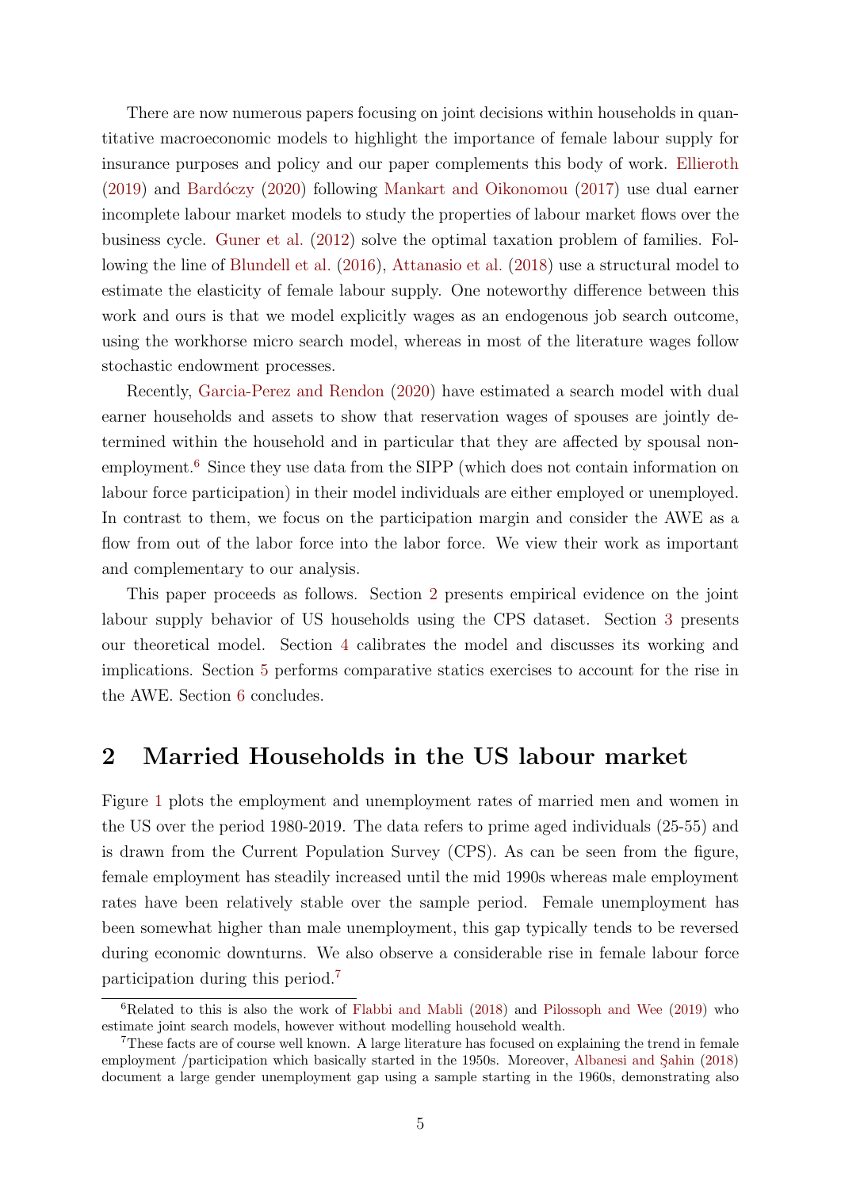There are now numerous papers focusing on joint decisions within households in quantitative macroeconomic models to highlight the importance of female labour supply for insurance purposes and policy and our paper complements this body of work. Ellieroth (2019) and Bardóczy (2020) following Mankart and Oikonomou (2017) use dual earner incomplete labour market models to study the properties of labour market flows over the business cycle. Guner et al. (2012) solve the optimal taxation problem of families. Following the line of Blundell et al. (2016), Attanasio et al. (2018) use a structural model to estimate the elasticity of female labour supply. One noteworthy difference between this work and ours is that we model explicitly wages as an endogenous job search outcome, using the workhorse micro search model, whereas in most of the literature wages follow stochastic endowment processes.

Recently, Garcia-Perez and Rendon (2020) have estimated a search model with dual earner households and assets to show that reservation wages of spouses are jointly determined within the household and in particular that they are affected by spousal non-employment.[6] Since they use data from the SIPP (which does not contain information on labour force participation) in their model individuals are either employed or unemployed. In contrast to them, we focus on the participation margin and consider the AWE as a flow from out of the labor force into the labor force. We view their work as important and complementary to our analysis.

This paper proceeds as follows. Section 2 presents empirical evidence on the joint labour supply behavior of US households using the CPS dataset. Section 3 presents our theoretical model. Section 4 calibrates the model and discusses its working and implications. Section 5 performs comparative statics exercises to account for the rise in the AWE. Section 6 concludes.

## 2 Married Households in the US labour market

Figure 1 plots the employment and unemployment rates of married men and women in the US over the period 1980-2019. The data refers to prime aged individuals (25-55) and is drawn from the Current Population Survey (CPS). As can be seen from the figure, female employment has steadily increased until the mid 1990s whereas male employment rates have been relatively stable over the sample period. Female unemployment has been somewhat higher than male unemployment, this gap typically tends to be reversed during economic downturns. We also observe a considerable rise in female labour force participation during this period.[7]

[6] Related to this is also the work of Flabbi and Mabli (2018) and Pilossoph and Wee (2019) who estimate joint search models, however without modelling household wealth.

[7] These facts are of course well known. A large literature has focused on explaining the trend in female employment /participation which basically started in the 1950s. Moreover, Albanesi and Şahin (2018) document a large gender unemployment gap using a sample starting in the 1960s, demonstrating also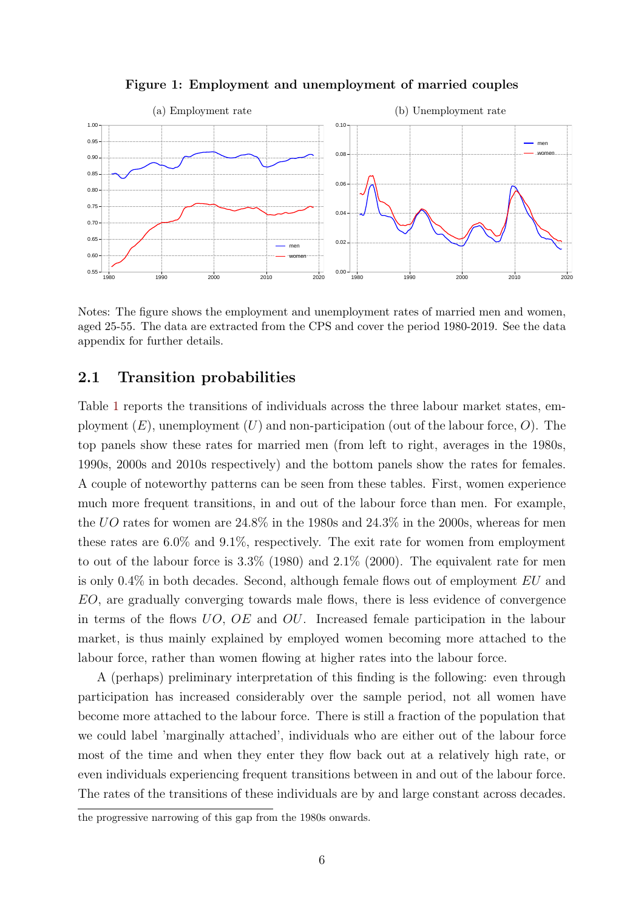**Figure 1: Employment and unemployment of married couples**

(a) Employment rate

(b) Unemployment rate

Notes: The figure shows the employment and unemployment rates of married men and women, aged 25-55. The data are extracted from the CPS and cover the period 1980-2019. See the data appendix for further details.

## 2.1 Transition probabilities

Table 1 reports the transitions of individuals across the three labour market states, employment ($E$), unemployment ($U$) and non-participation (out of the labour force, $O$). The top panels show these rates for married men (from left to right, averages in the 1980s, 1990s, 2000s and 2010s respectively) and the bottom panels show the rates for females. A couple of noteworthy patterns can be seen from these tables. First, women experience much more frequent transitions, in and out of the labour force than men. For example, the $UO$ rates for women are 24.8% in the 1980s and 24.3% in the 2000s, whereas for men these rates are 6.0% and 9.1%, respectively. The exit rate for women from employment to out of the labour force is 3.3% (1980) and 2.1% (2000). The equivalent rate for men is only 0.4% in both decades. Second, although female flows out of employment $EU$ and $EO$, are gradually converging towards male flows, there is less evidence of convergence in terms of the flows $UO$, $OE$ and $OU$. Increased female participation in the labour market, is thus mainly explained by employed women becoming more attached to the labour force, rather than women flowing at higher rates into the labour force.

A (perhaps) preliminary interpretation of this finding is the following: even through participation has increased considerably over the sample period, not all women have become more attached to the labour force. There is still a fraction of the population that we could label 'marginally attached', individuals who are either out of the labour force most of the time and when they enter they flow back out at a relatively high rate, or even individuals experiencing frequent transitions between in and out of the labour force. The rates of the transitions of these individuals are by and large constant across decades.

the progressive narrowing of this gap from the 1980s onwards.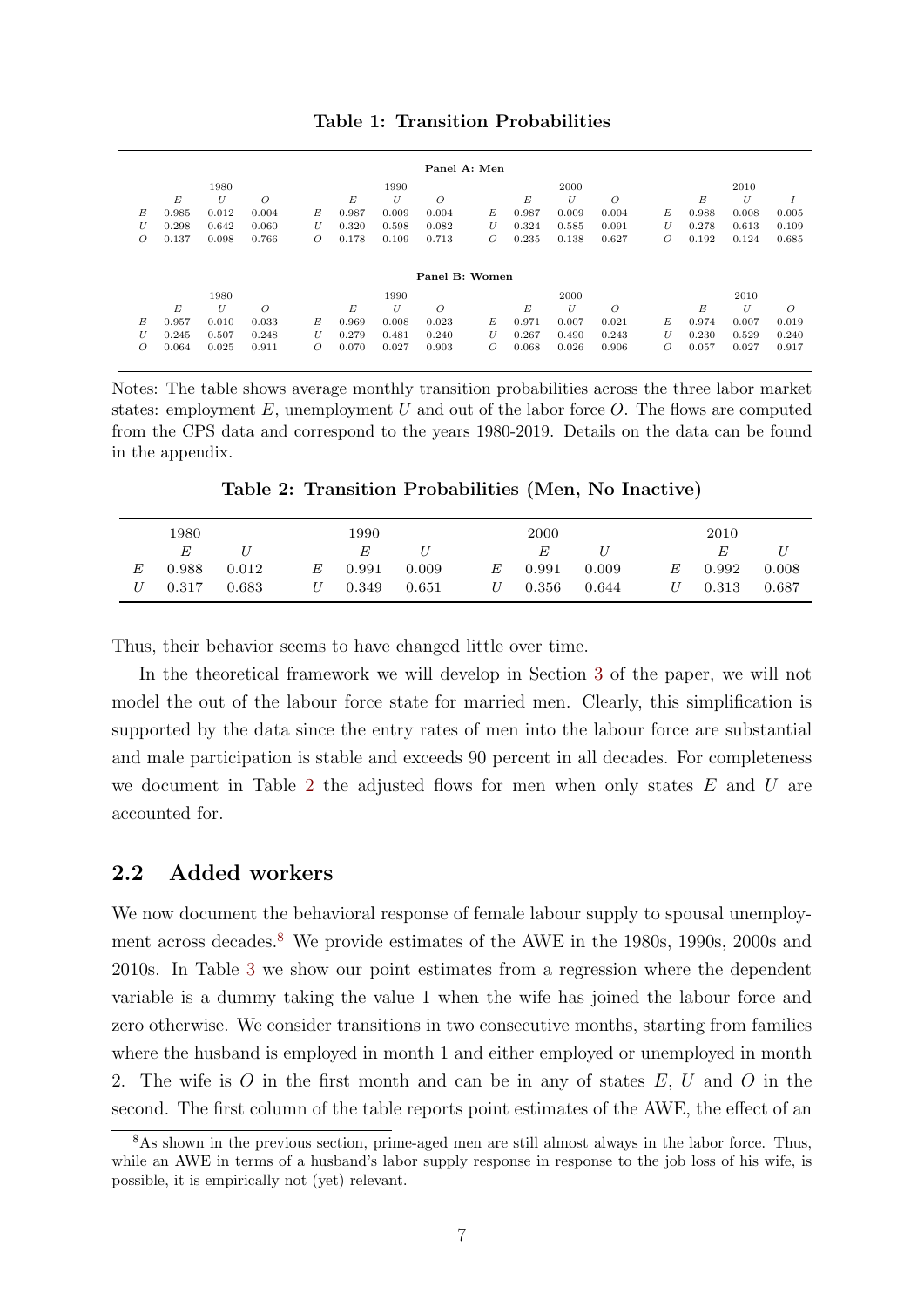**Table 1: Transition Probabilities**

**Panel A: Men**

| | 1980 | | | | 1990 | | | | 2000 | | | | 2010 | | |
|---|---|---|---|---|---|---|---|---|---|---|---|---|---|---|---|
| | $E$ | $U$ | $O$ | | $E$ | $U$ | $O$ | | $E$ | $U$ | $O$ | | $E$ | $U$ | $I$ |
| $E$ | 0.985 | 0.012 | 0.004 | $E$ | 0.987 | 0.009 | 0.004 | $E$ | 0.987 | 0.009 | 0.004 | $E$ | 0.988 | 0.008 | 0.005 |
| $U$ | 0.298 | 0.642 | 0.060 | $U$ | 0.320 | 0.598 | 0.082 | $U$ | 0.324 | 0.585 | 0.091 | $U$ | 0.278 | 0.613 | 0.109 |
| $O$ | 0.137 | 0.098 | 0.766 | $O$ | 0.178 | 0.109 | 0.713 | $O$ | 0.235 | 0.138 | 0.627 | $O$ | 0.192 | 0.124 | 0.685 |

**Panel B: Women**

| | 1980 | | | | 1990 | | | | 2000 | | | | 2010 | | |
|---|---|---|---|---|---|---|---|---|---|---|---|---|---|---|---|
| | $E$ | $U$ | $O$ | | $E$ | $U$ | $O$ | | $E$ | $U$ | $O$ | | $E$ | $U$ | $O$ |
| $E$ | 0.957 | 0.010 | 0.033 | $E$ | 0.969 | 0.008 | 0.023 | $E$ | 0.971 | 0.007 | 0.021 | $E$ | 0.974 | 0.007 | 0.019 |
| $U$ | 0.245 | 0.507 | 0.248 | $U$ | 0.279 | 0.481 | 0.240 | $U$ | 0.267 | 0.490 | 0.243 | $U$ | 0.230 | 0.529 | 0.240 |
| $O$ | 0.064 | 0.025 | 0.911 | $O$ | 0.070 | 0.027 | 0.903 | $O$ | 0.068 | 0.026 | 0.906 | $O$ | 0.057 | 0.027 | 0.917 |

Notes: The table shows average monthly transition probabilities across the three labor market states: employment $E$, unemployment $U$ and out of the labor force $O$. The flows are computed from the CPS data and correspond to the years 1980-2019. Details on the data can be found in the appendix.

**Table 2: Transition Probabilities (Men, No Inactive)**

| | 1980 | | | 1990 | | | 2000 | | | 2010 | |
|---|---|---|---|---|---|---|---|---|---|---|---|
| | $E$ | $U$ | | $E$ | $U$ | | $E$ | $U$ | | $E$ | $U$ |
| $E$ | 0.988 | 0.012 | $E$ | 0.991 | 0.009 | $E$ | 0.991 | 0.009 | $E$ | 0.992 | 0.008 |
| $U$ | 0.317 | 0.683 | $U$ | 0.349 | 0.651 | $U$ | 0.356 | 0.644 | $U$ | 0.313 | 0.687 |

Thus, their behavior seems to have changed little over time.

In the theoretical framework we will develop in Section 3 of the paper, we will not model the out of the labour force state for married men. Clearly, this simplification is supported by the data since the entry rates of men into the labour force are substantial and male participation is stable and exceeds 90 percent in all decades. For completeness we document in Table 2 the adjusted flows for men when only states $E$ and $U$ are accounted for.

## 2.2 Added workers

We now document the behavioral response of female labour supply to spousal unemployment across decades.[8] We provide estimates of the AWE in the 1980s, 1990s, 2000s and 2010s. In Table 3 we show our point estimates from a regression where the dependent variable is a dummy taking the value 1 when the wife has joined the labour force and zero otherwise. We consider transitions in two consecutive months, starting from families where the husband is employed in month 1 and either employed or unemployed in month 2. The wife is $O$ in the first month and can be in any of states $E$, $U$ and $O$ in the second. The first column of the table reports point estimates of the AWE, the effect of an

[8] As shown in the previous section, prime-aged men are still almost always in the labor force. Thus, while an AWE in terms of a husband's labor supply response in response to the job loss of his wife, is possible, it is empirically not (yet) relevant.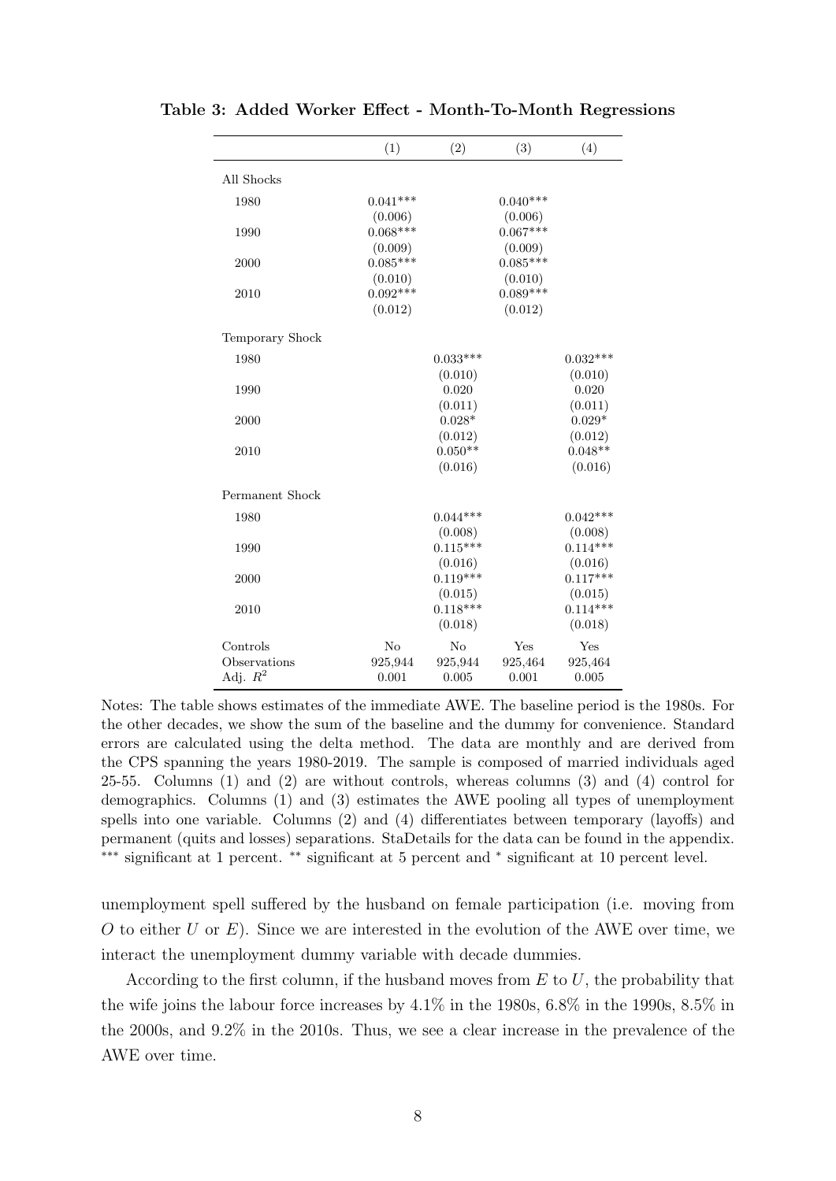**Table 3: Added Worker Effect - Month-To-Month Regressions**

| | (1) | (2) | (3) | (4) |
|---|---|---|---|---|
| All Shocks | | | | |
| 1980 | 0.041*** | | 0.040*** | |
| | (0.006) | | (0.006) | |
| 1990 | 0.068*** | | 0.067*** | |
| | (0.009) | | (0.009) | |
| 2000 | 0.085*** | | 0.085*** | |
| | (0.010) | | (0.010) | |
| 2010 | 0.092*** | | 0.089*** | |
| | (0.012) | | (0.012) | |
| Temporary Shock | | | | |
| 1980 | | 0.033*** | | 0.032*** |
| | | (0.010) | | (0.010) |
| 1990 | | 0.020 | | 0.020 |
| | | (0.011) | | (0.011) |
| 2000 | | 0.028* | | 0.029* |
| | | (0.012) | | (0.012) |
| 2010 | | 0.050** | | 0.048** |
| | | (0.016) | | (0.016) |
| Permanent Shock | | | | |
| 1980 | | 0.044*** | | 0.042*** |
| | | (0.008) | | (0.008) |
| 1990 | | 0.115*** | | 0.114*** |
| | | (0.016) | | (0.016) |
| 2000 | | 0.119*** | | 0.117*** |
| | | (0.015) | | (0.015) |
| 2010 | | 0.118*** | | 0.114*** |
| | | (0.018) | | (0.018) |
| Controls | No | No | Yes | Yes |
| Observations | 925,944 | 925,944 | 925,464 | 925,464 |
| Adj. $R^2$ | 0.001 | 0.005 | 0.001 | 0.005 |

Notes: The table shows estimates of the immediate AWE. The baseline period is the 1980s. For the other decades, we show the sum of the baseline and the dummy for convenience. Standard errors are calculated using the delta method. The data are monthly and are derived from the CPS spanning the years 1980-2019. The sample is composed of married individuals aged 25-55. Columns (1) and (2) are without controls, whereas columns (3) and (4) control for demographics. Columns (1) and (3) estimates the AWE pooling all types of unemployment spells into one variable. Columns (2) and (4) differentiates between temporary (layoffs) and permanent (quits and losses) separations. StaDetails for the data can be found in the appendix. *** significant at 1 percent. ** significant at 5 percent and * significant at 10 percent level.

unemployment spell suffered by the husband on female participation (i.e. moving from $O$ to either $U$ or $E$). Since we are interested in the evolution of the AWE over time, we interact the unemployment dummy variable with decade dummies.

According to the first column, if the husband moves from $E$ to $U$, the probability that the wife joins the labour force increases by 4.1% in the 1980s, 6.8% in the 1990s, 8.5% in the 2000s, and 9.2% in the 2010s. Thus, we see a clear increase in the prevalence of the AWE over time.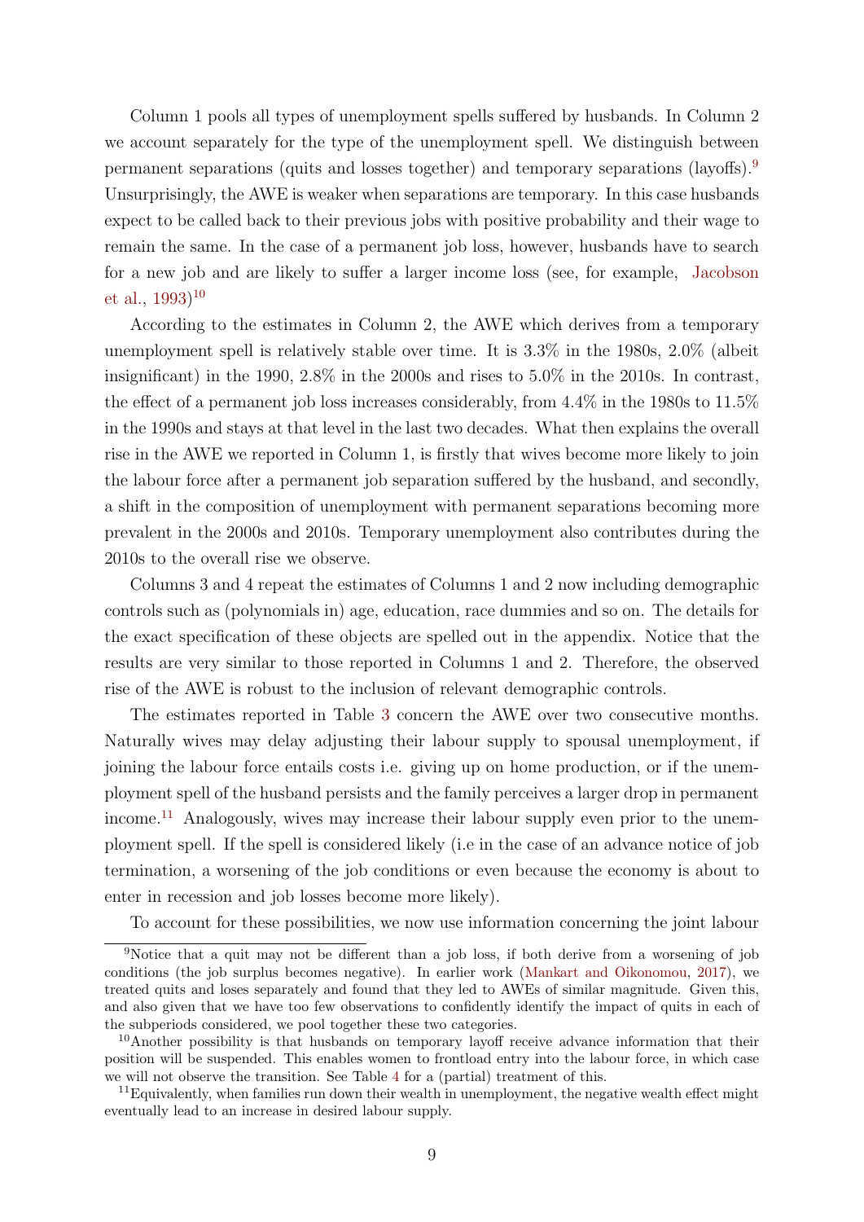Column 1 pools all types of unemployment spells suffered by husbands. In Column 2 we account separately for the type of the unemployment spell. We distinguish between permanent separations (quits and losses together) and temporary separations (layoffs).[9] Unsurprisingly, the AWE is weaker when separations are temporary. In this case husbands expect to be called back to their previous jobs with positive probability and their wage to remain the same. In the case of a permanent job loss, however, husbands have to search for a new job and are likely to suffer a larger income loss (see, for example, Jacobson et al., 1993)[10]

According to the estimates in Column 2, the AWE which derives from a temporary unemployment spell is relatively stable over time. It is 3.3% in the 1980s, 2.0% (albeit insignificant) in the 1990, 2.8% in the 2000s and rises to 5.0% in the 2010s. In contrast, the effect of a permanent job loss increases considerably, from 4.4% in the 1980s to 11.5% in the 1990s and stays at that level in the last two decades. What then explains the overall rise in the AWE we reported in Column 1, is firstly that wives become more likely to join the labour force after a permanent job separation suffered by the husband, and secondly, a shift in the composition of unemployment with permanent separations becoming more prevalent in the 2000s and 2010s. Temporary unemployment also contributes during the 2010s to the overall rise we observe.

Columns 3 and 4 repeat the estimates of Columns 1 and 2 now including demographic controls such as (polynomials in) age, education, race dummies and so on. The details for the exact specification of these objects are spelled out in the appendix. Notice that the results are very similar to those reported in Columns 1 and 2. Therefore, the observed rise of the AWE is robust to the inclusion of relevant demographic controls.

The estimates reported in Table 3 concern the AWE over two consecutive months. Naturally wives may delay adjusting their labour supply to spousal unemployment, if joining the labour force entails costs i.e. giving up on home production, or if the unemployment spell of the husband persists and the family perceives a larger drop in permanent income.[11] Analogously, wives may increase their labour supply even prior to the unemployment spell. If the spell is considered likely (i.e in the case of an advance notice of job termination, a worsening of the job conditions or even because the economy is about to enter in recession and job losses become more likely).

To account for these possibilities, we now use information concerning the joint labour

---

[9] Notice that a quit may not be different than a job loss, if both derive from a worsening of job conditions (the job surplus becomes negative). In earlier work (Mankart and Oikonomou, 2017), we treated quits and loses separately and found that they led to AWEs of similar magnitude. Given this, and also given that we have too few observations to confidently identify the impact of quits in each of the subperiods considered, we pool together these two categories.

[10] Another possibility is that husbands on temporary layoff receive advance information that their position will be suspended. This enables women to frontload entry into the labour force, in which case we will not observe the transition. See Table 4 for a (partial) treatment of this.

[11] Equivalently, when families run down their wealth in unemployment, the negative wealth effect might eventually lead to an increase in desired labour supply.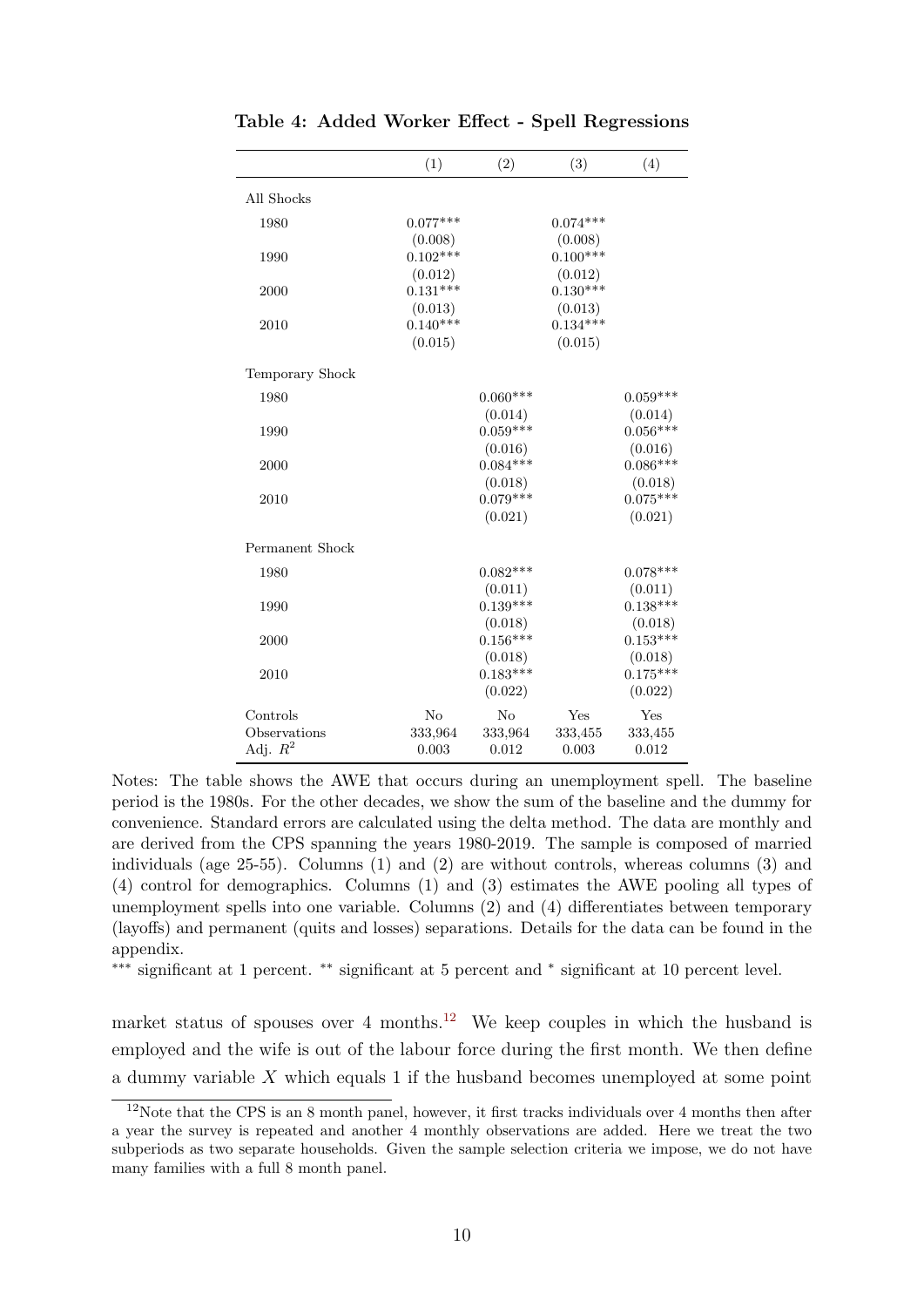**Table 4: Added Worker Effect - Spell Regressions**

| | (1) | (2) | (3) | (4) |
|---|---|---|---|---|
| All Shocks | | | | |
| 1980 | 0.077*** | | 0.074*** | |
| | (0.008) | | (0.008) | |
| 1990 | 0.102*** | | 0.100*** | |
| | (0.012) | | (0.012) | |
| 2000 | 0.131*** | | 0.130*** | |
| | (0.013) | | (0.013) | |
| 2010 | 0.140*** | | 0.134*** | |
| | (0.015) | | (0.015) | |
| Temporary Shock | | | | |
| 1980 | | 0.060*** | | 0.059*** |
| | | (0.014) | | (0.014) |
| 1990 | | 0.059*** | | 0.056*** |
| | | (0.016) | | (0.016) |
| 2000 | | 0.084*** | | 0.086*** |
| | | (0.018) | | (0.018) |
| 2010 | | 0.079*** | | 0.075*** |
| | | (0.021) | | (0.021) |
| Permanent Shock | | | | |
| 1980 | | 0.082*** | | 0.078*** |
| | | (0.011) | | (0.011) |
| 1990 | | 0.139*** | | 0.138*** |
| | | (0.018) | | (0.018) |
| 2000 | | 0.156*** | | 0.153*** |
| | | (0.018) | | (0.018) |
| 2010 | | 0.183*** | | 0.175*** |
| | | (0.022) | | (0.022) |
| Controls | No | No | Yes | Yes |
| Observations | 333,964 | 333,964 | 333,455 | 333,455 |
| Adj. $R^2$ | 0.003 | 0.012 | 0.003 | 0.012 |

Notes: The table shows the AWE that occurs during an unemployment spell. The baseline period is the 1980s. For the other decades, we show the sum of the baseline and the dummy for convenience. Standard errors are calculated using the delta method. The data are monthly and are derived from the CPS spanning the years 1980-2019. The sample is composed of married individuals (age 25-55). Columns (1) and (2) are without controls, whereas columns (3) and (4) control for demographics. Columns (1) and (3) estimates the AWE pooling all types of unemployment spells into one variable. Columns (2) and (4) differentiates between temporary (layoffs) and permanent (quits and losses) separations. Details for the data can be found in the appendix.

*** significant at 1 percent. ** significant at 5 percent and * significant at 10 percent level.

market status of spouses over 4 months.[12] We keep couples in which the husband is employed and the wife is out of the labour force during the first month. We then define a dummy variable $X$ which equals 1 if the husband becomes unemployed at some point

[12] Note that the CPS is an 8 month panel, however, it first tracks individuals over 4 months then after a year the survey is repeated and another 4 monthly observations are added. Here we treat the two subperiods as two separate households. Given the sample selection criteria we impose, we do not have many families with a full 8 month panel.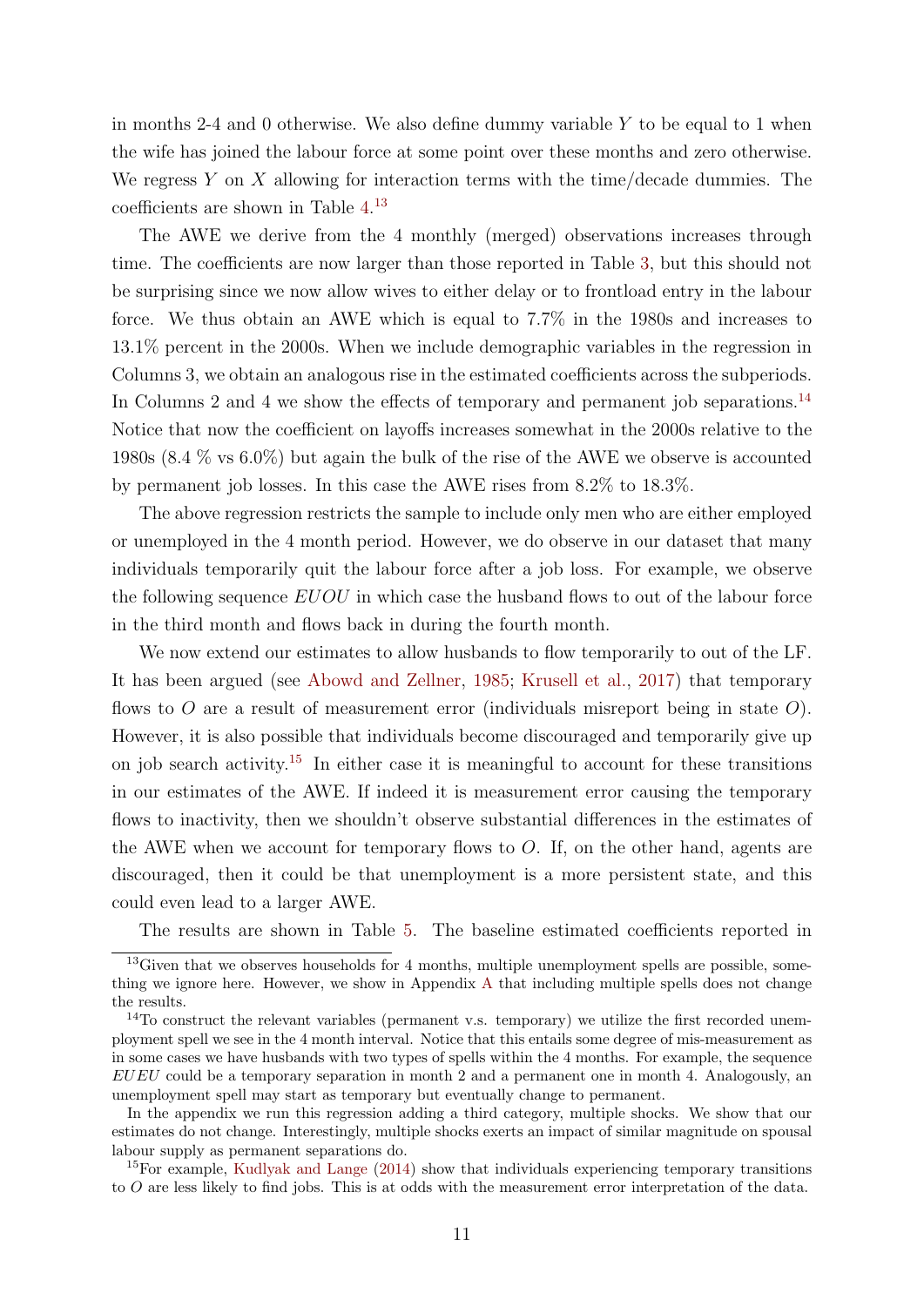in months 2-4 and 0 otherwise. We also define dummy variable $Y$ to be equal to 1 when the wife has joined the labour force at some point over these months and zero otherwise. We regress $Y$ on $X$ allowing for interaction terms with the time/decade dummies. The coefficients are shown in Table 4.[13]

The AWE we derive from the 4 monthly (merged) observations increases through time. The coefficients are now larger than those reported in Table 3, but this should not be surprising since we now allow wives to either delay or to frontload entry in the labour force. We thus obtain an AWE which is equal to 7.7% in the 1980s and increases to 13.1% percent in the 2000s. When we include demographic variables in the regression in Columns 3, we obtain an analogous rise in the estimated coefficients across the subperiods. In Columns 2 and 4 we show the effects of temporary and permanent job separations.[14] Notice that now the coefficient on layoffs increases somewhat in the 2000s relative to the 1980s (8.4 % vs 6.0%) but again the bulk of the rise of the AWE we observe is accounted by permanent job losses. In this case the AWE rises from 8.2% to 18.3%.

The above regression restricts the sample to include only men who are either employed or unemployed in the 4 month period. However, we do observe in our dataset that many individuals temporarily quit the labour force after a job loss. For example, we observe the following sequence $EUOU$ in which case the husband flows to out of the labour force in the third month and flows back in during the fourth month.

We now extend our estimates to allow husbands to flow temporarily to out of the LF. It has been argued (see Abowd and Zellner, 1985; Krusell et al., 2017) that temporary flows to $O$ are a result of measurement error (individuals misreport being in state $O$). However, it is also possible that individuals become discouraged and temporarily give up on job search activity.[15] In either case it is meaningful to account for these transitions in our estimates of the AWE. If indeed it is measurement error causing the temporary flows to inactivity, then we shouldn't observe substantial differences in the estimates of the AWE when we account for temporary flows to $O$. If, on the other hand, agents are discouraged, then it could be that unemployment is a more persistent state, and this could even lead to a larger AWE.

The results are shown in Table 5. The baseline estimated coefficients reported in

[13] Given that we observes households for 4 months, multiple unemployment spells are possible, something we ignore here. However, we show in Appendix A that including multiple spells does not change the results.

[14] To construct the relevant variables (permanent v.s. temporary) we utilize the first recorded unemployment spell we see in the 4 month interval. Notice that this entails some degree of mis-measurement as in some cases we have husbands with two types of spells within the 4 months. For example, the sequence $EUEU$ could be a temporary separation in month 2 and a permanent one in month 4. Analogously, an unemployment spell may start as temporary but eventually change to permanent.

In the appendix we run this regression adding a third category, multiple shocks. We show that our estimates do not change. Interestingly, multiple shocks exerts an impact of similar magnitude on spousal labour supply as permanent separations do.

[15] For example, Kudlyak and Lange (2014) show that individuals experiencing temporary transitions to $O$ are less likely to find jobs. This is at odds with the measurement error interpretation of the data.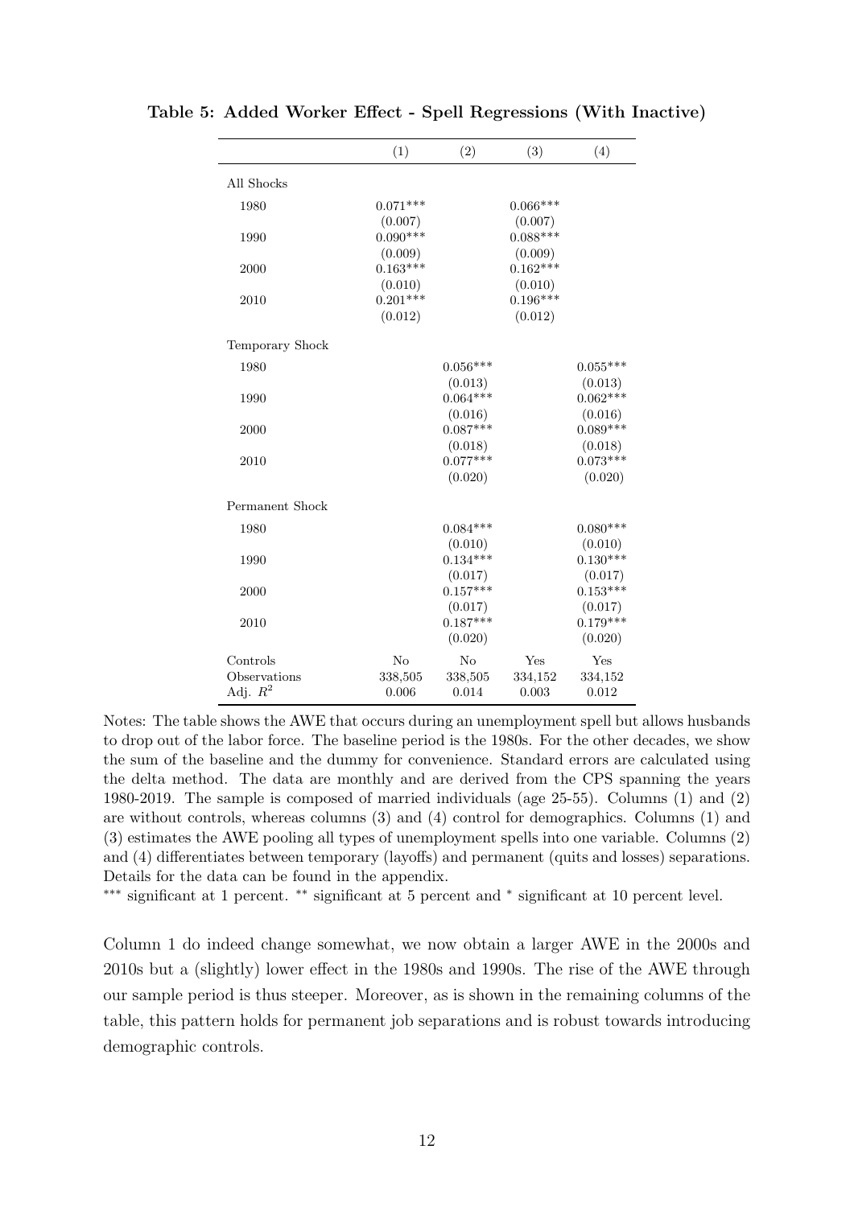**Table 5: Added Worker Effect - Spell Regressions (With Inactive)**

| | (1) | (2) | (3) | (4) |
|---|---|---|---|---|
| All Shocks | | | | |
| 1980 | 0.071*** | | 0.066*** | |
| | (0.007) | | (0.007) | |
| 1990 | 0.090*** | | 0.088*** | |
| | (0.009) | | (0.009) | |
| 2000 | 0.163*** | | 0.162*** | |
| | (0.010) | | (0.010) | |
| 2010 | 0.201*** | | 0.196*** | |
| | (0.012) | | (0.012) | |
| Temporary Shock | | | | |
| 1980 | | 0.056*** | | 0.055*** |
| | | (0.013) | | (0.013) |
| 1990 | | 0.064*** | | 0.062*** |
| | | (0.016) | | (0.016) |
| 2000 | | 0.087*** | | 0.089*** |
| | | (0.018) | | (0.018) |
| 2010 | | 0.077*** | | 0.073*** |
| | | (0.020) | | (0.020) |
| Permanent Shock | | | | |
| 1980 | | 0.084*** | | 0.080*** |
| | | (0.010) | | (0.010) |
| 1990 | | 0.134*** | | 0.130*** |
| | | (0.017) | | (0.017) |
| 2000 | | 0.157*** | | 0.153*** |
| | | (0.017) | | (0.017) |
| 2010 | | 0.187*** | | 0.179*** |
| | | (0.020) | | (0.020) |
| Controls | No | No | Yes | Yes |
| Observations | 338,505 | 338,505 | 334,152 | 334,152 |
| Adj. $R^2$ | 0.006 | 0.014 | 0.003 | 0.012 |

Notes: The table shows the AWE that occurs during an unemployment spell but allows husbands to drop out of the labor force. The baseline period is the 1980s. For the other decades, we show the sum of the baseline and the dummy for convenience. Standard errors are calculated using the delta method. The data are monthly and are derived from the CPS spanning the years 1980-2019. The sample is composed of married individuals (age 25-55). Columns (1) and (2) are without controls, whereas columns (3) and (4) control for demographics. Columns (1) and (3) estimates the AWE pooling all types of unemployment spells into one variable. Columns (2) and (4) differentiates between temporary (layoffs) and permanent (quits and losses) separations. Details for the data can be found in the appendix.

*** significant at 1 percent. ** significant at 5 percent and * significant at 10 percent level.

Column 1 do indeed change somewhat, we now obtain a larger AWE in the 2000s and 2010s but a (slightly) lower effect in the 1980s and 1990s. The rise of the AWE through our sample period is thus steeper. Moreover, as is shown in the remaining columns of the table, this pattern holds for permanent job separations and is robust towards introducing demographic controls.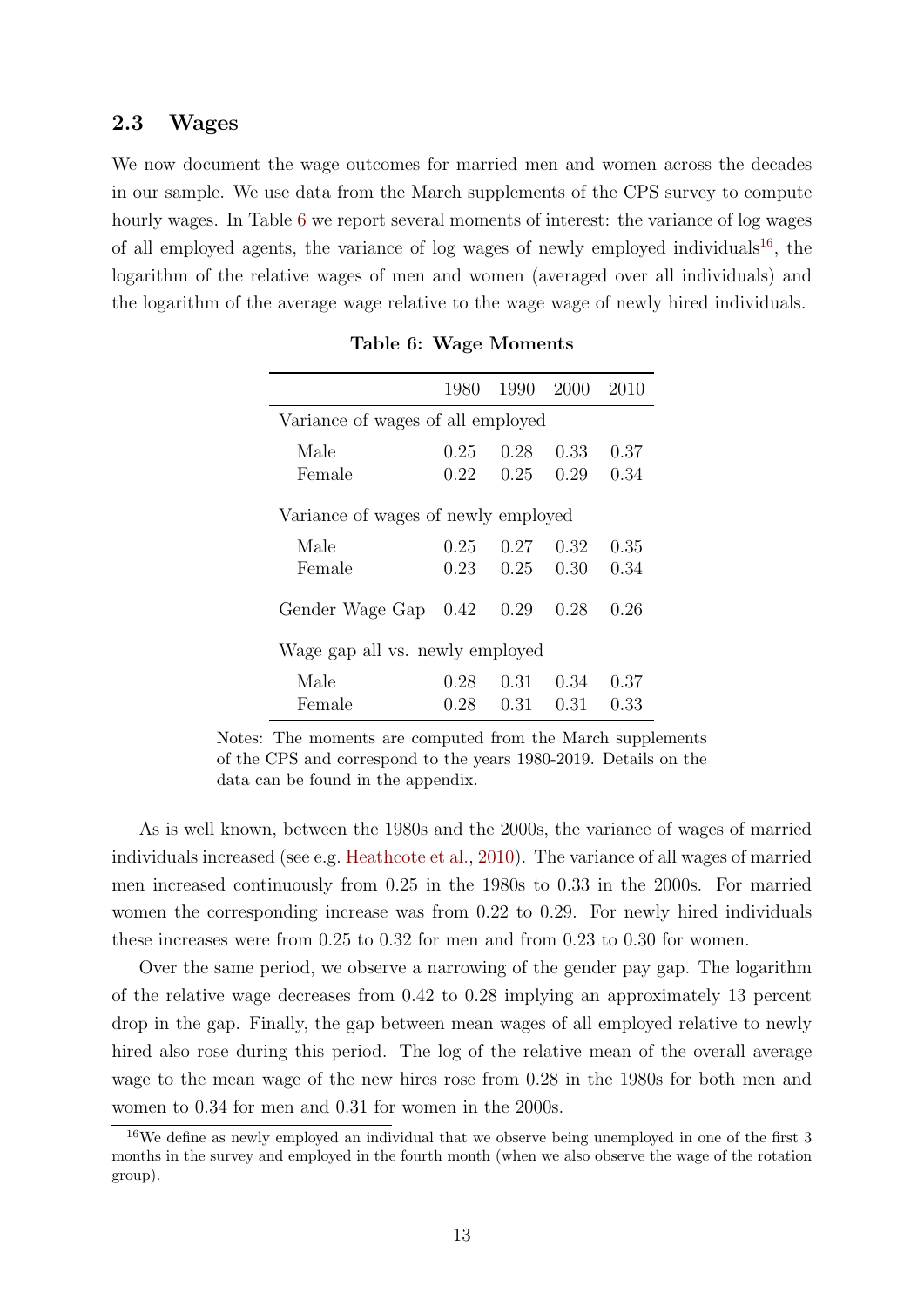### 2.3 Wages

We now document the wage outcomes for married men and women across the decades in our sample. We use data from the March supplements of the CPS survey to compute hourly wages. In Table 6 we report several moments of interest: the variance of log wages of all employed agents, the variance of log wages of newly employed individuals[16], the logarithm of the relative wages of men and women (averaged over all individuals) and the logarithm of the average wage relative to the wage wage of newly hired individuals.

**Table 6: Wage Moments**

| | 1980 | 1990 | 2000 | 2010 |
|---|---|---|---|---|
| Variance of wages of all employed | | | | |
| Male | 0.25 | 0.28 | 0.33 | 0.37 |
| Female | 0.22 | 0.25 | 0.29 | 0.34 |
| Variance of wages of newly employed | | | | |
| Male | 0.25 | 0.27 | 0.32 | 0.35 |
| Female | 0.23 | 0.25 | 0.30 | 0.34 |
| Gender Wage Gap | 0.42 | 0.29 | 0.28 | 0.26 |
| Wage gap all vs. newly employed | | | | |
| Male | 0.28 | 0.31 | 0.34 | 0.37 |
| Female | 0.28 | 0.31 | 0.31 | 0.33 |

Notes: The moments are computed from the March supplements of the CPS and correspond to the years 1980-2019. Details on the data can be found in the appendix.

As is well known, between the 1980s and the 2000s, the variance of wages of married individuals increased (see e.g. Heathcote et al., 2010). The variance of all wages of married men increased continuously from 0.25 in the 1980s to 0.33 in the 2000s. For married women the corresponding increase was from 0.22 to 0.29. For newly hired individuals these increases were from 0.25 to 0.32 for men and from 0.23 to 0.30 for women.

Over the same period, we observe a narrowing of the gender pay gap. The logarithm of the relative wage decreases from 0.42 to 0.28 implying an approximately 13 percent drop in the gap. Finally, the gap between mean wages of all employed relative to newly hired also rose during this period. The log of the relative mean of the overall average wage to the mean wage of the new hires rose from 0.28 in the 1980s for both men and women to 0.34 for men and 0.31 for women in the 2000s.

[16] We define as newly employed an individual that we observe being unemployed in one of the first 3 months in the survey and employed in the fourth month (when we also observe the wage of the rotation group).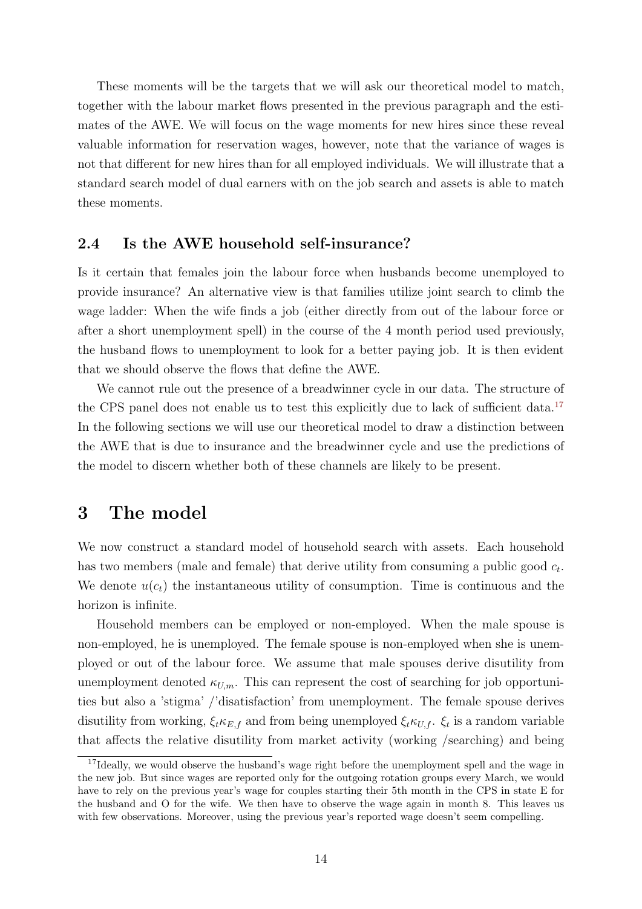These moments will be the targets that we will ask our theoretical model to match, together with the labour market flows presented in the previous paragraph and the estimates of the AWE. We will focus on the wage moments for new hires since these reveal valuable information for reservation wages, however, note that the variance of wages is not that different for new hires than for all employed individuals. We will illustrate that a standard search model of dual earners with on the job search and assets is able to match these moments.

## 2.4 Is the AWE household self-insurance?

Is it certain that females join the labour force when husbands become unemployed to provide insurance? An alternative view is that families utilize joint search to climb the wage ladder: When the wife finds a job (either directly from out of the labour force or after a short unemployment spell) in the course of the 4 month period used previously, the husband flows to unemployment to look for a better paying job. It is then evident that we should observe the flows that define the AWE.

We cannot rule out the presence of a breadwinner cycle in our data. The structure of the CPS panel does not enable us to test this explicitly due to lack of sufficient data.[17] In the following sections we will use our theoretical model to draw a distinction between the AWE that is due to insurance and the breadwinner cycle and use the predictions of the model to discern whether both of these channels are likely to be present.

# 3 The model

We now construct a standard model of household search with assets. Each household has two members (male and female) that derive utility from consuming a public good $c_t$. We denote $u(c_t)$ the instantaneous utility of consumption. Time is continuous and the horizon is infinite.

Household members can be employed or non-employed. When the male spouse is non-employed, he is unemployed. The female spouse is non-employed when she is unemployed or out of the labour force. We assume that male spouses derive disutility from unemployment denoted $\kappa_{U,m}$. This can represent the cost of searching for job opportunities but also a 'stigma' /'disatisfaction' from unemployment. The female spouse derives disutility from working, $\xi_t \kappa_{E,f}$ and from being unemployed $\xi_t \kappa_{U,f}$. $\xi_t$ is a random variable that affects the relative disutility from market activity (working /searching) and being

[17] Ideally, we would observe the husband's wage right before the unemployment spell and the wage in the new job. But since wages are reported only for the outgoing rotation groups every March, we would have to rely on the previous year's wage for couples starting their 5th month in the CPS in state E for the husband and O for the wife. We then have to observe the wage again in month 8. This leaves us with few observations. Moreover, using the previous year's reported wage doesn't seem compelling.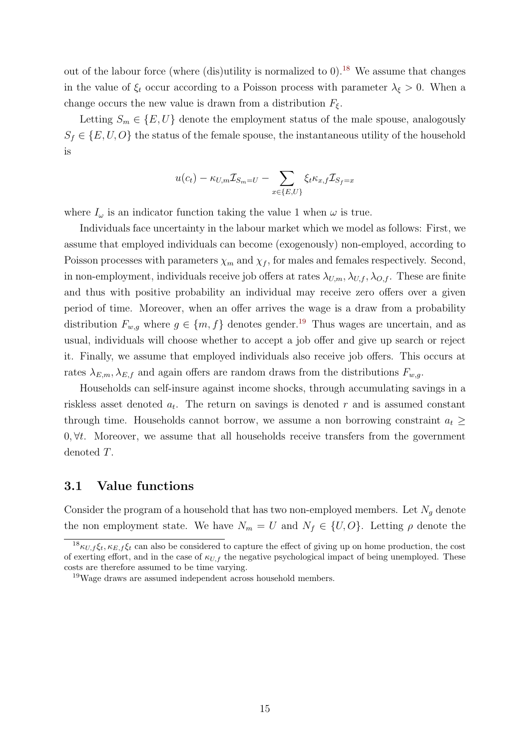out of the labour force (where (dis)utility is normalized to 0).[18] We assume that changes in the value of $\xi_t$ occur according to a Poisson process with parameter $\lambda_\xi > 0$. When a change occurs the new value is drawn from a distribution $F_\xi$.

Letting $S_m \in \{E, U\}$ denote the employment status of the male spouse, analogously $S_f \in \{E, U, O\}$ the status of the female spouse, the instantaneous utility of the household is

$$u(c_t) - \kappa_{U,m}\mathcal{I}_{S_m=U} - \sum_{x\in\{E,U\}} \xi_t \kappa_{x,f} \mathcal{I}_{S_f=x}$$

where $I_\omega$ is an indicator function taking the value 1 when $\omega$ is true.

Individuals face uncertainty in the labour market which we model as follows: First, we assume that employed individuals can become (exogenously) non-employed, according to Poisson processes with parameters $\chi_m$ and $\chi_f$, for males and females respectively. Second, in non-employment, individuals receive job offers at rates $\lambda_{U,m}, \lambda_{U,f}, \lambda_{O,f}$. These are finite and thus with positive probability an individual may receive zero offers over a given period of time. Moreover, when an offer arrives the wage is a draw from a probability distribution $F_{w,g}$ where $g \in \{m, f\}$ denotes gender.[19] Thus wages are uncertain, and as usual, individuals will choose whether to accept a job offer and give up search or reject it. Finally, we assume that employed individuals also receive job offers. This occurs at rates $\lambda_{E,m}, \lambda_{E,f}$ and again offers are random draws from the distributions $F_{w,g}$.

Households can self-insure against income shocks, through accumulating savings in a riskless asset denoted $a_t$. The return on savings is denoted $r$ and is assumed constant through time. Households cannot borrow, we assume a non borrowing constraint $a_t \geq 0, \forall t$. Moreover, we assume that all households receive transfers from the government denoted $T$.

## 3.1 Value functions

Consider the program of a household that has two non-employed members. Let $N_g$ denote the non employment state. We have $N_m = U$ and $N_f \in \{U, O\}$. Letting $\rho$ denote the

---

[18] $\kappa_{U,f}\xi_t, \kappa_{E,f}\xi_t$ can also be considered to capture the effect of giving up on home production, the cost of exerting effort, and in the case of $\kappa_{U,f}$ the negative psychological impact of being unemployed. These costs are therefore assumed to be time varying.

[19] Wage draws are assumed independent across household members.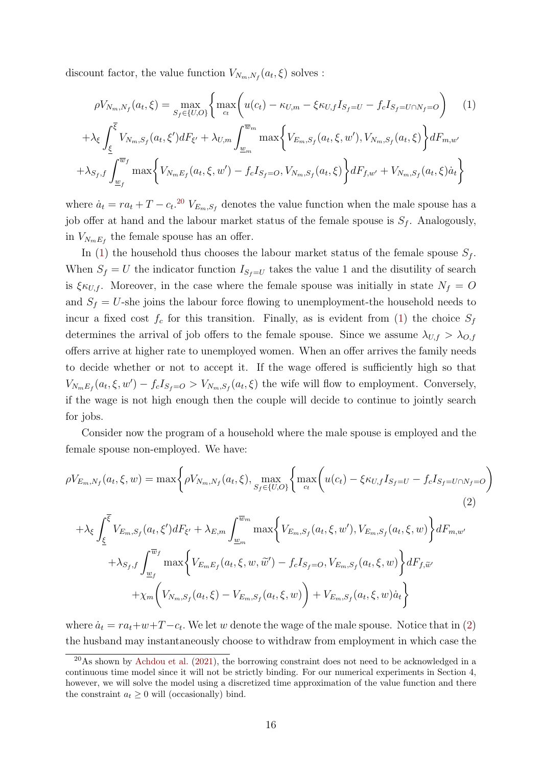discount factor, the value function $V_{N_m,N_f}(a_t,\xi)$ solves :

$$
\begin{aligned}
\rho V_{N_m,N_f}(a_t,\xi) &= \max_{S_f\in\{U,O\}}\Bigg\{\max_{c_t}\bigg(u(c_t)-\kappa_{U,m}-\xi\kappa_{U,f}I_{S_f=U}-f_c I_{S_f=U\cap N_f=O}\bigg) \qquad (1)\\
&+\lambda_\xi\int_{\underline{\xi}}^{\overline{\xi}} V_{N_m,S_f}(a_t,\xi')dF_{\xi'}+\lambda_{U,m}\int_{\underline{w}_m}^{\overline{w}_m}\max\bigg\{V_{E_m,S_f}(a_t,\xi,w'),V_{N_m,S_f}(a_t,\xi)\bigg\}dF_{m,w'}\\
&+\lambda_{S_f,f}\int_{\underline{w}_f}^{\overline{w}_f}\max\bigg\{V_{N_mE_f}(a_t,\xi,w')-f_c I_{S_f=O},V_{N_m,S_f}(a_t,\xi)\bigg\}dF_{f,w'}+V_{N_m,S_f}(a_t,\xi)\dot{a}_t\Bigg\}
\end{aligned}
$$

where $\dot{a}_t = ra_t+T-c_t$.[20] $V_{E_m,S_f}$ denotes the value function when the male spouse has a job offer at hand and the labour market status of the female spouse is $S_f$. Analogously, in $V_{N_mE_f}$ the female spouse has an offer.

In (1) the household thus chooses the labour market status of the female spouse $S_f$. When $S_f = U$ the indicator function $I_{S_f=U}$ takes the value 1 and the disutility of search is $\xi\kappa_{U,f}$. Moreover, in the case where the female spouse was initially in state $N_f = O$ and $S_f = U$-she joins the labour force flowing to unemployment-the household needs to incur a fixed cost $f_c$ for this transition. Finally, as is evident from (1) the choice $S_f$ determines the arrival of job offers to the female spouse. Since we assume $\lambda_{U,f} > \lambda_{O,f}$ offers arrive at higher rate to unemployed women. When an offer arrives the family needs to decide whether or not to accept it. If the wage offered is sufficiently high so that $V_{N_mE_f}(a_t,\xi,w') - f_c I_{S_f=O} > V_{N_m,S_f}(a_t,\xi)$ the wife will flow to employment. Conversely, if the wage is not high enough then the couple will decide to continue to jointly search for jobs.

Consider now the program of a household where the male spouse is employed and the female spouse non-employed. We have:

$$
\begin{aligned}
\rho V_{E_m,N_f}(a_t,\xi,w) &= \max\Bigg\{\rho V_{N_m,N_f}(a_t,\xi),\max_{S_f\in\{U,O\}}\Bigg\{\max_{c_t}\bigg(u(c_t)-\xi\kappa_{U,f}I_{S_f=U}-f_c I_{S_f=U\cap N_f=O}\bigg) \qquad (2)\\
&+\lambda_\xi\int_{\underline{\xi}}^{\overline{\xi}} V_{E_m,S_f}(a_t,\xi')dF_{\xi'}+\lambda_{E,m}\int_{\underline{w}_m}^{\overline{w}_m}\max\bigg\{V_{E_m,S_f}(a_t,\xi,w'),V_{E_m,S_f}(a_t,\xi,w)\bigg\}dF_{m,w'}\\
&+\lambda_{S_f,f}\int_{\underline{w}_f}^{\overline{w}_f}\max\bigg\{V_{E_mE_f}(a_t,\xi,w,\widetilde{w}')-f_c I_{S_f=O},V_{E_m,S_f}(a_t,\xi,w)\bigg\}dF_{f,\widetilde{w}'}\\
&+\chi_m\bigg(V_{N_m,S_f}(a_t,\xi)-V_{E_m,S_f}(a_t,\xi,w)\bigg)+V_{E_m,S_f}(a_t,\xi,w)\dot{a}_t\Bigg\}
\end{aligned}
$$

where $\dot{a}_t = ra_t+w+T-c_t$. We let $w$ denote the wage of the male spouse. Notice that in (2) the husband may instantaneously choose to withdraw from employment in which case the

[20] As shown by Achdou et al. (2021), the borrowing constraint does not need to be acknowledged in a continuous time model since it will not be strictly binding. For our numerical experiments in Section 4, however, we will solve the model using a discretized time approximation of the value function and there the constraint $a_t \geq 0$ will (occasionally) bind.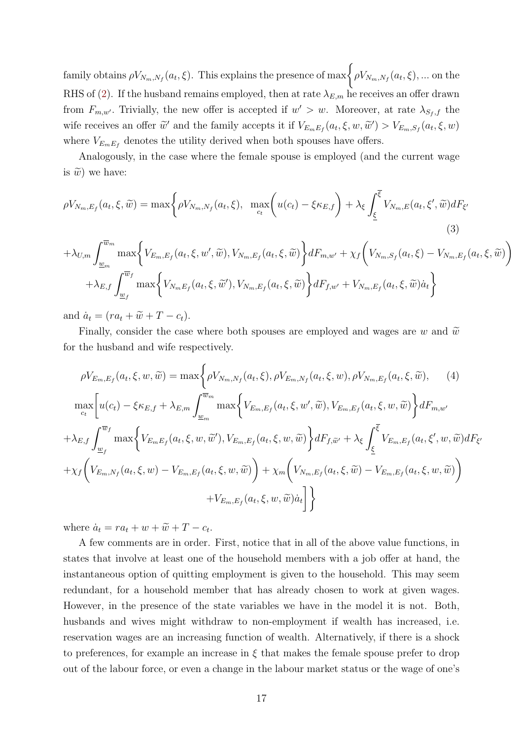family obtains $\rho V_{N_m,N_f}(a_t,\xi)$. This explains the presence of $\max\Bigg\{\rho V_{N_m,N_f}(a_t,\xi),...$ on the RHS of (2). If the husband remains employed, then at rate $\lambda_{E,m}$ he receives an offer drawn from $F_{m,w'}$. Trivially, the new offer is accepted if $w' > w$. Moreover, at rate $\lambda_{S_f,f}$ the wife receives an offer $\widetilde{w}'$ and the family accepts it if $V_{E_m E_f}(a_t,\xi,w,\widetilde{w}') > V_{E_m,S_f}(a_t,\xi,w)$ where $V_{E_m E_f}$ denotes the utility derived when both spouses have offers.

Analogously, in the case where the female spouse is employed (and the current wage is $\widetilde{w}$) we have:

$$
\begin{aligned}
\rho V_{N_m,E_f}(a_t,\xi,\widetilde{w}) = \max\Bigg\{ & \rho V_{N_m,N_f}(a_t,\xi),\ \max_{c_t}\Bigg(u(c_t)-\xi\kappa_{E,f}\Bigg)+\lambda_\xi\int_{\underline{\xi}}^{\overline{\xi}} V_{N_m,E}(a_t,\xi',\widetilde{w})dF_{\xi'} \qquad (3)\\
& +\lambda_{U,m}\int_{\underline{w}_m}^{\overline{w}_m}\max\Bigg\{V_{E_m,E_f}(a_t,\xi,w',\widetilde{w}),V_{N_m,E_f}(a_t,\xi,\widetilde{w})\Bigg\}dF_{m,w'}+\chi_f\Bigg(V_{N_m,S_f}(a_t,\xi)-V_{N_m,E_f}(a_t,\xi,\widetilde{w})\Bigg)\\
& +\lambda_{E,f}\int_{\underline{w}_f}^{\overline{w}_f}\max\Bigg\{V_{N_m E_f}(a_t,\xi,\widetilde{w}'),V_{N_m,E_f}(a_t,\xi,\widetilde{w})\Bigg\}dF_{f,w'}+V_{N_m,E_f}(a_t,\xi,\widetilde{w})\dot{a}_t\Bigg\}
\end{aligned}
$$

and $\dot{a}_t=(ra_t+\widetilde{w}+T-c_t)$.

Finally, consider the case where both spouses are employed and wages are $w$ and $\widetilde{w}$ for the husband and wife respectively.

$$
\begin{aligned}
\rho V_{E_m,E_f}(a_t,\xi,w,\widetilde{w}) = \max\Bigg\{ & \rho V_{N_m,N_f}(a_t,\xi),\rho V_{E_m,N_f}(a_t,\xi,w),\rho V_{N_m,E_f}(a_t,\xi,\widetilde{w}), \qquad (4)\\
& \max_{c_t}\Bigg[u(c_t)-\xi\kappa_{E,f}+\lambda_{E,m}\int_{\underline{w}_m}^{\overline{w}_m}\max\Bigg\{V_{E_m,E_f}(a_t,\xi,w',\widetilde{w}),V_{E_m,E_f}(a_t,\xi,w,\widetilde{w})\Bigg\}dF_{m,w'}\\
& +\lambda_{E,f}\int_{\underline{w}_f}^{\overline{w}_f}\max\Bigg\{V_{E_m E_f}(a_t,\xi,w,\widetilde{w}'),V_{E_m,E_f}(a_t,\xi,w,\widetilde{w})\Bigg\}dF_{f,\widetilde{w}'}+\lambda_\xi\int_{\underline{\xi}}^{\overline{\xi}}V_{E_m,E_f}(a_t,\xi',w,\widetilde{w})dF_{\xi'}\\
& +\chi_f\Bigg(V_{E_m,N_f}(a_t,\xi,w)-V_{E_m,E_f}(a_t,\xi,w,\widetilde{w})\Bigg)+\chi_m\Bigg(V_{N_m,E_f}(a_t,\xi,\widetilde{w})-V_{E_m,E_f}(a_t,\xi,w,\widetilde{w})\Bigg)\\
& +V_{E_m,E_f}(a_t,\xi,w,\widetilde{w})\dot{a}_t\Bigg]\Bigg\}
\end{aligned}
$$

where $\dot{a}_t=ra_t+w+\widetilde{w}+T-c_t$.

A few comments are in order. First, notice that in all of the above value functions, in states that involve at least one of the household members with a job offer at hand, the instantaneous option of quitting employment is given to the household. This may seem redundant, for a household member that has already chosen to work at given wages. However, in the presence of the state variables we have in the model it is not. Both, husbands and wives might withdraw to non-employment if wealth has increased, i.e. reservation wages are an increasing function of wealth. Alternatively, if there is a shock to preferences, for example an increase in $\xi$ that makes the female spouse prefer to drop out of the labour force, or even a change in the labour market status or the wage of one's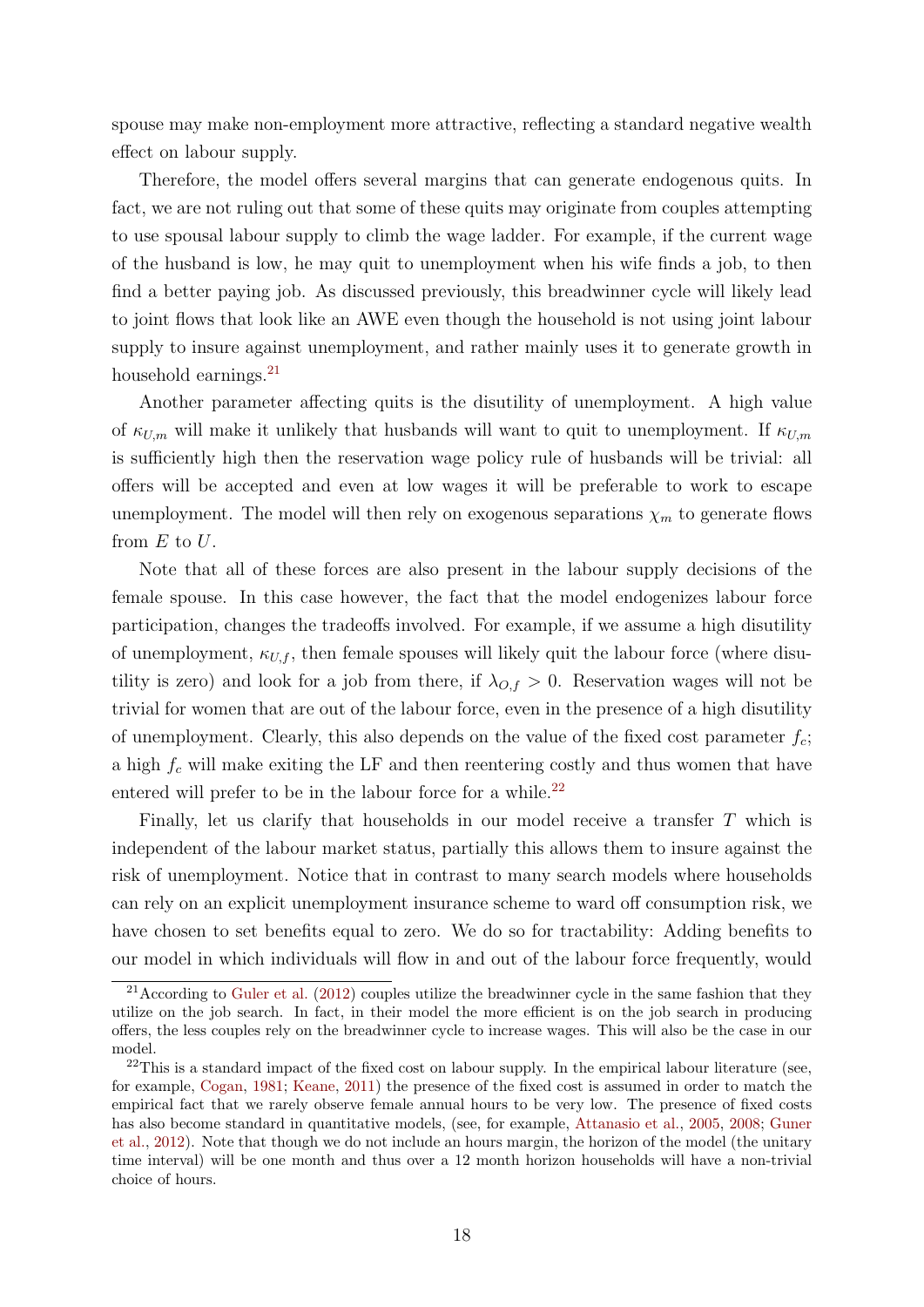spouse may make non-employment more attractive, reflecting a standard negative wealth effect on labour supply.

Therefore, the model offers several margins that can generate endogenous quits. In fact, we are not ruling out that some of these quits may originate from couples attempting to use spousal labour supply to climb the wage ladder. For example, if the current wage of the husband is low, he may quit to unemployment when his wife finds a job, to then find a better paying job. As discussed previously, this breadwinner cycle will likely lead to joint flows that look like an AWE even though the household is not using joint labour supply to insure against unemployment, and rather mainly uses it to generate growth in household earnings.[21]

Another parameter affecting quits is the disutility of unemployment. A high value of $\kappa_{U,m}$ will make it unlikely that husbands will want to quit to unemployment. If $\kappa_{U,m}$ is sufficiently high then the reservation wage policy rule of husbands will be trivial: all offers will be accepted and even at low wages it will be preferable to work to escape unemployment. The model will then rely on exogenous separations $\chi_m$ to generate flows from $E$ to $U$.

Note that all of these forces are also present in the labour supply decisions of the female spouse. In this case however, the fact that the model endogenizes labour force participation, changes the tradeoffs involved. For example, if we assume a high disutility of unemployment, $\kappa_{U,f}$, then female spouses will likely quit the labour force (where disutility is zero) and look for a job from there, if $\lambda_{O,f} > 0$. Reservation wages will not be trivial for women that are out of the labour force, even in the presence of a high disutility of unemployment. Clearly, this also depends on the value of the fixed cost parameter $f_c$; a high $f_c$ will make exiting the LF and then reentering costly and thus women that have entered will prefer to be in the labour force for a while.[22]

Finally, let us clarify that households in our model receive a transfer $T$ which is independent of the labour market status, partially this allows them to insure against the risk of unemployment. Notice that in contrast to many search models where households can rely on an explicit unemployment insurance scheme to ward off consumption risk, we have chosen to set benefits equal to zero. We do so for tractability: Adding benefits to our model in which individuals will flow in and out of the labour force frequently, would

[21] According to Guler et al. (2012) couples utilize the breadwinner cycle in the same fashion that they utilize on the job search. In fact, in their model the more efficient is on the job search in producing offers, the less couples rely on the breadwinner cycle to increase wages. This will also be the case in our model.

[22] This is a standard impact of the fixed cost on labour supply. In the empirical labour literature (see, for example, Cogan, 1981; Keane, 2011) the presence of the fixed cost is assumed in order to match the empirical fact that we rarely observe female annual hours to be very low. The presence of fixed costs has also become standard in quantitative models, (see, for example, Attanasio et al., 2005, 2008; Guner et al., 2012). Note that though we do not include an hours margin, the horizon of the model (the unitary time interval) will be one month and thus over a 12 month horizon households will have a non-trivial choice of hours.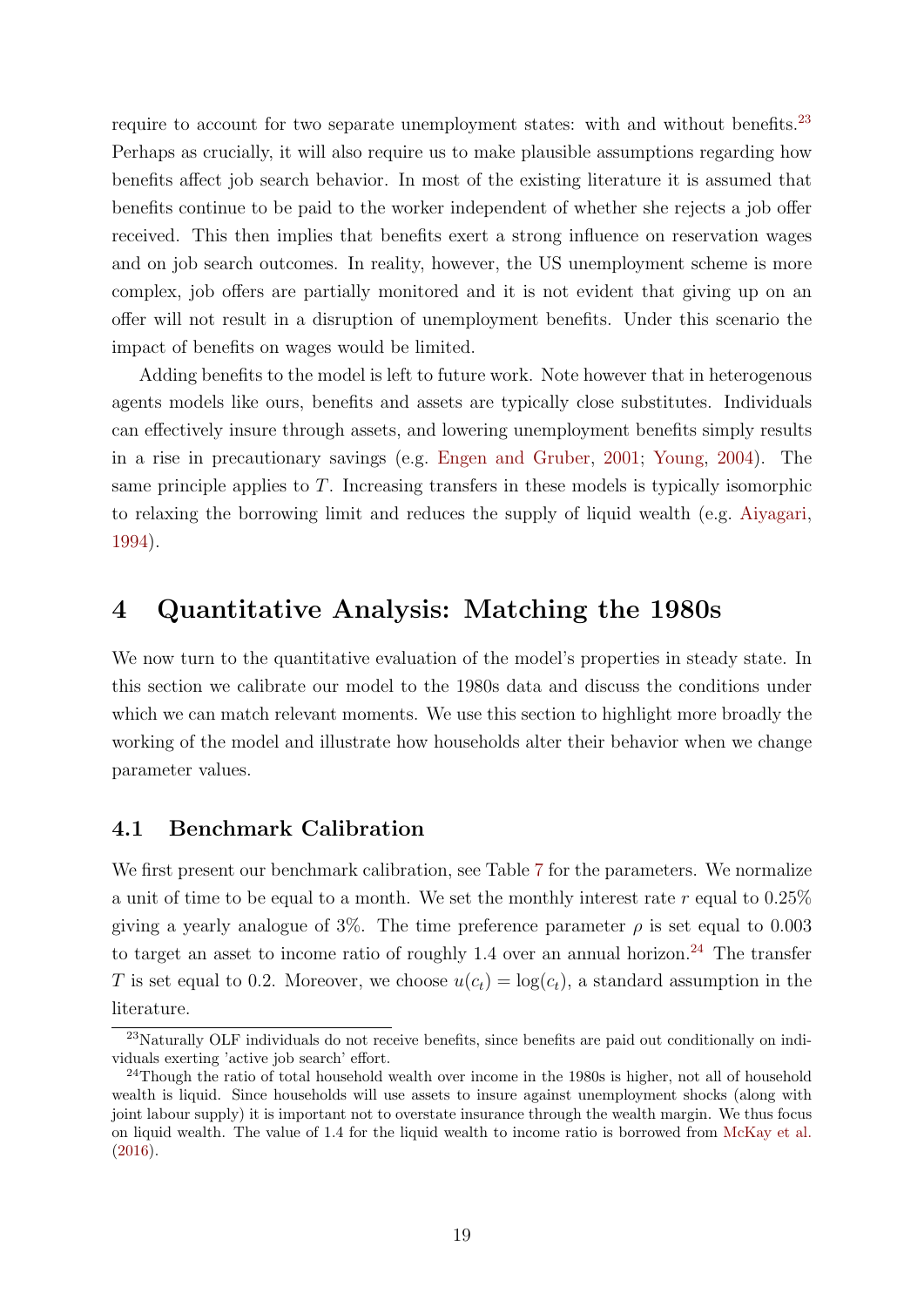require to account for two separate unemployment states: with and without benefits.[23] Perhaps as crucially, it will also require us to make plausible assumptions regarding how benefits affect job search behavior. In most of the existing literature it is assumed that benefits continue to be paid to the worker independent of whether she rejects a job offer received. This then implies that benefits exert a strong influence on reservation wages and on job search outcomes. In reality, however, the US unemployment scheme is more complex, job offers are partially monitored and it is not evident that giving up on an offer will not result in a disruption of unemployment benefits. Under this scenario the impact of benefits on wages would be limited.

Adding benefits to the model is left to future work. Note however that in heterogenous agents models like ours, benefits and assets are typically close substitutes. Individuals can effectively insure through assets, and lowering unemployment benefits simply results in a rise in precautionary savings (e.g. Engen and Gruber, 2001; Young, 2004). The same principle applies to $T$. Increasing transfers in these models is typically isomorphic to relaxing the borrowing limit and reduces the supply of liquid wealth (e.g. Aiyagari, 1994).

# 4 Quantitative Analysis: Matching the 1980s

We now turn to the quantitative evaluation of the model's properties in steady state. In this section we calibrate our model to the 1980s data and discuss the conditions under which we can match relevant moments. We use this section to highlight more broadly the working of the model and illustrate how households alter their behavior when we change parameter values.

## 4.1 Benchmark Calibration

We first present our benchmark calibration, see Table 7 for the parameters. We normalize a unit of time to be equal to a month. We set the monthly interest rate $r$ equal to 0.25% giving a yearly analogue of 3%. The time preference parameter $\rho$ is set equal to 0.003 to target an asset to income ratio of roughly 1.4 over an annual horizon.[24] The transfer $T$ is set equal to 0.2. Moreover, we choose $u(c_t) = \log(c_t)$, a standard assumption in the literature.

[23] Naturally OLF individuals do not receive benefits, since benefits are paid out conditionally on individuals exerting 'active job search' effort.

[24] Though the ratio of total household wealth over income in the 1980s is higher, not all of household wealth is liquid. Since households will use assets to insure against unemployment shocks (along with joint labour supply) it is important not to overstate insurance through the wealth margin. We thus focus on liquid wealth. The value of 1.4 for the liquid wealth to income ratio is borrowed from McKay et al. (2016).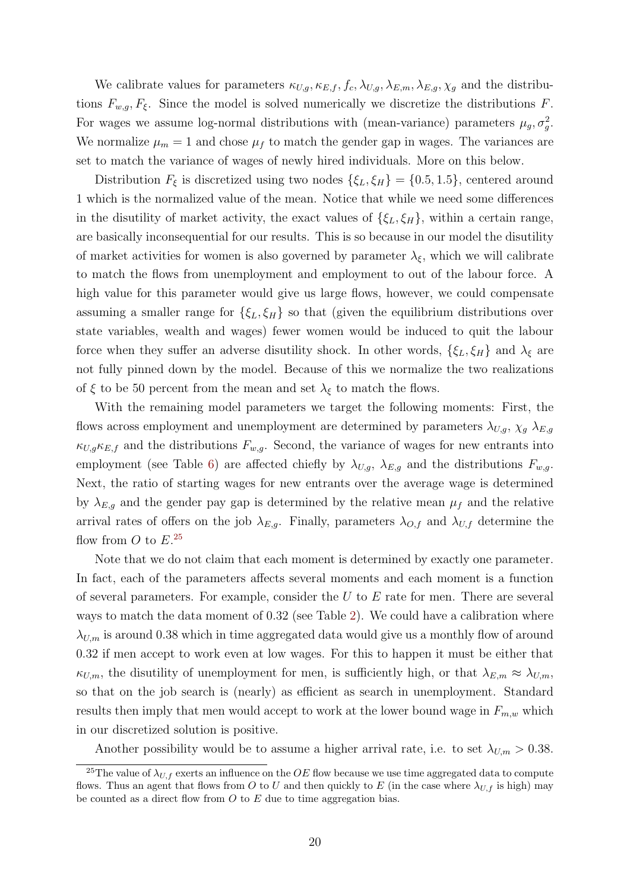We calibrate values for parameters $\kappa_{U,g}, \kappa_{E,f}, f_c, \lambda_{U,g}, \lambda_{E,m}, \lambda_{E,g}, \chi_g$ and the distributions $F_{w,g}, F_{\xi}$. Since the model is solved numerically we discretize the distributions $F$. For wages we assume log-normal distributions with (mean-variance) parameters $\mu_g, \sigma_g^2$. We normalize $\mu_m = 1$ and chose $\mu_f$ to match the gender gap in wages. The variances are set to match the variance of wages of newly hired individuals. More on this below.

Distribution $F_{\xi}$ is discretized using two nodes $\{\xi_L, \xi_H\} = \{0.5, 1.5\}$, centered around 1 which is the normalized value of the mean. Notice that while we need some differences in the disutility of market activity, the exact values of $\{\xi_L, \xi_H\}$, within a certain range, are basically inconsequential for our results. This is so because in our model the disutility of market activities for women is also governed by parameter $\lambda_{\xi}$, which we will calibrate to match the flows from unemployment and employment to out of the labour force. A high value for this parameter would give us large flows, however, we could compensate assuming a smaller range for $\{\xi_L, \xi_H\}$ so that (given the equilibrium distributions over state variables, wealth and wages) fewer women would be induced to quit the labour force when they suffer an adverse disutility shock. In other words, $\{\xi_L, \xi_H\}$ and $\lambda_{\xi}$ are not fully pinned down by the model. Because of this we normalize the two realizations of $\xi$ to be 50 percent from the mean and set $\lambda_{\xi}$ to match the flows.

With the remaining model parameters we target the following moments: First, the flows across employment and unemployment are determined by parameters $\lambda_{U,g}$, $\chi_g$ $\lambda_{E,g}$ $\kappa_{U,g}\kappa_{E,f}$ and the distributions $F_{w,g}$. Second, the variance of wages for new entrants into employment (see Table 6) are affected chiefly by $\lambda_{U,g}$, $\lambda_{E,g}$ and the distributions $F_{w,g}$. Next, the ratio of starting wages for new entrants over the average wage is determined by $\lambda_{E,g}$ and the gender pay gap is determined by the relative mean $\mu_f$ and the relative arrival rates of offers on the job $\lambda_{E,g}$. Finally, parameters $\lambda_{O,f}$ and $\lambda_{U,f}$ determine the flow from $O$ to $E$.[25]

Note that we do not claim that each moment is determined by exactly one parameter. In fact, each of the parameters affects several moments and each moment is a function of several parameters. For example, consider the $U$ to $E$ rate for men. There are several ways to match the data moment of 0.32 (see Table 2). We could have a calibration where $\lambda_{U,m}$ is around 0.38 which in time aggregated data would give us a monthly flow of around 0.32 if men accept to work even at low wages. For this to happen it must be either that $\kappa_{U,m}$, the disutility of unemployment for men, is sufficiently high, or that $\lambda_{E,m} \approx \lambda_{U,m}$, so that on the job search is (nearly) as efficient as search in unemployment. Standard results then imply that men would accept to work at the lower bound wage in $F_{m,w}$ which in our discretized solution is positive.

Another possibility would be to assume a higher arrival rate, i.e. to set $\lambda_{U,m} > 0.38$.

[25] The value of $\lambda_{U,f}$ exerts an influence on the $OE$ flow because we use time aggregated data to compute flows. Thus an agent that flows from $O$ to $U$ and then quickly to $E$ (in the case where $\lambda_{U,f}$ is high) may be counted as a direct flow from $O$ to $E$ due to time aggregation bias.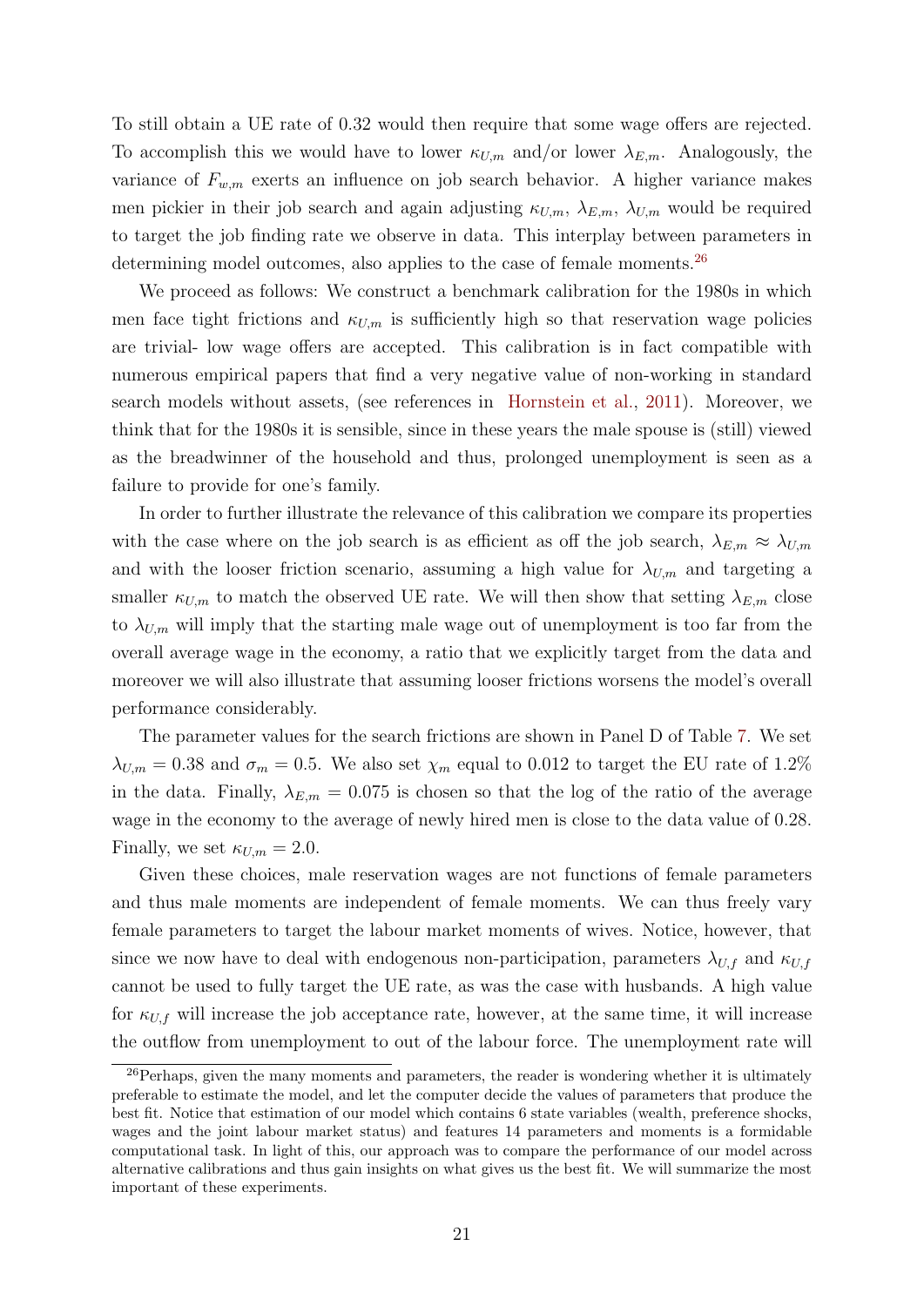To still obtain a UE rate of 0.32 would then require that some wage offers are rejected. To accomplish this we would have to lower $\kappa_{U,m}$ and/or lower $\lambda_{E,m}$. Analogously, the variance of $F_{w,m}$ exerts an influence on job search behavior. A higher variance makes men pickier in their job search and again adjusting $\kappa_{U,m}$, $\lambda_{E,m}$, $\lambda_{U,m}$ would be required to target the job finding rate we observe in data. This interplay between parameters in determining model outcomes, also applies to the case of female moments.[26]

We proceed as follows: We construct a benchmark calibration for the 1980s in which men face tight frictions and $\kappa_{U,m}$ is sufficiently high so that reservation wage policies are trivial- low wage offers are accepted. This calibration is in fact compatible with numerous empirical papers that find a very negative value of non-working in standard search models without assets, (see references in Hornstein et al., 2011). Moreover, we think that for the 1980s it is sensible, since in these years the male spouse is (still) viewed as the breadwinner of the household and thus, prolonged unemployment is seen as a failure to provide for one's family.

In order to further illustrate the relevance of this calibration we compare its properties with the case where on the job search is as efficient as off the job search, $\lambda_{E,m} \approx \lambda_{U,m}$ and with the looser friction scenario, assuming a high value for $\lambda_{U,m}$ and targeting a smaller $\kappa_{U,m}$ to match the observed UE rate. We will then show that setting $\lambda_{E,m}$ close to $\lambda_{U,m}$ will imply that the starting male wage out of unemployment is too far from the overall average wage in the economy, a ratio that we explicitly target from the data and moreover we will also illustrate that assuming looser frictions worsens the model's overall performance considerably.

The parameter values for the search frictions are shown in Panel D of Table 7. We set $\lambda_{U,m} = 0.38$ and $\sigma_m = 0.5$. We also set $\chi_m$ equal to 0.012 to target the EU rate of 1.2% in the data. Finally, $\lambda_{E,m} = 0.075$ is chosen so that the log of the ratio of the average wage in the economy to the average of newly hired men is close to the data value of 0.28. Finally, we set $\kappa_{U,m} = 2.0$.

Given these choices, male reservation wages are not functions of female parameters and thus male moments are independent of female moments. We can thus freely vary female parameters to target the labour market moments of wives. Notice, however, that since we now have to deal with endogenous non-participation, parameters $\lambda_{U,f}$ and $\kappa_{U,f}$ cannot be used to fully target the UE rate, as was the case with husbands. A high value for $\kappa_{U,f}$ will increase the job acceptance rate, however, at the same time, it will increase the outflow from unemployment to out of the labour force. The unemployment rate will

[26] Perhaps, given the many moments and parameters, the reader is wondering whether it is ultimately preferable to estimate the model, and let the computer decide the values of parameters that produce the best fit. Notice that estimation of our model which contains 6 state variables (wealth, preference shocks, wages and the joint labour market status) and features 14 parameters and moments is a formidable computational task. In light of this, our approach was to compare the performance of our model across alternative calibrations and thus gain insights on what gives us the best fit. We will summarize the most important of these experiments.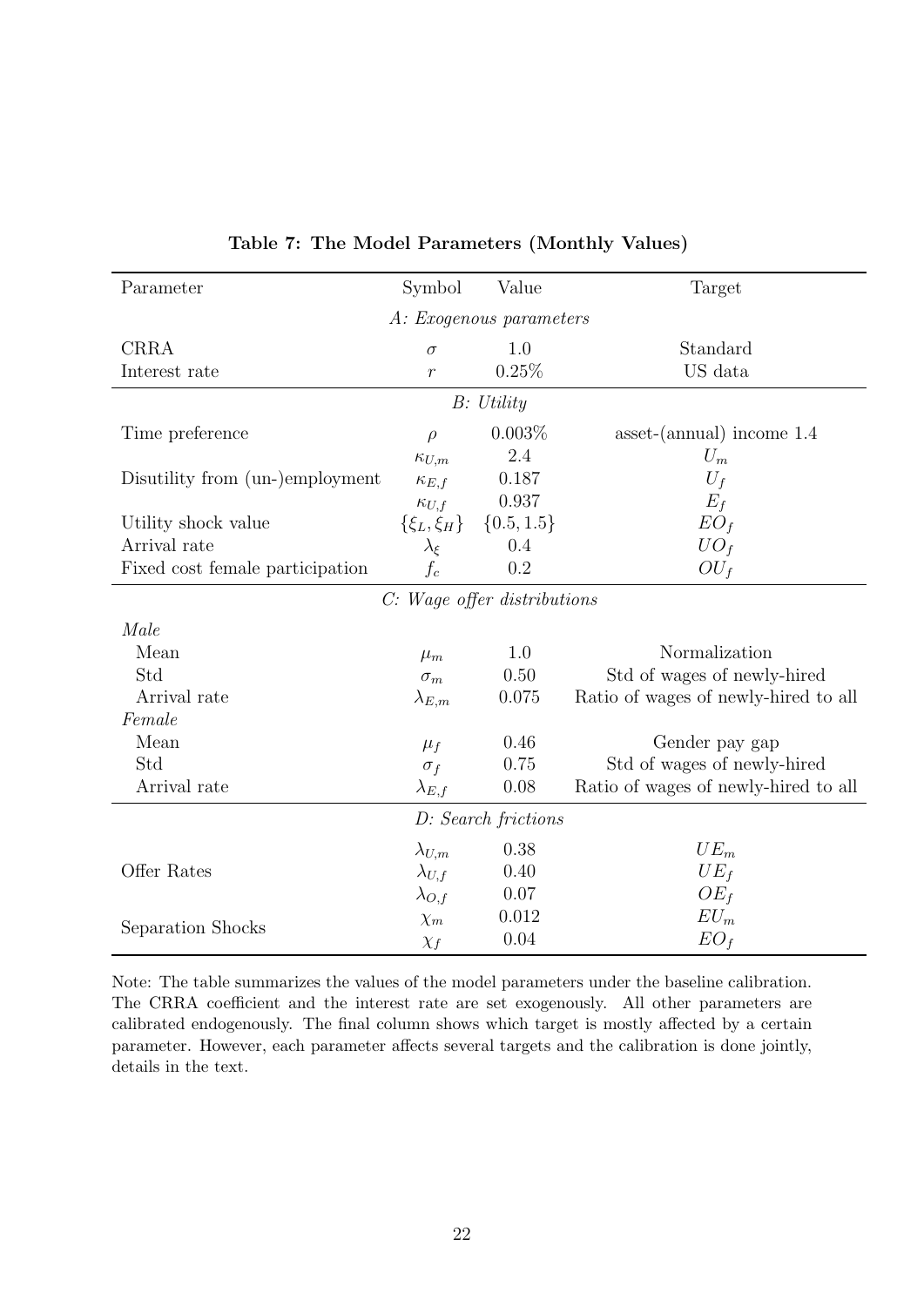**Table 7: The Model Parameters (Monthly Values)**

| Parameter | Symbol | Value | Target |
|---|---|---|---|
| | *A: Exogenous parameters* | | |
| CRRA | $\sigma$ | 1.0 | Standard |
| Interest rate | $r$ | 0.25% | US data |
| | *B: Utility* | | |
| Time preference | $\rho$ | 0.003% | asset-(annual) income 1.4 |
| | $\kappa_{U,m}$ | 2.4 | $U_m$ |
| Disutility from (un-)employment | $\kappa_{E,f}$ | 0.187 | $U_f$ |
| | $\kappa_{U,f}$ | 0.937 | $E_f$ |
| Utility shock value | $\{\xi_L, \xi_H\}$ | $\{0.5, 1.5\}$ | $EO_f$ |
| Arrival rate | $\lambda_\xi$ | 0.4 | $UO_f$ |
| Fixed cost female participation | $f_c$ | 0.2 | $OU_f$ |
| | *C: Wage offer distributions* | | |
| *Male* | | | |
| Mean | $\mu_m$ | 1.0 | Normalization |
| Std | $\sigma_m$ | 0.50 | Std of wages of newly-hired |
| Arrival rate | $\lambda_{E,m}$ | 0.075 | Ratio of wages of newly-hired to all |
| *Female* | | | |
| Mean | $\mu_f$ | 0.46 | Gender pay gap |
| Std | $\sigma_f$ | 0.75 | Std of wages of newly-hired |
| Arrival rate | $\lambda_{E,f}$ | 0.08 | Ratio of wages of newly-hired to all |
| | *D: Search frictions* | | |
| | $\lambda_{U,m}$ | 0.38 | $UE_m$ |
| Offer Rates | $\lambda_{U,f}$ | 0.40 | $UE_f$ |
| | $\lambda_{O,f}$ | 0.07 | $OE_f$ |
| Separation Shocks | $\chi_m$ | 0.012 | $EU_m$ |
| | $\chi_f$ | 0.04 | $EO_f$ |

Note: The table summarizes the values of the model parameters under the baseline calibration. The CRRA coefficient and the interest rate are set exogenously. All other parameters are calibrated endogenously. The final column shows which target is mostly affected by a certain parameter. However, each parameter affects several targets and the calibration is done jointly, details in the text.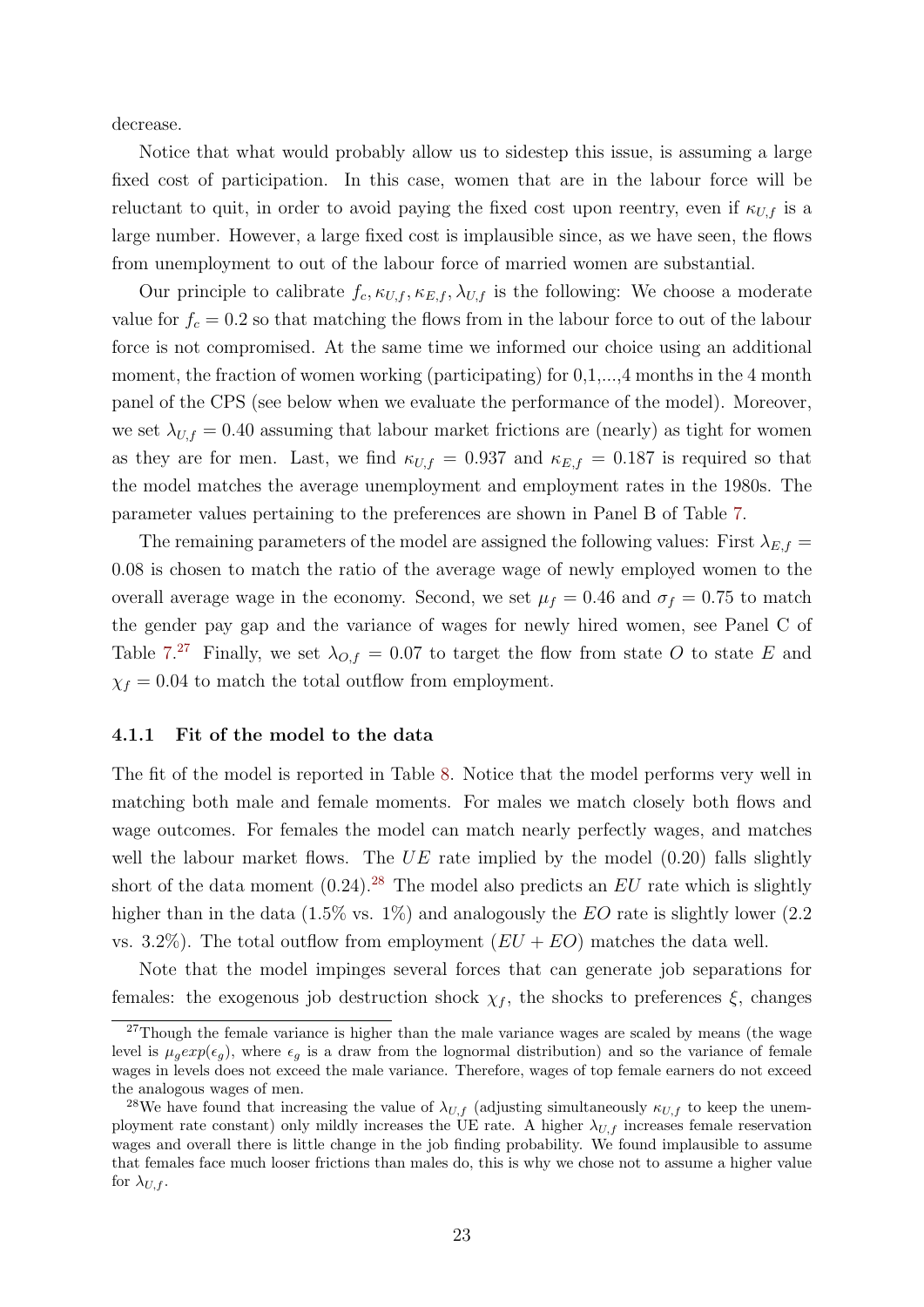decrease.

Notice that what would probably allow us to sidestep this issue, is assuming a large fixed cost of participation. In this case, women that are in the labour force will be reluctant to quit, in order to avoid paying the fixed cost upon reentry, even if $\kappa_{U,f}$ is a large number. However, a large fixed cost is implausible since, as we have seen, the flows from unemployment to out of the labour force of married women are substantial.

Our principle to calibrate $f_c, \kappa_{U,f}, \kappa_{E,f}, \lambda_{U,f}$ is the following: We choose a moderate value for $f_c = 0.2$ so that matching the flows from in the labour force to out of the labour force is not compromised. At the same time we informed our choice using an additional moment, the fraction of women working (participating) for 0,1,...,4 months in the 4 month panel of the CPS (see below when we evaluate the performance of the model). Moreover, we set $\lambda_{U,f} = 0.40$ assuming that labour market frictions are (nearly) as tight for women as they are for men. Last, we find $\kappa_{U,f} = 0.937$ and $\kappa_{E,f} = 0.187$ is required so that the model matches the average unemployment and employment rates in the 1980s. The parameter values pertaining to the preferences are shown in Panel B of Table 7.

The remaining parameters of the model are assigned the following values: First $\lambda_{E,f} = 0.08$ is chosen to match the ratio of the average wage of newly employed women to the overall average wage in the economy. Second, we set $\mu_f = 0.46$ and $\sigma_f = 0.75$ to match the gender pay gap and the variance of wages for newly hired women, see Panel C of Table 7.[27] Finally, we set $\lambda_{O,f} = 0.07$ to target the flow from state $O$ to state $E$ and $\chi_f = 0.04$ to match the total outflow from employment.

### 4.1.1 Fit of the model to the data

The fit of the model is reported in Table 8. Notice that the model performs very well in matching both male and female moments. For males we match closely both flows and wage outcomes. For females the model can match nearly perfectly wages, and matches well the labour market flows. The $UE$ rate implied by the model (0.20) falls slightly short of the data moment (0.24).[28] The model also predicts an $EU$ rate which is slightly higher than in the data (1.5% vs. 1%) and analogously the $EO$ rate is slightly lower (2.2 vs. 3.2%). The total outflow from employment ($EU + EO$) matches the data well.

Note that the model impinges several forces that can generate job separations for females: the exogenous job destruction shock $\chi_f$, the shocks to preferences $\xi$, changes

---

[27] Though the female variance is higher than the male variance wages are scaled by means (the wage level is $\mu_g exp(\epsilon_g)$, where $\epsilon_g$ is a draw from the lognormal distribution) and so the variance of female wages in levels does not exceed the male variance. Therefore, wages of top female earners do not exceed the analogous wages of men.

[28] We have found that increasing the value of $\lambda_{U,f}$ (adjusting simultaneously $\kappa_{U,f}$ to keep the unemployment rate constant) only mildly increases the UE rate. A higher $\lambda_{U,f}$ increases female reservation wages and overall there is little change in the job finding probability. We found implausible to assume that females face much looser frictions than males do, this is why we chose not to assume a higher value for $\lambda_{U,f}$.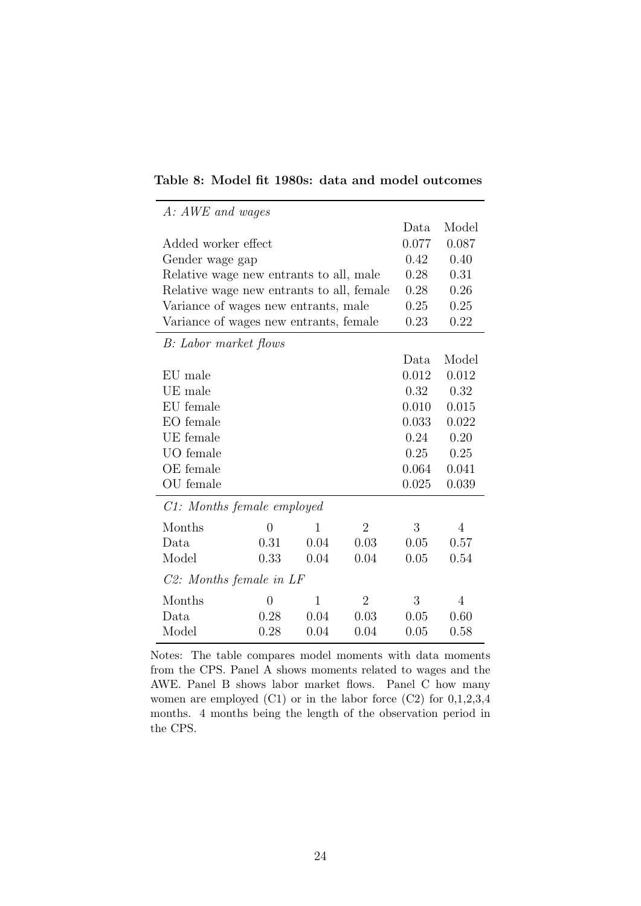**Table 8: Model fit 1980s: data and model outcomes**

| *A: AWE and wages* | Data | Model |
|---|---|---|
| Added worker effect | 0.077 | 0.087 |
| Gender wage gap | 0.42 | 0.40 |
| Relative wage new entrants to all, male | 0.28 | 0.31 |
| Relative wage new entrants to all, female | 0.28 | 0.26 |
| Variance of wages new entrants, male | 0.25 | 0.25 |
| Variance of wages new entrants, female | 0.23 | 0.22 |

| *B: Labor market flows* | Data | Model |
|---|---|---|
| EU male | 0.012 | 0.012 |
| UE male | 0.32 | 0.32 |
| EU female | 0.010 | 0.015 |
| EO female | 0.033 | 0.022 |
| UE female | 0.24 | 0.20 |
| UO female | 0.25 | 0.25 |
| OE female | 0.064 | 0.041 |
| OU female | 0.025 | 0.039 |

*C1: Months female employed*

| Months | 0 | 1 | 2 | 3 | 4 |
|---|---|---|---|---|---|
| Data | 0.31 | 0.04 | 0.03 | 0.05 | 0.57 |
| Model | 0.33 | 0.04 | 0.04 | 0.05 | 0.54 |

*C2: Months female in LF*

| Months | 0 | 1 | 2 | 3 | 4 |
|---|---|---|---|---|---|
| Data | 0.28 | 0.04 | 0.03 | 0.05 | 0.60 |
| Model | 0.28 | 0.04 | 0.04 | 0.05 | 0.58 |

Notes: The table compares model moments with data moments from the CPS. Panel A shows moments related to wages and the AWE. Panel B shows labor market flows. Panel C how many women are employed (C1) or in the labor force (C2) for 0,1,2,3,4 months. 4 months being the length of the observation period in the CPS.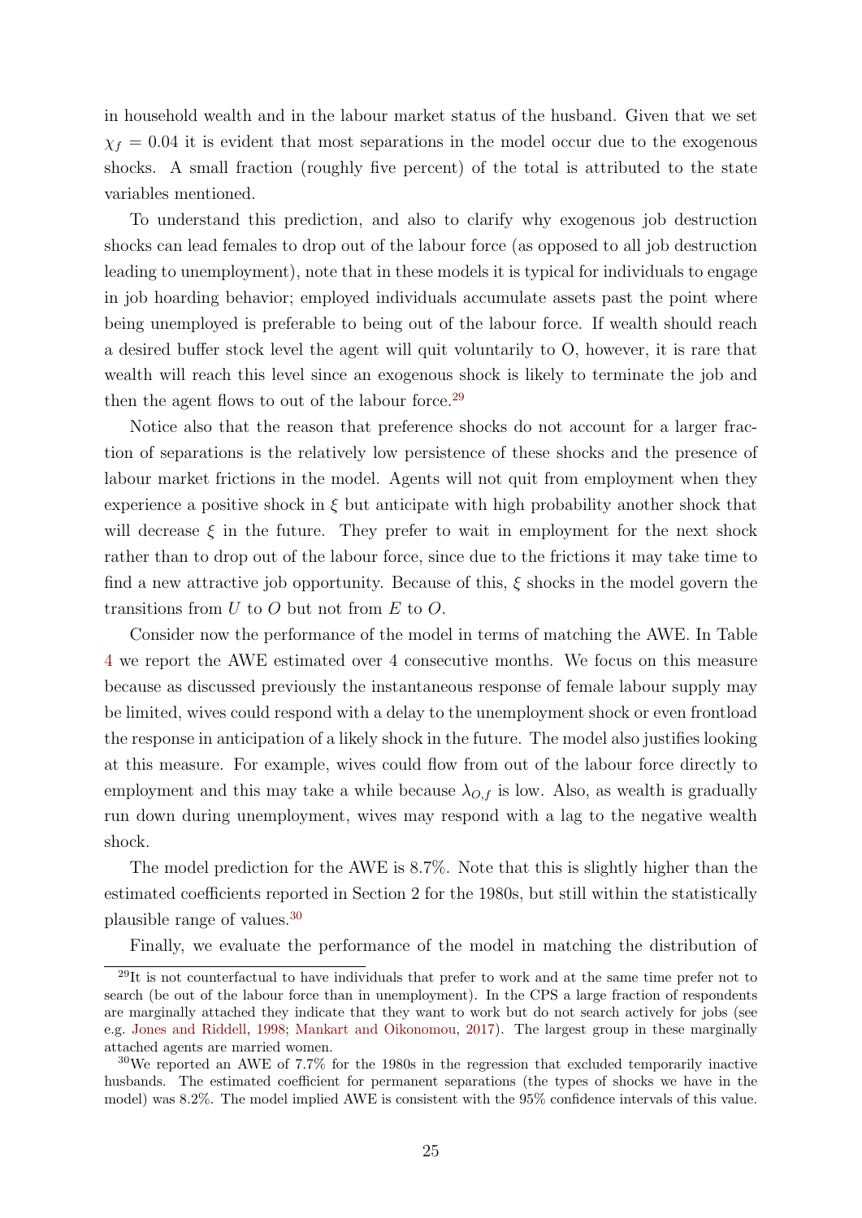in household wealth and in the labour market status of the husband. Given that we set $\chi_f = 0.04$ it is evident that most separations in the model occur due to the exogenous shocks. A small fraction (roughly five percent) of the total is attributed to the state variables mentioned.

To understand this prediction, and also to clarify why exogenous job destruction shocks can lead females to drop out of the labour force (as opposed to all job destruction leading to unemployment), note that in these models it is typical for individuals to engage in job hoarding behavior; employed individuals accumulate assets past the point where being unemployed is preferable to being out of the labour force. If wealth should reach a desired buffer stock level the agent will quit voluntarily to O, however, it is rare that wealth will reach this level since an exogenous shock is likely to terminate the job and then the agent flows to out of the labour force.[29]

Notice also that the reason that preference shocks do not account for a larger fraction of separations is the relatively low persistence of these shocks and the presence of labour market frictions in the model. Agents will not quit from employment when they experience a positive shock in $\xi$ but anticipate with high probability another shock that will decrease $\xi$ in the future. They prefer to wait in employment for the next shock rather than to drop out of the labour force, since due to the frictions it may take time to find a new attractive job opportunity. Because of this, $\xi$ shocks in the model govern the transitions from $U$ to $O$ but not from $E$ to $O$.

Consider now the performance of the model in terms of matching the AWE. In Table 4 we report the AWE estimated over 4 consecutive months. We focus on this measure because as discussed previously the instantaneous response of female labour supply may be limited, wives could respond with a delay to the unemployment shock or even frontload the response in anticipation of a likely shock in the future. The model also justifies looking at this measure. For example, wives could flow from out of the labour force directly to employment and this may take a while because $\lambda_{O,f}$ is low. Also, as wealth is gradually run down during unemployment, wives may respond with a lag to the negative wealth shock.

The model prediction for the AWE is 8.7%. Note that this is slightly higher than the estimated coefficients reported in Section 2 for the 1980s, but still within the statistically plausible range of values.[30]

Finally, we evaluate the performance of the model in matching the distribution of

[29] It is not counterfactual to have individuals that prefer to work and at the same time prefer not to search (be out of the labour force than in unemployment). In the CPS a large fraction of respondents are marginally attached they indicate that they want to work but do not search actively for jobs (see e.g. Jones and Riddell, 1998; Mankart and Oikonomou, 2017). The largest group in these marginally attached agents are married women.

[30] We reported an AWE of 7.7% for the 1980s in the regression that excluded temporarily inactive husbands. The estimated coefficient for permanent separations (the types of shocks we have in the model) was 8.2%. The model implied AWE is consistent with the 95% confidence intervals of this value.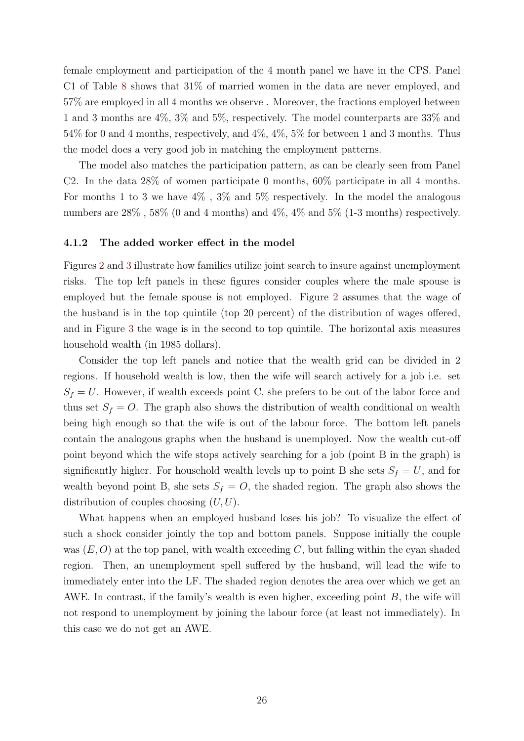female employment and participation of the 4 month panel we have in the CPS. Panel C1 of Table 8 shows that 31% of married women in the data are never employed, and 57% are employed in all 4 months we observe . Moreover, the fractions employed between 1 and 3 months are 4%, 3% and 5%, respectively. The model counterparts are 33% and 54% for 0 and 4 months, respectively, and 4%, 4%, 5% for between 1 and 3 months. Thus the model does a very good job in matching the employment patterns.

The model also matches the participation pattern, as can be clearly seen from Panel C2. In the data 28% of women participate 0 months, 60% participate in all 4 months. For months 1 to 3 we have 4% , 3% and 5% respectively. In the model the analogous numbers are 28% , 58% (0 and 4 months) and 4%, 4% and 5% (1-3 months) respectively.

### 4.1.2 The added worker effect in the model

Figures 2 and 3 illustrate how families utilize joint search to insure against unemployment risks. The top left panels in these figures consider couples where the male spouse is employed but the female spouse is not employed. Figure 2 assumes that the wage of the husband is in the top quintile (top 20 percent) of the distribution of wages offered, and in Figure 3 the wage is in the second to top quintile. The horizontal axis measures household wealth (in 1985 dollars).

Consider the top left panels and notice that the wealth grid can be divided in 2 regions. If household wealth is low, then the wife will search actively for a job i.e. set $S_f = U$. However, if wealth exceeds point C, she prefers to be out of the labor force and thus set $S_f = O$. The graph also shows the distribution of wealth conditional on wealth being high enough so that the wife is out of the labour force. The bottom left panels contain the analogous graphs when the husband is unemployed. Now the wealth cut-off point beyond which the wife stops actively searching for a job (point B in the graph) is significantly higher. For household wealth levels up to point B she sets $S_f = U$, and for wealth beyond point B, she sets $S_f = O$, the shaded region. The graph also shows the distribution of couples choosing $(U, U)$.

What happens when an employed husband loses his job? To visualize the effect of such a shock consider jointly the top and bottom panels. Suppose initially the couple was $(E, O)$ at the top panel, with wealth exceeding $C$, but falling within the cyan shaded region. Then, an unemployment spell suffered by the husband, will lead the wife to immediately enter into the LF. The shaded region denotes the area over which we get an AWE. In contrast, if the family's wealth is even higher, exceeding point $B$, the wife will not respond to unemployment by joining the labour force (at least not immediately). In this case we do not get an AWE.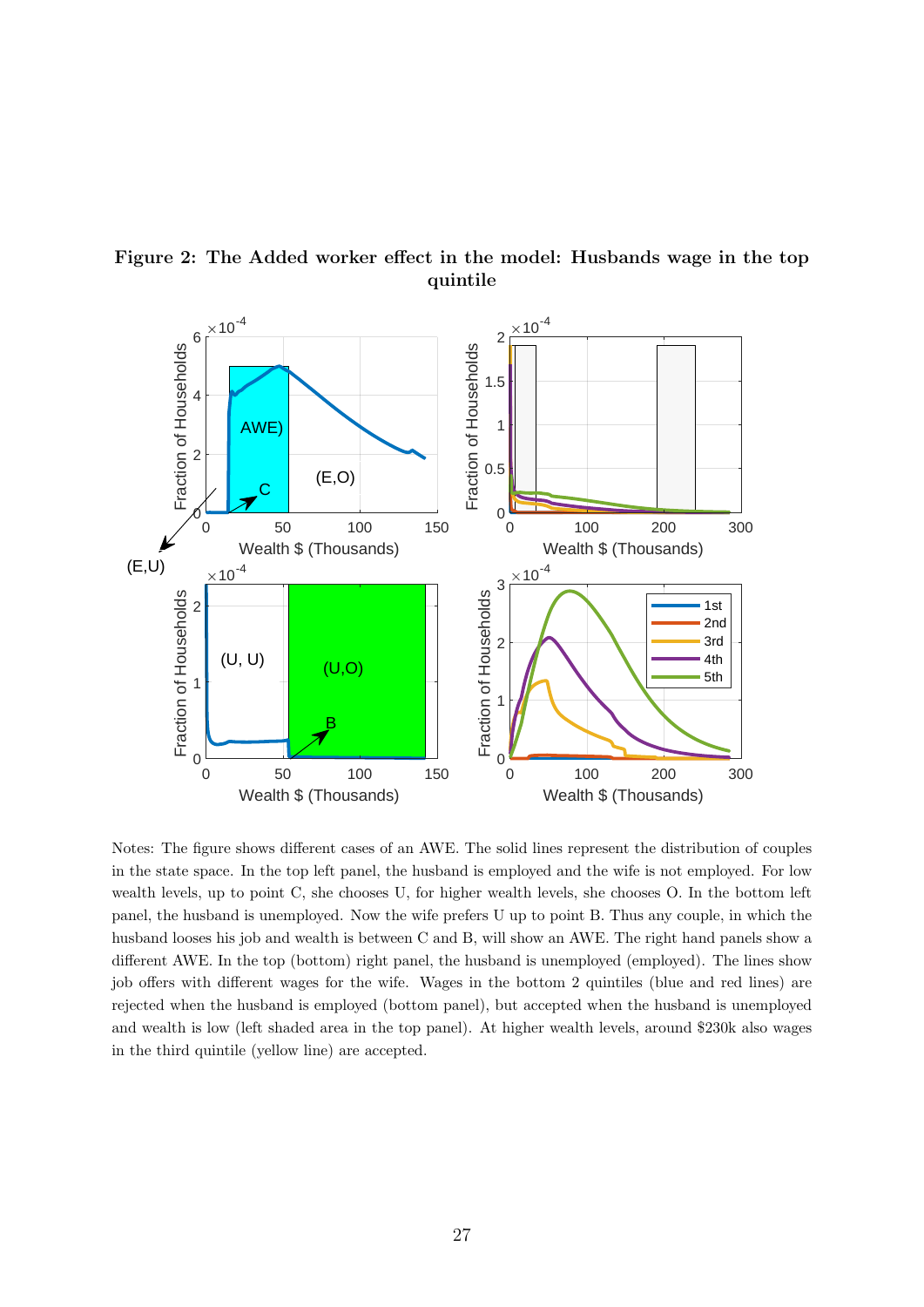**Figure 2: The Added worker effect in the model: Husbands wage in the top quintile**

Notes: The figure shows different cases of an AWE. The solid lines represent the distribution of couples in the state space. In the top left panel, the husband is employed and the wife is not employed. For low wealth levels, up to point C, she chooses U, for higher wealth levels, she chooses O. In the bottom left panel, the husband is unemployed. Now the wife prefers U up to point B. Thus any couple, in which the husband looses his job and wealth is between C and B, will show an AWE. The right hand panels show a different AWE. In the top (bottom) right panel, the husband is unemployed (employed). The lines show job offers with different wages for the wife. Wages in the bottom 2 quintiles (blue and red lines) are rejected when the husband is employed (bottom panel), but accepted when the husband is unemployed and wealth is low (left shaded area in the top panel). At higher wealth levels, around $230k also wages in the third quintile (yellow line) are accepted.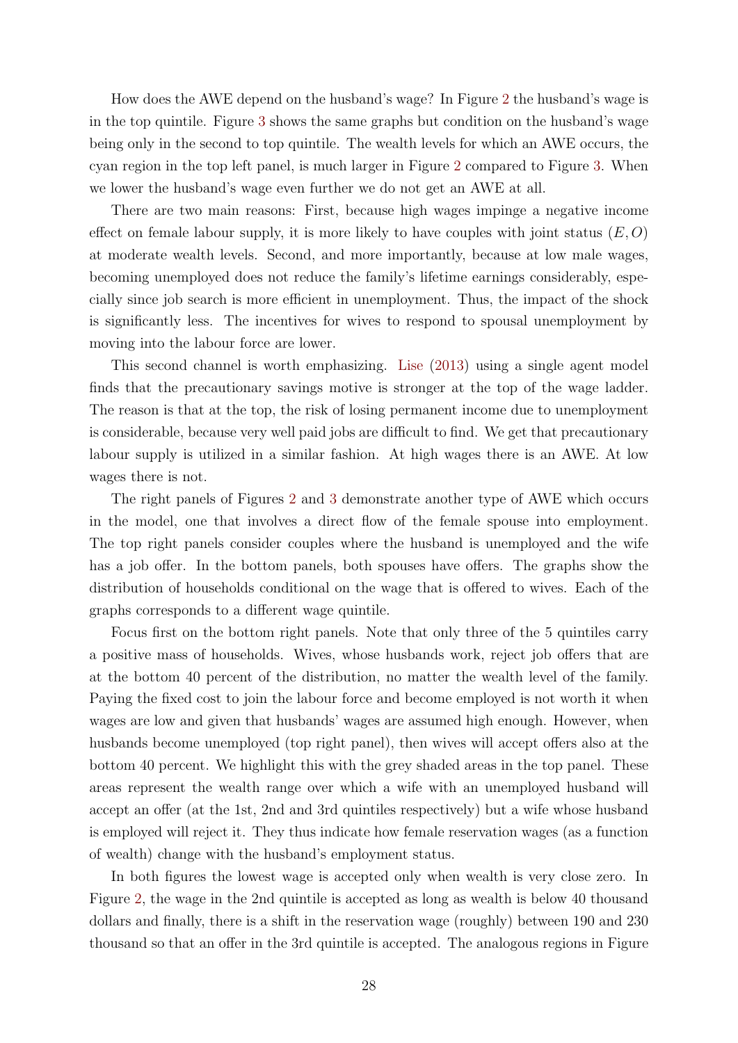How does the AWE depend on the husband's wage? In Figure 2 the husband's wage is in the top quintile. Figure 3 shows the same graphs but condition on the husband's wage being only in the second to top quintile. The wealth levels for which an AWE occurs, the cyan region in the top left panel, is much larger in Figure 2 compared to Figure 3. When we lower the husband's wage even further we do not get an AWE at all.

There are two main reasons: First, because high wages impinge a negative income effect on female labour supply, it is more likely to have couples with joint status $(E, O)$ at moderate wealth levels. Second, and more importantly, because at low male wages, becoming unemployed does not reduce the family's lifetime earnings considerably, especially since job search is more efficient in unemployment. Thus, the impact of the shock is significantly less. The incentives for wives to respond to spousal unemployment by moving into the labour force are lower.

This second channel is worth emphasizing. Lise (2013) using a single agent model finds that the precautionary savings motive is stronger at the top of the wage ladder. The reason is that at the top, the risk of losing permanent income due to unemployment is considerable, because very well paid jobs are difficult to find. We get that precautionary labour supply is utilized in a similar fashion. At high wages there is an AWE. At low wages there is not.

The right panels of Figures 2 and 3 demonstrate another type of AWE which occurs in the model, one that involves a direct flow of the female spouse into employment. The top right panels consider couples where the husband is unemployed and the wife has a job offer. In the bottom panels, both spouses have offers. The graphs show the distribution of households conditional on the wage that is offered to wives. Each of the graphs corresponds to a different wage quintile.

Focus first on the bottom right panels. Note that only three of the 5 quintiles carry a positive mass of households. Wives, whose husbands work, reject job offers that are at the bottom 40 percent of the distribution, no matter the wealth level of the family. Paying the fixed cost to join the labour force and become employed is not worth it when wages are low and given that husbands' wages are assumed high enough. However, when husbands become unemployed (top right panel), then wives will accept offers also at the bottom 40 percent. We highlight this with the grey shaded areas in the top panel. These areas represent the wealth range over which a wife with an unemployed husband will accept an offer (at the 1st, 2nd and 3rd quintiles respectively) but a wife whose husband is employed will reject it. They thus indicate how female reservation wages (as a function of wealth) change with the husband's employment status.

In both figures the lowest wage is accepted only when wealth is very close zero. In Figure 2, the wage in the 2nd quintile is accepted as long as wealth is below 40 thousand dollars and finally, there is a shift in the reservation wage (roughly) between 190 and 230 thousand so that an offer in the 3rd quintile is accepted. The analogous regions in Figure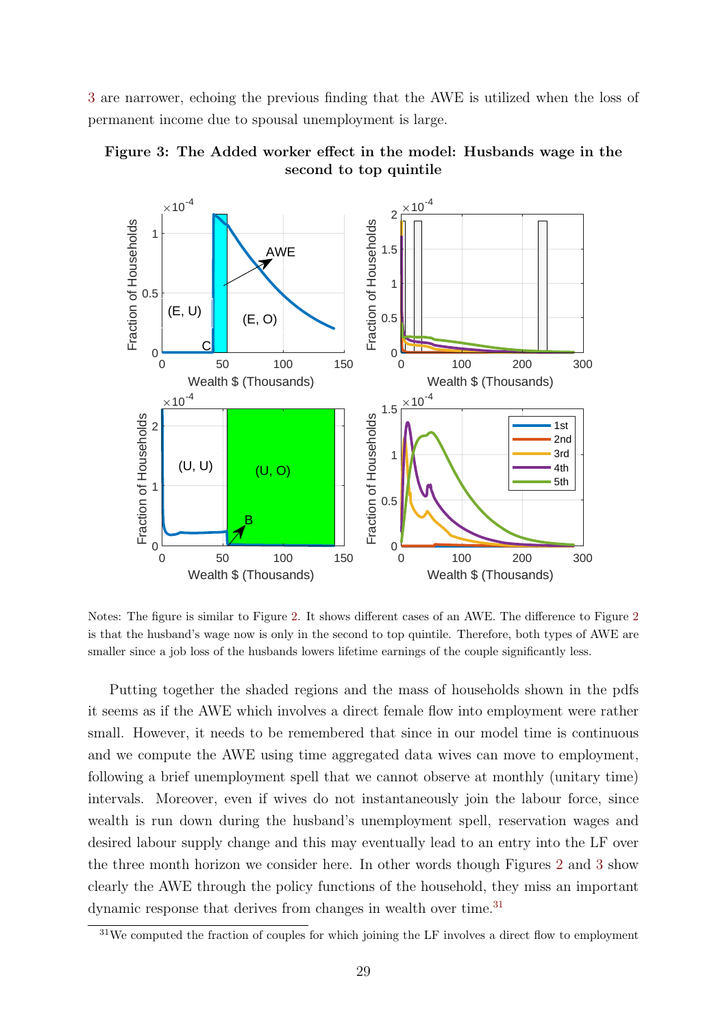3 are narrower, echoing the previous finding that the AWE is utilized when the loss of permanent income due to spousal unemployment is large.

**Figure 3: The Added worker effect in the model: Husbands wage in the second to top quintile**

Notes: The figure is similar to Figure 2. It shows different cases of an AWE. The difference to Figure 2 is that the husband's wage now is only in the second to top quintile. Therefore, both types of AWE are smaller since a job loss of the husbands lowers lifetime earnings of the couple significantly less.

Putting together the shaded regions and the mass of households shown in the pdfs it seems as if the AWE which involves a direct female flow into employment were rather small. However, it needs to be remembered that since in our model time is continuous and we compute the AWE using time aggregated data wives can move to employment, following a brief unemployment spell that we cannot observe at monthly (unitary time) intervals. Moreover, even if wives do not instantaneously join the labour force, since wealth is run down during the husband's unemployment spell, reservation wages and desired labour supply change and this may eventually lead to an entry into the LF over the three month horizon we consider here. In other words though Figures 2 and 3 show clearly the AWE through the policy functions of the household, they miss an important dynamic response that derives from changes in wealth over time.[31]

[31] We computed the fraction of couples for which joining the LF involves a direct flow to employment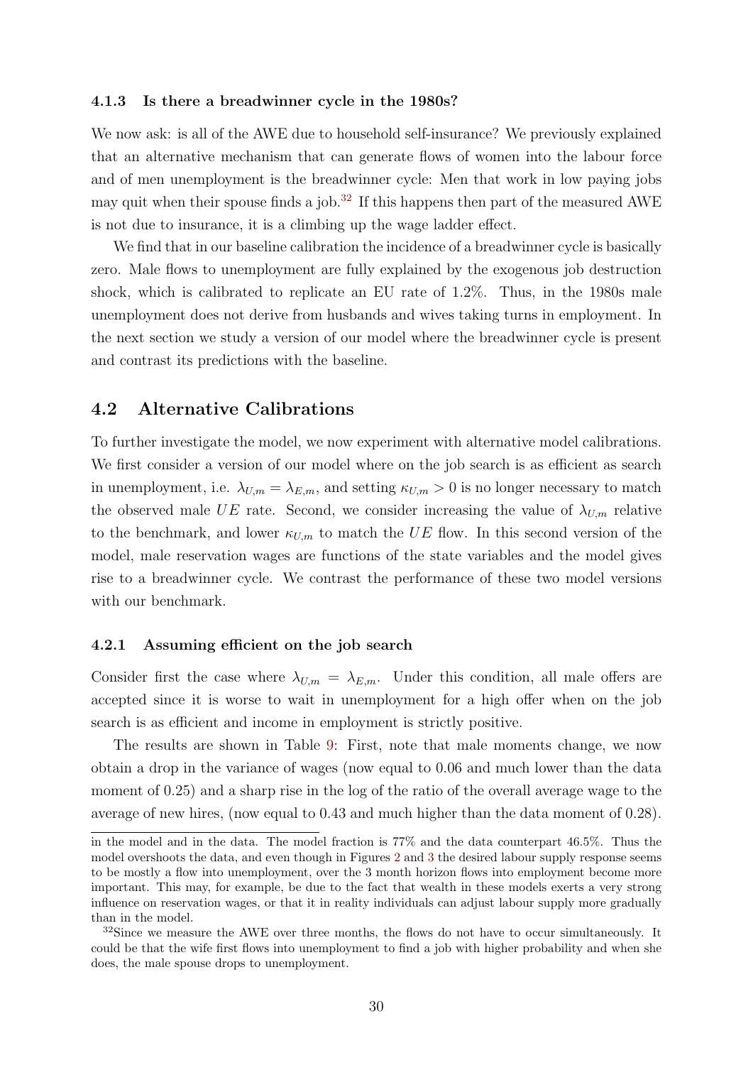#### 4.1.3 Is there a breadwinner cycle in the 1980s?

We now ask: is all of the AWE due to household self-insurance? We previously explained that an alternative mechanism that can generate flows of women into the labour force and of men unemployment is the breadwinner cycle: Men that work in low paying jobs may quit when their spouse finds a job.[32] If this happens then part of the measured AWE is not due to insurance, it is a climbing up the wage ladder effect.

We find that in our baseline calibration the incidence of a breadwinner cycle is basically zero. Male flows to unemployment are fully explained by the exogenous job destruction shock, which is calibrated to replicate an EU rate of 1.2%. Thus, in the 1980s male unemployment does not derive from husbands and wives taking turns in employment. In the next section we study a version of our model where the breadwinner cycle is present and contrast its predictions with the baseline.

### 4.2 Alternative Calibrations

To further investigate the model, we now experiment with alternative model calibrations. We first consider a version of our model where on the job search is as efficient as search in unemployment, i.e. $\lambda_{U,m} = \lambda_{E,m}$, and setting $\kappa_{U,m} > 0$ is no longer necessary to match the observed male $UE$ rate. Second, we consider increasing the value of $\lambda_{U,m}$ relative to the benchmark, and lower $\kappa_{U,m}$ to match the $UE$ flow. In this second version of the model, male reservation wages are functions of the state variables and the model gives rise to a breadwinner cycle. We contrast the performance of these two model versions with our benchmark.

#### 4.2.1 Assuming efficient on the job search

Consider first the case where $\lambda_{U,m} = \lambda_{E,m}$. Under this condition, all male offers are accepted since it is worse to wait in unemployment for a high offer when on the job search is as efficient and income in employment is strictly positive.

The results are shown in Table 9: First, note that male moments change, we now obtain a drop in the variance of wages (now equal to 0.06 and much lower than the data moment of 0.25) and a sharp rise in the log of the ratio of the overall average wage to the average of new hires, (now equal to 0.43 and much higher than the data moment of 0.28).

---

in the model and in the data. The model fraction is 77% and the data counterpart 46.5%. Thus the model overshoots the data, and even though in Figures 2 and 3 the desired labour supply response seems to be mostly a flow into unemployment, over the 3 month horizon flows into employment become more important. This may, for example, be due to the fact that wealth in these models exerts a very strong influence on reservation wages, or that it in reality individuals can adjust labour supply more gradually than in the model.

[32] Since we measure the AWE over three months, the flows do not have to occur simultaneously. It could be that the wife first flows into unemployment to find a job with higher probability and when she does, the male spouse drops to unemployment.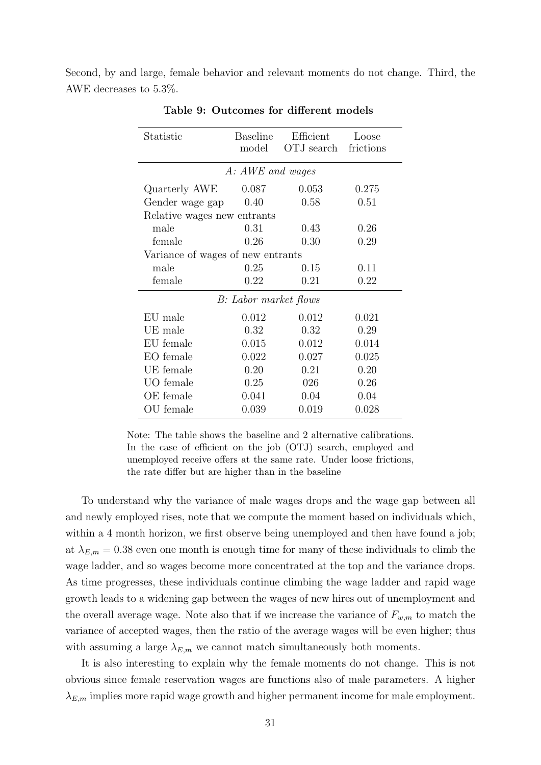Second, by and large, female behavior and relevant moments do not change. Third, the AWE decreases to 5.3%.

**Table 9: Outcomes for different models**

| Statistic | Baseline model | Efficient OTJ search | Loose frictions |
|---|---|---|---|
| *A: AWE and wages* | | | |
| Quarterly AWE | 0.087 | 0.053 | 0.275 |
| Gender wage gap | 0.40 | 0.58 | 0.51 |
| Relative wages new entrants | | | |
| male | 0.31 | 0.43 | 0.26 |
| female | 0.26 | 0.30 | 0.29 |
| Variance of wages of new entrants | | | |
| male | 0.25 | 0.15 | 0.11 |
| female | 0.22 | 0.21 | 0.22 |
| *B: Labor market flows* | | | |
| EU male | 0.012 | 0.012 | 0.021 |
| UE male | 0.32 | 0.32 | 0.29 |
| EU female | 0.015 | 0.012 | 0.014 |
| EO female | 0.022 | 0.027 | 0.025 |
| UE female | 0.20 | 0.21 | 0.20 |
| UO female | 0.25 | 026 | 0.26 |
| OE female | 0.041 | 0.04 | 0.04 |
| OU female | 0.039 | 0.019 | 0.028 |

Note: The table shows the baseline and 2 alternative calibrations. In the case of efficient on the job (OTJ) search, employed and unemployed receive offers at the same rate. Under loose frictions, the rate differ but are higher than in the baseline

To understand why the variance of male wages drops and the wage gap between all and newly employed rises, note that we compute the moment based on individuals which, within a 4 month horizon, we first observe being unemployed and then have found a job; at $\lambda_{E,m} = 0.38$ even one month is enough time for many of these individuals to climb the wage ladder, and so wages become more concentrated at the top and the variance drops. As time progresses, these individuals continue climbing the wage ladder and rapid wage growth leads to a widening gap between the wages of new hires out of unemployment and the overall average wage. Note also that if we increase the variance of $F_{w,m}$ to match the variance of accepted wages, then the ratio of the average wages will be even higher; thus with assuming a large $\lambda_{E,m}$ we cannot match simultaneously both moments.

It is also interesting to explain why the female moments do not change. This is not obvious since female reservation wages are functions also of male parameters. A higher $\lambda_{E,m}$ implies more rapid wage growth and higher permanent income for male employment.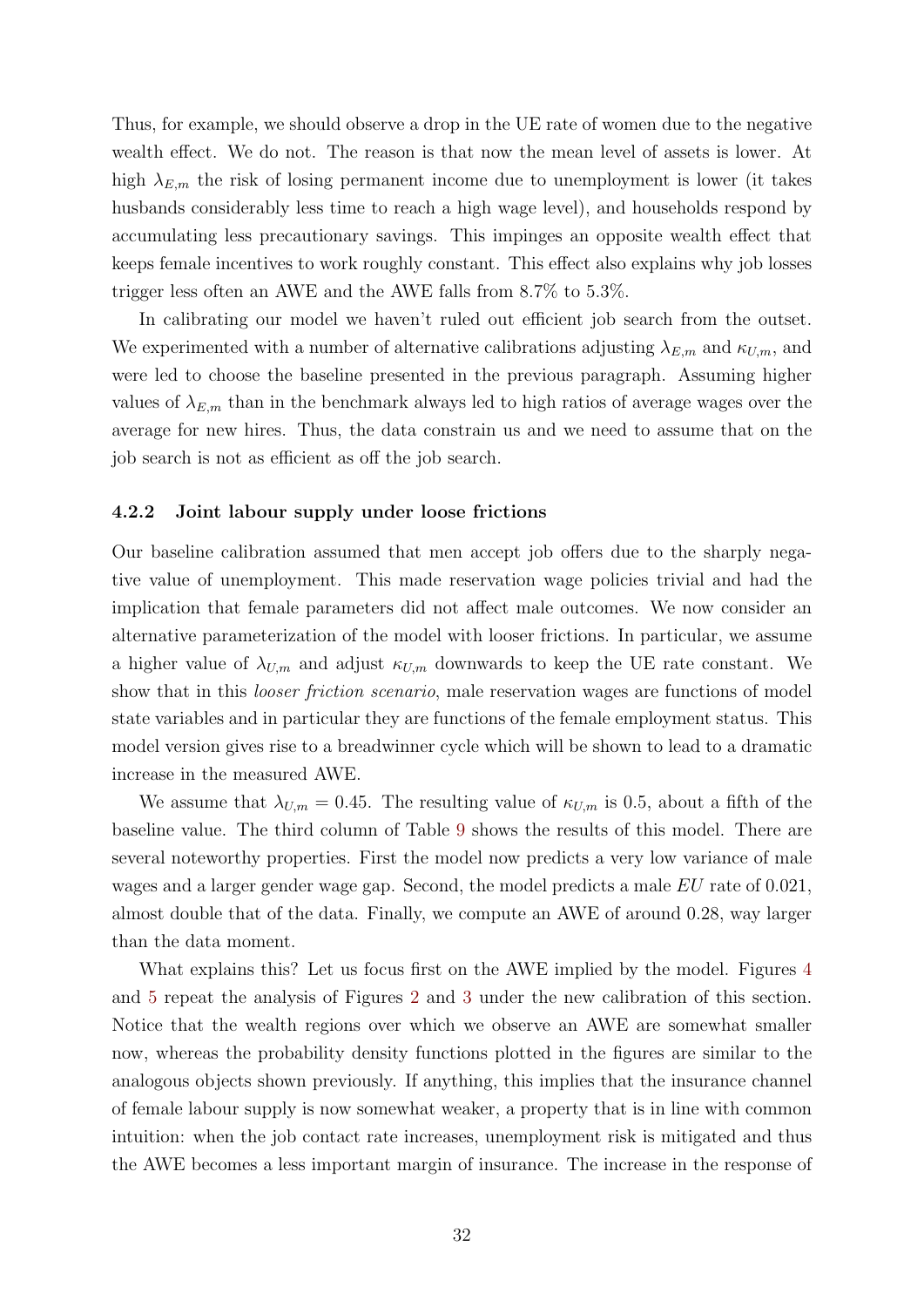Thus, for example, we should observe a drop in the UE rate of women due to the negative wealth effect. We do not. The reason is that now the mean level of assets is lower. At high $\lambda_{E,m}$ the risk of losing permanent income due to unemployment is lower (it takes husbands considerably less time to reach a high wage level), and households respond by accumulating less precautionary savings. This impinges an opposite wealth effect that keeps female incentives to work roughly constant. This effect also explains why job losses trigger less often an AWE and the AWE falls from 8.7% to 5.3%.

In calibrating our model we haven't ruled out efficient job search from the outset. We experimented with a number of alternative calibrations adjusting $\lambda_{E,m}$ and $\kappa_{U,m}$, and were led to choose the baseline presented in the previous paragraph. Assuming higher values of $\lambda_{E,m}$ than in the benchmark always led to high ratios of average wages over the average for new hires. Thus, the data constrain us and we need to assume that on the job search is not as efficient as off the job search.

### 4.2.2 Joint labour supply under loose frictions

Our baseline calibration assumed that men accept job offers due to the sharply negative value of unemployment. This made reservation wage policies trivial and had the implication that female parameters did not affect male outcomes. We now consider an alternative parameterization of the model with looser frictions. In particular, we assume a higher value of $\lambda_{U,m}$ and adjust $\kappa_{U,m}$ downwards to keep the UE rate constant. We show that in this *looser friction scenario*, male reservation wages are functions of model state variables and in particular they are functions of the female employment status. This model version gives rise to a breadwinner cycle which will be shown to lead to a dramatic increase in the measured AWE.

We assume that $\lambda_{U,m} = 0.45$. The resulting value of $\kappa_{U,m}$ is 0.5, about a fifth of the baseline value. The third column of Table 9 shows the results of this model. There are several noteworthy properties. First the model now predicts a very low variance of male wages and a larger gender wage gap. Second, the model predicts a male $EU$ rate of 0.021, almost double that of the data. Finally, we compute an AWE of around 0.28, way larger than the data moment.

What explains this? Let us focus first on the AWE implied by the model. Figures 4 and 5 repeat the analysis of Figures 2 and 3 under the new calibration of this section. Notice that the wealth regions over which we observe an AWE are somewhat smaller now, whereas the probability density functions plotted in the figures are similar to the analogous objects shown previously. If anything, this implies that the insurance channel of female labour supply is now somewhat weaker, a property that is in line with common intuition: when the job contact rate increases, unemployment risk is mitigated and thus the AWE becomes a less important margin of insurance. The increase in the response of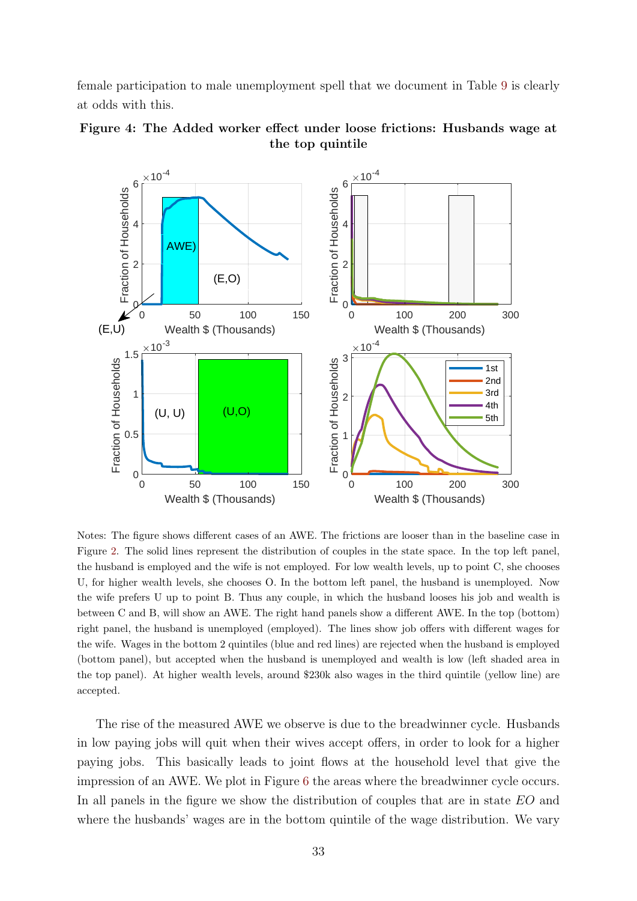female participation to male unemployment spell that we document in Table 9 is clearly at odds with this.

**Figure 4: The Added worker effect under loose frictions: Husbands wage at the top quintile**

Notes: The figure shows different cases of an AWE. The frictions are looser than in the baseline case in Figure 2. The solid lines represent the distribution of couples in the state space. In the top left panel, the husband is employed and the wife is not employed. For low wealth levels, up to point C, she chooses U, for higher wealth levels, she chooses O. In the bottom left panel, the husband is unemployed. Now the wife prefers U up to point B. Thus any couple, in which the husband looses his job and wealth is between C and B, will show an AWE. The right hand panels show a different AWE. In the top (bottom) right panel, the husband is unemployed (employed). The lines show job offers with different wages for the wife. Wages in the bottom 2 quintiles (blue and red lines) are rejected when the husband is employed (bottom panel), but accepted when the husband is unemployed and wealth is low (left shaded area in the top panel). At higher wealth levels, around $230k also wages in the third quintile (yellow line) are accepted.

The rise of the measured AWE we observe is due to the breadwinner cycle. Husbands in low paying jobs will quit when their wives accept offers, in order to look for a higher paying jobs. This basically leads to joint flows at the household level that give the impression of an AWE. We plot in Figure 6 the areas where the breadwinner cycle occurs. In all panels in the figure we show the distribution of couples that are in state *EO* and where the husbands' wages are in the bottom quintile of the wage distribution. We vary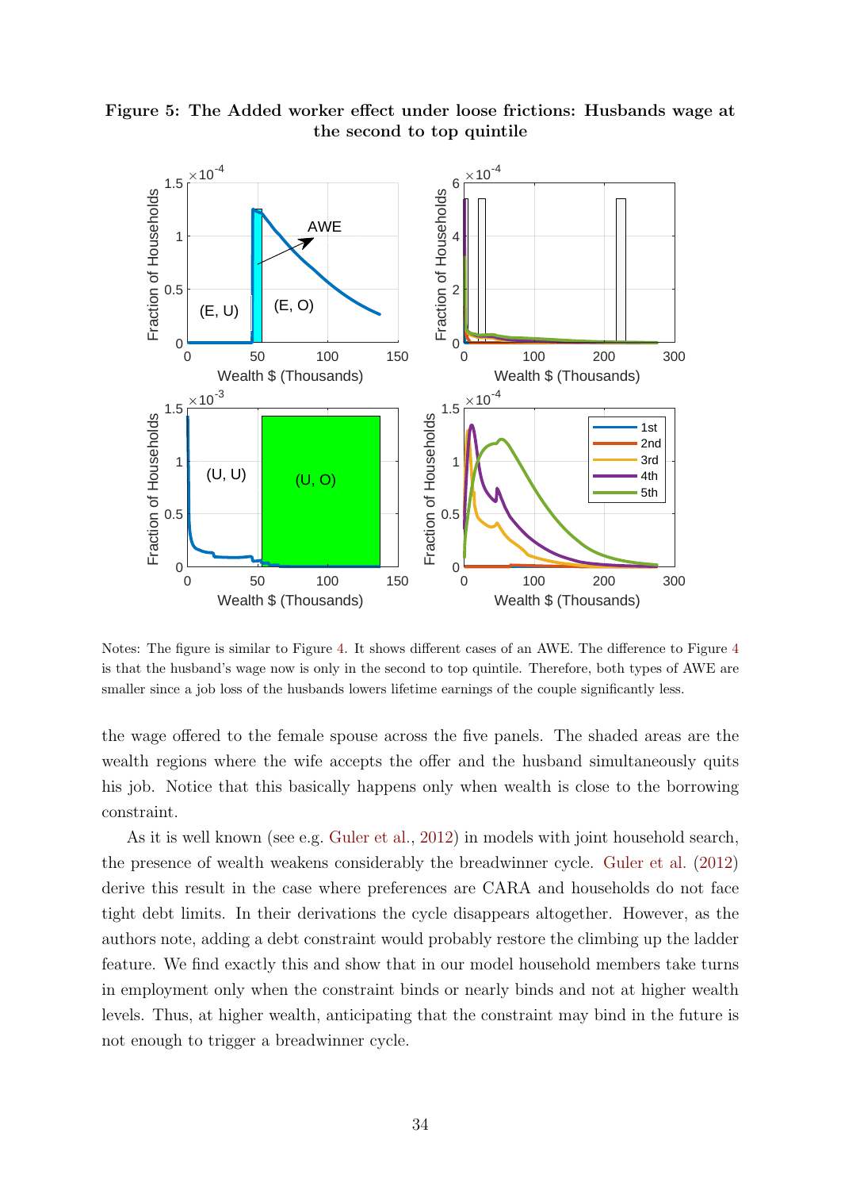**Figure 5: The Added worker effect under loose frictions: Husbands wage at the second to top quintile**

Notes: The figure is similar to Figure 4. It shows different cases of an AWE. The difference to Figure 4 is that the husband's wage now is only in the second to top quintile. Therefore, both types of AWE are smaller since a job loss of the husbands lowers lifetime earnings of the couple significantly less.

the wage offered to the female spouse across the five panels. The shaded areas are the wealth regions where the wife accepts the offer and the husband simultaneously quits his job. Notice that this basically happens only when wealth is close to the borrowing constraint.

As it is well known (see e.g. Guler et al., 2012) in models with joint household search, the presence of wealth weakens considerably the breadwinner cycle. Guler et al. (2012) derive this result in the case where preferences are CARA and households do not face tight debt limits. In their derivations the cycle disappears altogether. However, as the authors note, adding a debt constraint would probably restore the climbing up the ladder feature. We find exactly this and show that in our model household members take turns in employment only when the constraint binds or nearly binds and not at higher wealth levels. Thus, at higher wealth, anticipating that the constraint may bind in the future is not enough to trigger a breadwinner cycle.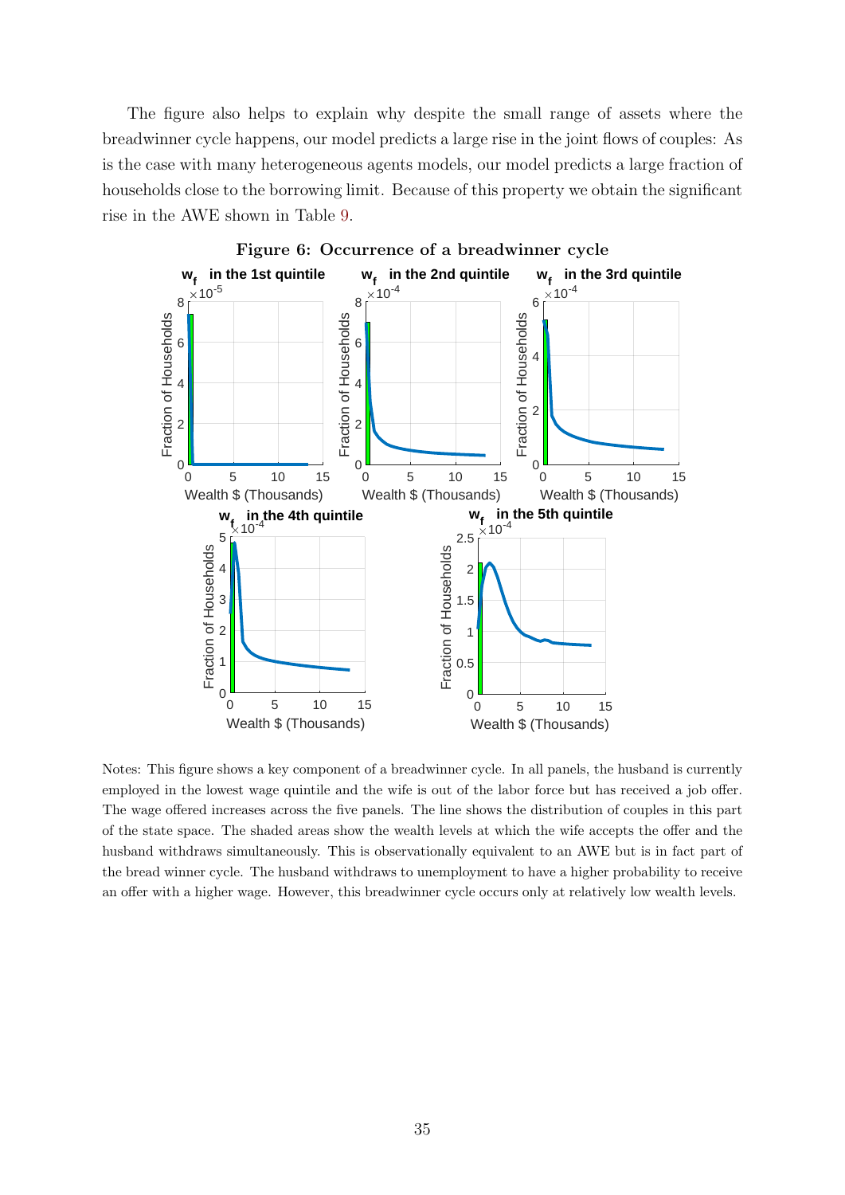The figure also helps to explain why despite the small range of assets where the breadwinner cycle happens, our model predicts a large rise in the joint flows of couples: As is the case with many heterogeneous agents models, our model predicts a large fraction of households close to the borrowing limit. Because of this property we obtain the significant rise in the AWE shown in Table 9.

**Figure 6: Occurrence of a breadwinner cycle**

Notes: This figure shows a key component of a breadwinner cycle. In all panels, the husband is currently employed in the lowest wage quintile and the wife is out of the labor force but has received a job offer. The wage offered increases across the five panels. The line shows the distribution of couples in this part of the state space. The shaded areas show the wealth levels at which the wife accepts the offer and the husband withdraws simultaneously. This is observationally equivalent to an AWE but is in fact part of the bread winner cycle. The husband withdraws to unemployment to have a higher probability to receive an offer with a higher wage. However, this breadwinner cycle occurs only at relatively low wealth levels.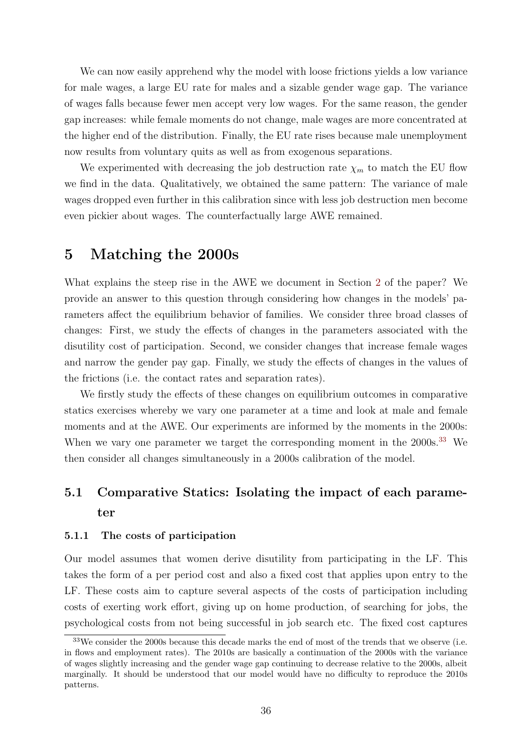We can now easily apprehend why the model with loose frictions yields a low variance for male wages, a large EU rate for males and a sizable gender wage gap. The variance of wages falls because fewer men accept very low wages. For the same reason, the gender gap increases: while female moments do not change, male wages are more concentrated at the higher end of the distribution. Finally, the EU rate rises because male unemployment now results from voluntary quits as well as from exogenous separations.

We experimented with decreasing the job destruction rate $\chi_m$ to match the EU flow we find in the data. Qualitatively, we obtained the same pattern: The variance of male wages dropped even further in this calibration since with less job destruction men become even pickier about wages. The counterfactually large AWE remained.

# 5 Matching the 2000s

What explains the steep rise in the AWE we document in Section 2 of the paper? We provide an answer to this question through considering how changes in the models' parameters affect the equilibrium behavior of families. We consider three broad classes of changes: First, we study the effects of changes in the parameters associated with the disutility cost of participation. Second, we consider changes that increase female wages and narrow the gender pay gap. Finally, we study the effects of changes in the values of the frictions (i.e. the contact rates and separation rates).

We firstly study the effects of these changes on equilibrium outcomes in comparative statics exercises whereby we vary one parameter at a time and look at male and female moments and at the AWE. Our experiments are informed by the moments in the 2000s: When we vary one parameter we target the corresponding moment in the 2000s.[33] We then consider all changes simultaneously in a 2000s calibration of the model.

## 5.1 Comparative Statics: Isolating the impact of each parameter

### 5.1.1 The costs of participation

Our model assumes that women derive disutility from participating in the LF. This takes the form of a per period cost and also a fixed cost that applies upon entry to the LF. These costs aim to capture several aspects of the costs of participation including costs of exerting work effort, giving up on home production, of searching for jobs, the psychological costs from not being successful in job search etc. The fixed cost captures

[33] We consider the 2000s because this decade marks the end of most of the trends that we observe (i.e. in flows and employment rates). The 2010s are basically a continuation of the 2000s with the variance of wages slightly increasing and the gender wage gap continuing to decrease relative to the 2000s, albeit marginally. It should be understood that our model would have no difficulty to reproduce the 2010s patterns.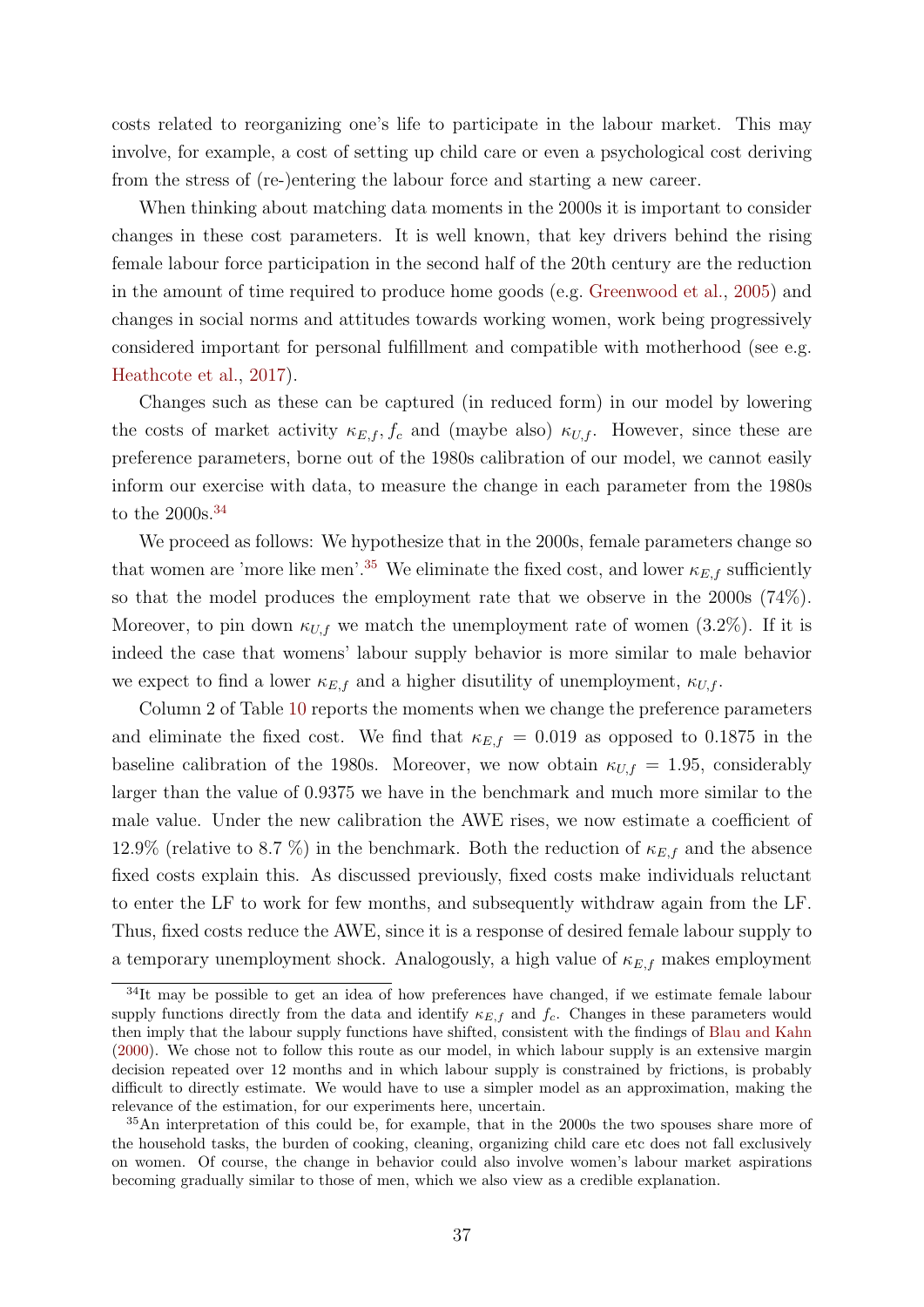costs related to reorganizing one's life to participate in the labour market. This may involve, for example, a cost of setting up child care or even a psychological cost deriving from the stress of (re-)entering the labour force and starting a new career.

When thinking about matching data moments in the 2000s it is important to consider changes in these cost parameters. It is well known, that key drivers behind the rising female labour force participation in the second half of the 20th century are the reduction in the amount of time required to produce home goods (e.g. Greenwood et al., 2005) and changes in social norms and attitudes towards working women, work being progressively considered important for personal fulfillment and compatible with motherhood (see e.g. Heathcote et al., 2017).

Changes such as these can be captured (in reduced form) in our model by lowering the costs of market activity $\kappa_{E,f}, f_c$ and (maybe also) $\kappa_{U,f}$. However, since these are preference parameters, borne out of the 1980s calibration of our model, we cannot easily inform our exercise with data, to measure the change in each parameter from the 1980s to the 2000s.[34]

We proceed as follows: We hypothesize that in the 2000s, female parameters change so that women are 'more like men'.[35] We eliminate the fixed cost, and lower $\kappa_{E,f}$ sufficiently so that the model produces the employment rate that we observe in the 2000s (74%). Moreover, to pin down $\kappa_{U,f}$ we match the unemployment rate of women (3.2%). If it is indeed the case that womens' labour supply behavior is more similar to male behavior we expect to find a lower $\kappa_{E,f}$ and a higher disutility of unemployment, $\kappa_{U,f}$.

Column 2 of Table 10 reports the moments when we change the preference parameters and eliminate the fixed cost. We find that $\kappa_{E,f} = 0.019$ as opposed to 0.1875 in the baseline calibration of the 1980s. Moreover, we now obtain $\kappa_{U,f} = 1.95$, considerably larger than the value of 0.9375 we have in the benchmark and much more similar to the male value. Under the new calibration the AWE rises, we now estimate a coefficient of 12.9% (relative to 8.7 %) in the benchmark. Both the reduction of $\kappa_{E,f}$ and the absence fixed costs explain this. As discussed previously, fixed costs make individuals reluctant to enter the LF to work for few months, and subsequently withdraw again from the LF. Thus, fixed costs reduce the AWE, since it is a response of desired female labour supply to a temporary unemployment shock. Analogously, a high value of $\kappa_{E,f}$ makes employment

---

[34] It may be possible to get an idea of how preferences have changed, if we estimate female labour supply functions directly from the data and identify $\kappa_{E,f}$ and $f_c$. Changes in these parameters would then imply that the labour supply functions have shifted, consistent with the findings of Blau and Kahn (2000). We chose not to follow this route as our model, in which labour supply is an extensive margin decision repeated over 12 months and in which labour supply is constrained by frictions, is probably difficult to directly estimate. We would have to use a simpler model as an approximation, making the relevance of the estimation, for our experiments here, uncertain.

[35] An interpretation of this could be, for example, that in the 2000s the two spouses share more of the household tasks, the burden of cooking, cleaning, organizing child care etc does not fall exclusively on women. Of course, the change in behavior could also involve women's labour market aspirations becoming gradually similar to those of men, which we also view as a credible explanation.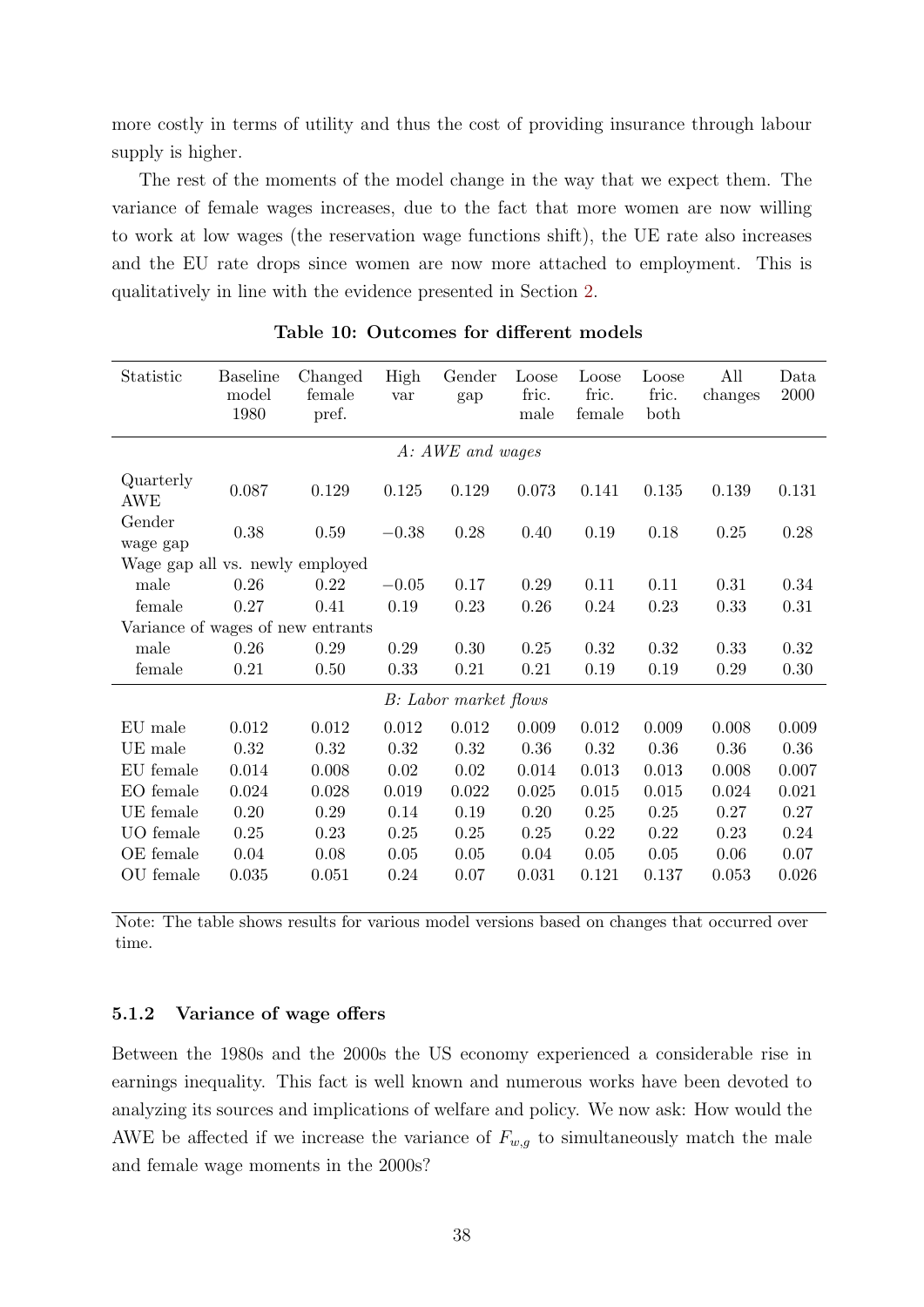more costly in terms of utility and thus the cost of providing insurance through labour supply is higher.

The rest of the moments of the model change in the way that we expect them. The variance of female wages increases, due to the fact that more women are now willing to work at low wages (the reservation wage functions shift), the UE rate also increases and the EU rate drops since women are now more attached to employment. This is qualitatively in line with the evidence presented in Section 2.

**Table 10: Outcomes for different models**

| Statistic | Baseline model 1980 | Changed female pref. | High var | Gender gap | Loose fric. male | Loose fric. female | Loose fric. both | All changes | Data 2000 |
|---|---|---|---|---|---|---|---|---|---|
| | | | | *A: AWE and wages* | | | | | |
| Quarterly AWE | 0.087 | 0.129 | 0.125 | 0.129 | 0.073 | 0.141 | 0.135 | 0.139 | 0.131 |
| Gender wage gap | 0.38 | 0.59 | −0.38 | 0.28 | 0.40 | 0.19 | 0.18 | 0.25 | 0.28 |
| Wage gap all vs. newly employed | | | | | | | | | |
| male | 0.26 | 0.22 | −0.05 | 0.17 | 0.29 | 0.11 | 0.11 | 0.31 | 0.34 |
| female | 0.27 | 0.41 | 0.19 | 0.23 | 0.26 | 0.24 | 0.23 | 0.33 | 0.31 |
| Variance of wages of new entrants | | | | | | | | | |
| male | 0.26 | 0.29 | 0.29 | 0.30 | 0.25 | 0.32 | 0.32 | 0.33 | 0.32 |
| female | 0.21 | 0.50 | 0.33 | 0.21 | 0.21 | 0.19 | 0.19 | 0.29 | 0.30 |
| | | | | *B: Labor market flows* | | | | | |
| EU male | 0.012 | 0.012 | 0.012 | 0.012 | 0.009 | 0.012 | 0.009 | 0.008 | 0.009 |
| UE male | 0.32 | 0.32 | 0.32 | 0.32 | 0.36 | 0.32 | 0.36 | 0.36 | 0.36 |
| EU female | 0.014 | 0.008 | 0.02 | 0.02 | 0.014 | 0.013 | 0.013 | 0.008 | 0.007 |
| EO female | 0.024 | 0.028 | 0.019 | 0.022 | 0.025 | 0.015 | 0.015 | 0.024 | 0.021 |
| UE female | 0.20 | 0.29 | 0.14 | 0.19 | 0.20 | 0.25 | 0.25 | 0.27 | 0.27 |
| UO female | 0.25 | 0.23 | 0.25 | 0.25 | 0.25 | 0.22 | 0.22 | 0.23 | 0.24 |
| OE female | 0.04 | 0.08 | 0.05 | 0.05 | 0.04 | 0.05 | 0.05 | 0.06 | 0.07 |
| OU female | 0.035 | 0.051 | 0.24 | 0.07 | 0.031 | 0.121 | 0.137 | 0.053 | 0.026 |

Note: The table shows results for various model versions based on changes that occurred over time.

### 5.1.2 Variance of wage offers

Between the 1980s and the 2000s the US economy experienced a considerable rise in earnings inequality. This fact is well known and numerous works have been devoted to analyzing its sources and implications of welfare and policy. We now ask: How would the AWE be affected if we increase the variance of $F_{w,g}$ to simultaneously match the male and female wage moments in the 2000s?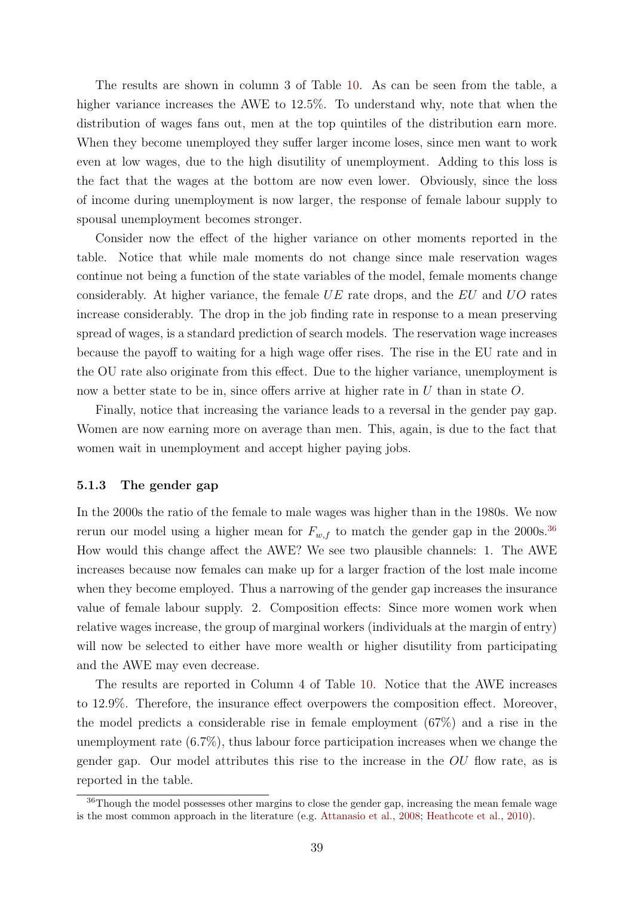The results are shown in column 3 of Table 10. As can be seen from the table, a higher variance increases the AWE to 12.5%. To understand why, note that when the distribution of wages fans out, men at the top quintiles of the distribution earn more. When they become unemployed they suffer larger income loses, since men want to work even at low wages, due to the high disutility of unemployment. Adding to this loss is the fact that the wages at the bottom are now even lower. Obviously, since the loss of income during unemployment is now larger, the response of female labour supply to spousal unemployment becomes stronger.

Consider now the effect of the higher variance on other moments reported in the table. Notice that while male moments do not change since male reservation wages continue not being a function of the state variables of the model, female moments change considerably. At higher variance, the female $UE$ rate drops, and the $EU$ and $UO$ rates increase considerably. The drop in the job finding rate in response to a mean preserving spread of wages, is a standard prediction of search models. The reservation wage increases because the payoff to waiting for a high wage offer rises. The rise in the EU rate and in the OU rate also originate from this effect. Due to the higher variance, unemployment is now a better state to be in, since offers arrive at higher rate in $U$ than in state $O$.

Finally, notice that increasing the variance leads to a reversal in the gender pay gap. Women are now earning more on average than men. This, again, is due to the fact that women wait in unemployment and accept higher paying jobs.

### 5.1.3 The gender gap

In the 2000s the ratio of the female to male wages was higher than in the 1980s. We now rerun our model using a higher mean for $F_{w,f}$ to match the gender gap in the 2000s.[36] How would this change affect the AWE? We see two plausible channels: 1. The AWE increases because now females can make up for a larger fraction of the lost male income when they become employed. Thus a narrowing of the gender gap increases the insurance value of female labour supply. 2. Composition effects: Since more women work when relative wages increase, the group of marginal workers (individuals at the margin of entry) will now be selected to either have more wealth or higher disutility from participating and the AWE may even decrease.

The results are reported in Column 4 of Table 10. Notice that the AWE increases to 12.9%. Therefore, the insurance effect overpowers the composition effect. Moreover, the model predicts a considerable rise in female employment (67%) and a rise in the unemployment rate (6.7%), thus labour force participation increases when we change the gender gap. Our model attributes this rise to the increase in the $OU$ flow rate, as is reported in the table.

[36] Though the model possesses other margins to close the gender gap, increasing the mean female wage is the most common approach in the literature (e.g. Attanasio et al., 2008; Heathcote et al., 2010).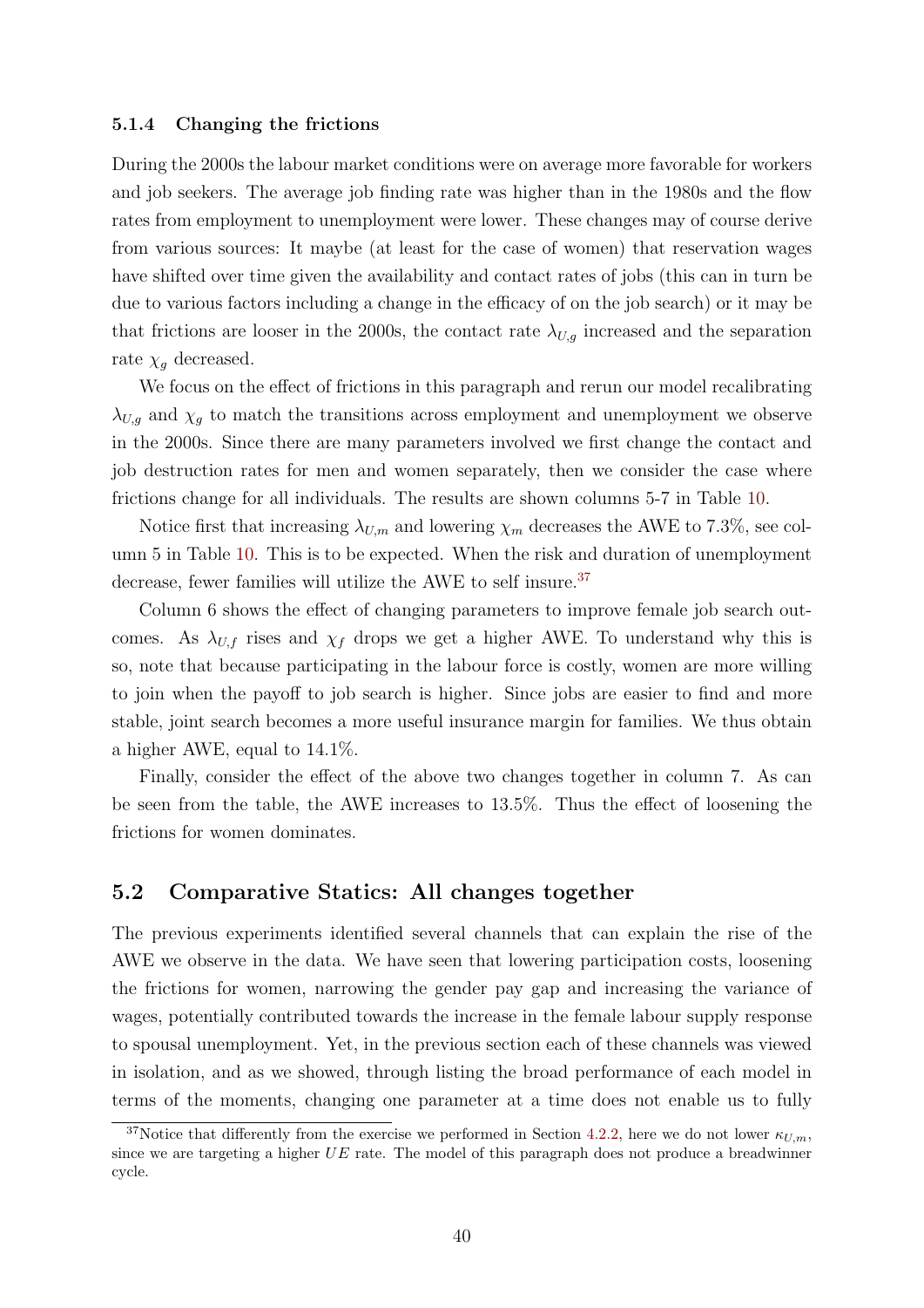#### 5.1.4 Changing the frictions

During the 2000s the labour market conditions were on average more favorable for workers and job seekers. The average job finding rate was higher than in the 1980s and the flow rates from employment to unemployment were lower. These changes may of course derive from various sources: It maybe (at least for the case of women) that reservation wages have shifted over time given the availability and contact rates of jobs (this can in turn be due to various factors including a change in the efficacy of on the job search) or it may be that frictions are looser in the 2000s, the contact rate $\lambda_{U,g}$ increased and the separation rate $\chi_g$ decreased.

We focus on the effect of frictions in this paragraph and rerun our model recalibrating $\lambda_{U,g}$ and $\chi_g$ to match the transitions across employment and unemployment we observe in the 2000s. Since there are many parameters involved we first change the contact and job destruction rates for men and women separately, then we consider the case where frictions change for all individuals. The results are shown columns 5-7 in Table 10.

Notice first that increasing $\lambda_{U,m}$ and lowering $\chi_m$ decreases the AWE to 7.3%, see column 5 in Table 10. This is to be expected. When the risk and duration of unemployment decrease, fewer families will utilize the AWE to self insure.[37]

Column 6 shows the effect of changing parameters to improve female job search outcomes. As $\lambda_{U,f}$ rises and $\chi_f$ drops we get a higher AWE. To understand why this is so, note that because participating in the labour force is costly, women are more willing to join when the payoff to job search is higher. Since jobs are easier to find and more stable, joint search becomes a more useful insurance margin for families. We thus obtain a higher AWE, equal to 14.1%.

Finally, consider the effect of the above two changes together in column 7. As can be seen from the table, the AWE increases to 13.5%. Thus the effect of loosening the frictions for women dominates.

## 5.2 Comparative Statics: All changes together

The previous experiments identified several channels that can explain the rise of the AWE we observe in the data. We have seen that lowering participation costs, loosening the frictions for women, narrowing the gender pay gap and increasing the variance of wages, potentially contributed towards the increase in the female labour supply response to spousal unemployment. Yet, in the previous section each of these channels was viewed in isolation, and as we showed, through listing the broad performance of each model in terms of the moments, changing one parameter at a time does not enable us to fully

[37] Notice that differently from the exercise we performed in Section 4.2.2, here we do not lower $\kappa_{U,m}$, since we are targeting a higher $UE$ rate. The model of this paragraph does not produce a breadwinner cycle.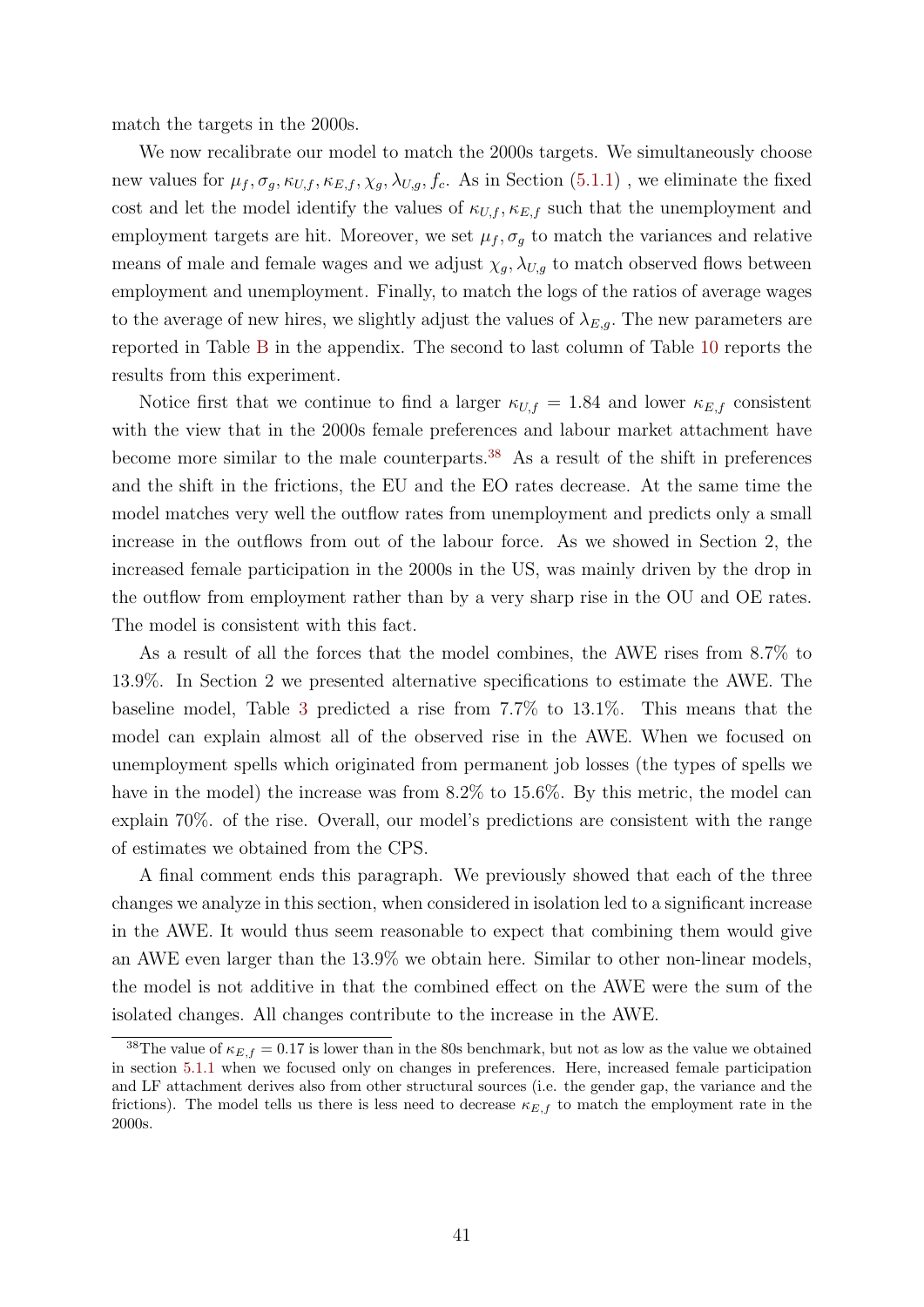match the targets in the 2000s.

We now recalibrate our model to match the 2000s targets. We simultaneously choose new values for $\mu_f, \sigma_g, \kappa_{U,f}, \kappa_{E,f}, \chi_g, \lambda_{U,g}, f_c$. As in Section (5.1.1) , we eliminate the fixed cost and let the model identify the values of $\kappa_{U,f}, \kappa_{E,f}$ such that the unemployment and employment targets are hit. Moreover, we set $\mu_f, \sigma_g$ to match the variances and relative means of male and female wages and we adjust $\chi_g, \lambda_{U,g}$ to match observed flows between employment and unemployment. Finally, to match the logs of the ratios of average wages to the average of new hires, we slightly adjust the values of $\lambda_{E,g}$. The new parameters are reported in Table B in the appendix. The second to last column of Table 10 reports the results from this experiment.

Notice first that we continue to find a larger $\kappa_{U,f} = 1.84$ and lower $\kappa_{E,f}$ consistent with the view that in the 2000s female preferences and labour market attachment have become more similar to the male counterparts.[38] As a result of the shift in preferences and the shift in the frictions, the EU and the EO rates decrease. At the same time the model matches very well the outflow rates from unemployment and predicts only a small increase in the outflows from out of the labour force. As we showed in Section 2, the increased female participation in the 2000s in the US, was mainly driven by the drop in the outflow from employment rather than by a very sharp rise in the OU and OE rates. The model is consistent with this fact.

As a result of all the forces that the model combines, the AWE rises from 8.7% to 13.9%. In Section 2 we presented alternative specifications to estimate the AWE. The baseline model, Table 3 predicted a rise from 7.7% to 13.1%. This means that the model can explain almost all of the observed rise in the AWE. When we focused on unemployment spells which originated from permanent job losses (the types of spells we have in the model) the increase was from 8.2% to 15.6%. By this metric, the model can explain 70%. of the rise. Overall, our model's predictions are consistent with the range of estimates we obtained from the CPS.

A final comment ends this paragraph. We previously showed that each of the three changes we analyze in this section, when considered in isolation led to a significant increase in the AWE. It would thus seem reasonable to expect that combining them would give an AWE even larger than the 13.9% we obtain here. Similar to other non-linear models, the model is not additive in that the combined effect on the AWE were the sum of the isolated changes. All changes contribute to the increase in the AWE.

[38] The value of $\kappa_{E,f} = 0.17$ is lower than in the 80s benchmark, but not as low as the value we obtained in section 5.1.1 when we focused only on changes in preferences. Here, increased female participation and LF attachment derives also from other structural sources (i.e. the gender gap, the variance and the frictions). The model tells us there is less need to decrease $\kappa_{E,f}$ to match the employment rate in the 2000s.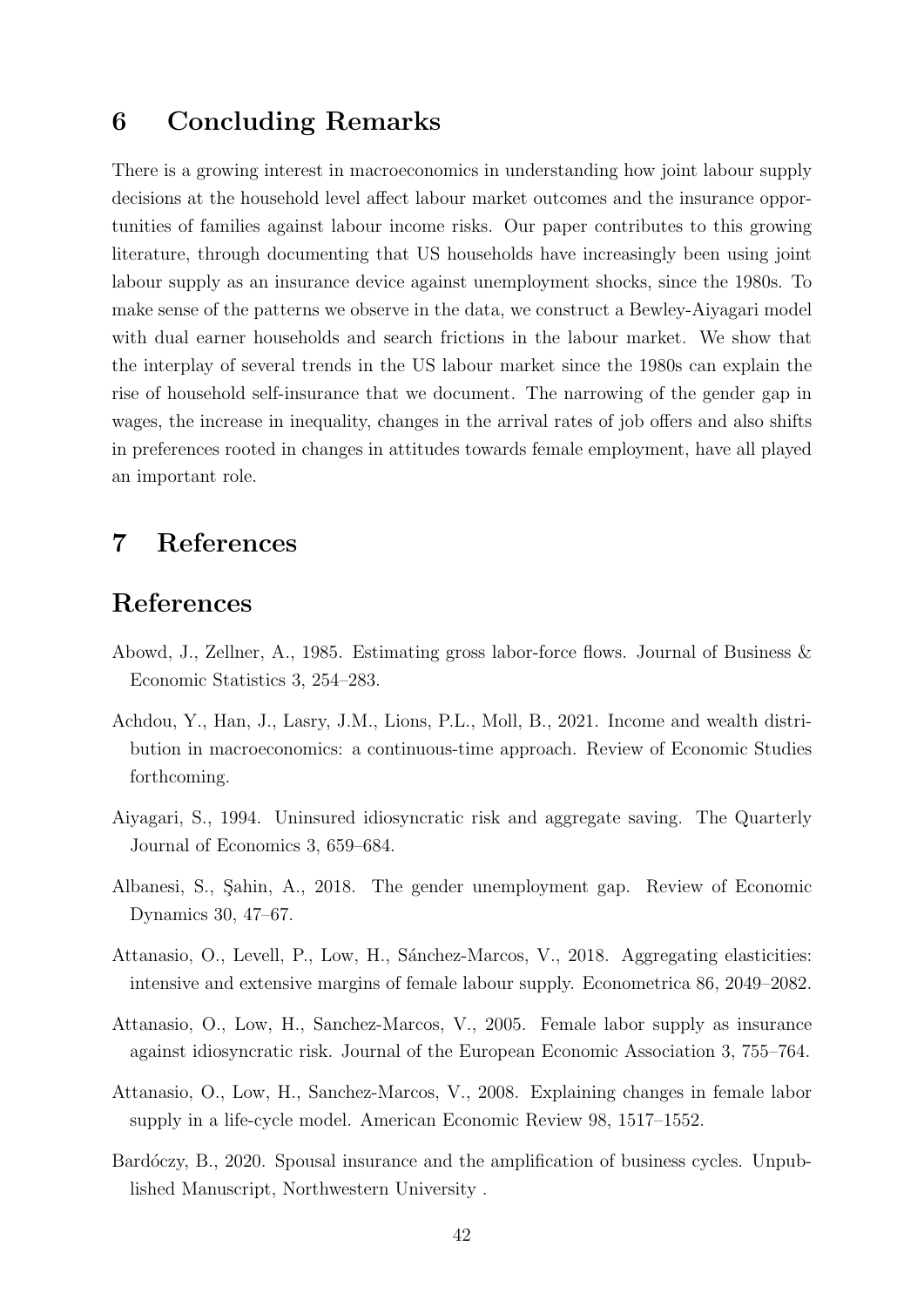## 6 Concluding Remarks

There is a growing interest in macroeconomics in understanding how joint labour supply decisions at the household level affect labour market outcomes and the insurance opportunities of families against labour income risks. Our paper contributes to this growing literature, through documenting that US households have increasingly been using joint labour supply as an insurance device against unemployment shocks, since the 1980s. To make sense of the patterns we observe in the data, we construct a Bewley-Aiyagari model with dual earner households and search frictions in the labour market. We show that the interplay of several trends in the US labour market since the 1980s can explain the rise of household self-insurance that we document. The narrowing of the gender gap in wages, the increase in inequality, changes in the arrival rates of job offers and also shifts in preferences rooted in changes in attitudes towards female employment, have all played an important role.

## 7 References

## References

Abowd, J., Zellner, A., 1985. Estimating gross labor-force flows. Journal of Business & Economic Statistics 3, 254–283.

Achdou, Y., Han, J., Lasry, J.M., Lions, P.L., Moll, B., 2021. Income and wealth distribution in macroeconomics: a continuous-time approach. Review of Economic Studies forthcoming.

Aiyagari, S., 1994. Uninsured idiosyncratic risk and aggregate saving. The Quarterly Journal of Economics 3, 659–684.

Albanesi, S., Şahin, A., 2018. The gender unemployment gap. Review of Economic Dynamics 30, 47–67.

Attanasio, O., Levell, P., Low, H., Sánchez-Marcos, V., 2018. Aggregating elasticities: intensive and extensive margins of female labour supply. Econometrica 86, 2049–2082.

Attanasio, O., Low, H., Sanchez-Marcos, V., 2005. Female labor supply as insurance against idiosyncratic risk. Journal of the European Economic Association 3, 755–764.

Attanasio, O., Low, H., Sanchez-Marcos, V., 2008. Explaining changes in female labor supply in a life-cycle model. American Economic Review 98, 1517–1552.

Bardóczy, B., 2020. Spousal insurance and the amplification of business cycles. Unpublished Manuscript, Northwestern University .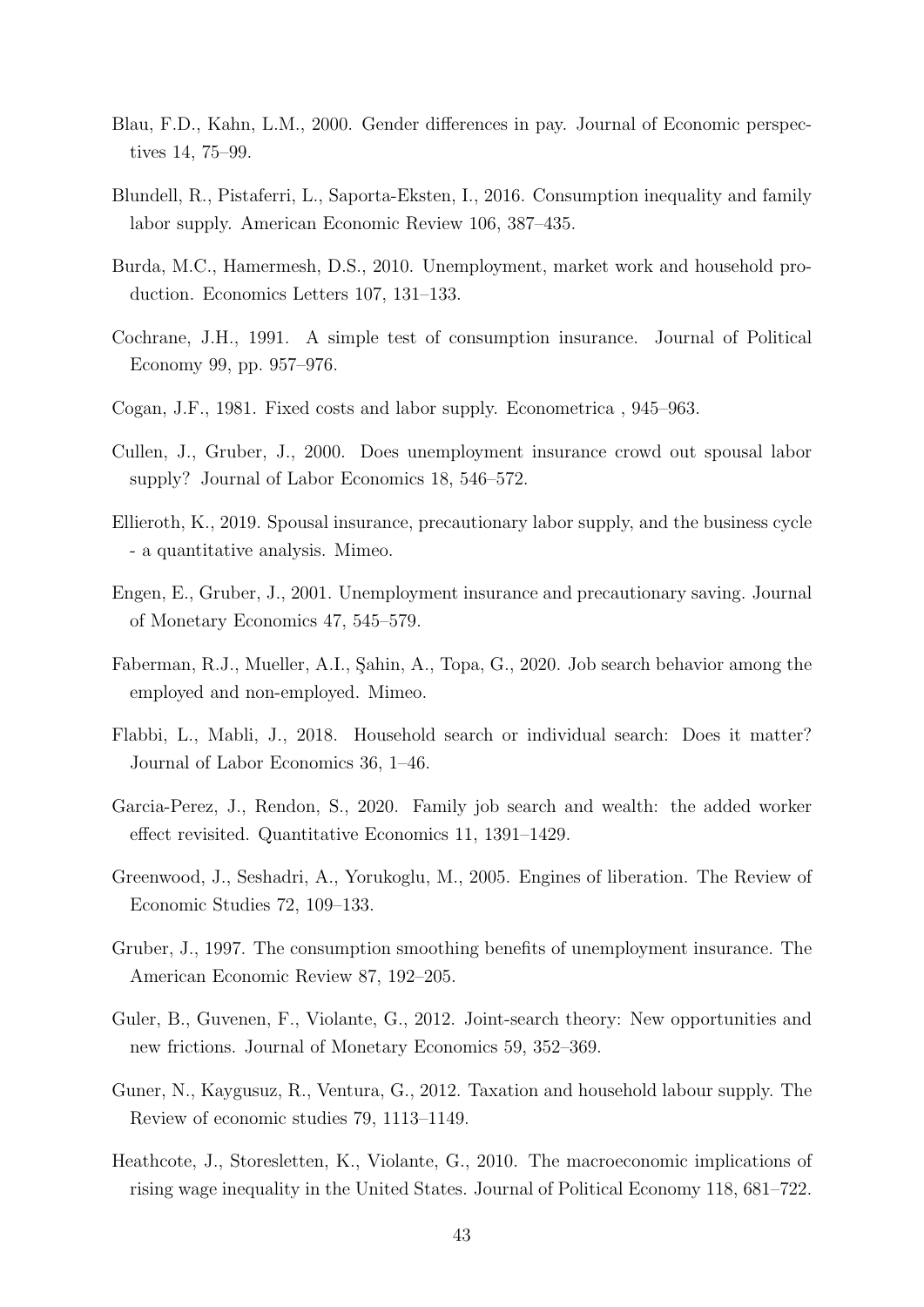Blau, F.D., Kahn, L.M., 2000. Gender differences in pay. Journal of Economic perspectives 14, 75–99.

Blundell, R., Pistaferri, L., Saporta-Eksten, I., 2016. Consumption inequality and family labor supply. American Economic Review 106, 387–435.

Burda, M.C., Hamermesh, D.S., 2010. Unemployment, market work and household production. Economics Letters 107, 131–133.

Cochrane, J.H., 1991. A simple test of consumption insurance. Journal of Political Economy 99, pp. 957–976.

Cogan, J.F., 1981. Fixed costs and labor supply. Econometrica , 945–963.

Cullen, J., Gruber, J., 2000. Does unemployment insurance crowd out spousal labor supply? Journal of Labor Economics 18, 546–572.

Ellieroth, K., 2019. Spousal insurance, precautionary labor supply, and the business cycle - a quantitative analysis. Mimeo.

Engen, E., Gruber, J., 2001. Unemployment insurance and precautionary saving. Journal of Monetary Economics 47, 545–579.

Faberman, R.J., Mueller, A.I., Şahin, A., Topa, G., 2020. Job search behavior among the employed and non-employed. Mimeo.

Flabbi, L., Mabli, J., 2018. Household search or individual search: Does it matter? Journal of Labor Economics 36, 1–46.

Garcia-Perez, J., Rendon, S., 2020. Family job search and wealth: the added worker effect revisited. Quantitative Economics 11, 1391–1429.

Greenwood, J., Seshadri, A., Yorukoglu, M., 2005. Engines of liberation. The Review of Economic Studies 72, 109–133.

Gruber, J., 1997. The consumption smoothing benefits of unemployment insurance. The American Economic Review 87, 192–205.

Guler, B., Guvenen, F., Violante, G., 2012. Joint-search theory: New opportunities and new frictions. Journal of Monetary Economics 59, 352–369.

Guner, N., Kaygusuz, R., Ventura, G., 2012. Taxation and household labour supply. The Review of economic studies 79, 1113–1149.

Heathcote, J., Storesletten, K., Violante, G., 2010. The macroeconomic implications of rising wage inequality in the United States. Journal of Political Economy 118, 681–722.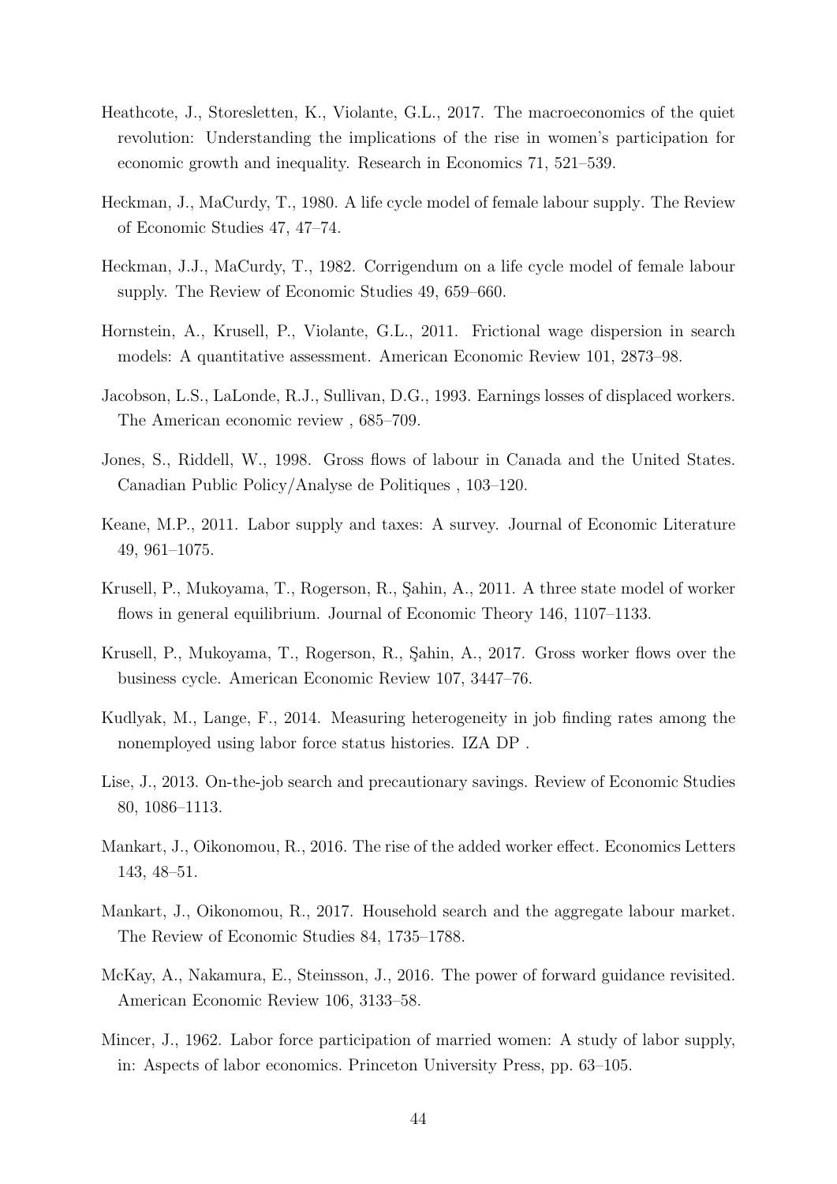Heathcote, J., Storesletten, K., Violante, G.L., 2017. The macroeconomics of the quiet revolution: Understanding the implications of the rise in women's participation for economic growth and inequality. Research in Economics 71, 521–539.

Heckman, J., MaCurdy, T., 1980. A life cycle model of female labour supply. The Review of Economic Studies 47, 47–74.

Heckman, J.J., MaCurdy, T., 1982. Corrigendum on a life cycle model of female labour supply. The Review of Economic Studies 49, 659–660.

Hornstein, A., Krusell, P., Violante, G.L., 2011. Frictional wage dispersion in search models: A quantitative assessment. American Economic Review 101, 2873–98.

Jacobson, L.S., LaLonde, R.J., Sullivan, D.G., 1993. Earnings losses of displaced workers. The American economic review , 685–709.

Jones, S., Riddell, W., 1998. Gross flows of labour in Canada and the United States. Canadian Public Policy/Analyse de Politiques , 103–120.

Keane, M.P., 2011. Labor supply and taxes: A survey. Journal of Economic Literature 49, 961–1075.

Krusell, P., Mukoyama, T., Rogerson, R., Şahin, A., 2011. A three state model of worker flows in general equilibrium. Journal of Economic Theory 146, 1107–1133.

Krusell, P., Mukoyama, T., Rogerson, R., Şahin, A., 2017. Gross worker flows over the business cycle. American Economic Review 107, 3447–76.

Kudlyak, M., Lange, F., 2014. Measuring heterogeneity in job finding rates among the nonemployed using labor force status histories. IZA DP .

Lise, J., 2013. On-the-job search and precautionary savings. Review of Economic Studies 80, 1086–1113.

Mankart, J., Oikonomou, R., 2016. The rise of the added worker effect. Economics Letters 143, 48–51.

Mankart, J., Oikonomou, R., 2017. Household search and the aggregate labour market. The Review of Economic Studies 84, 1735–1788.

McKay, A., Nakamura, E., Steinsson, J., 2016. The power of forward guidance revisited. American Economic Review 106, 3133–58.

Mincer, J., 1962. Labor force participation of married women: A study of labor supply, in: Aspects of labor economics. Princeton University Press, pp. 63–105.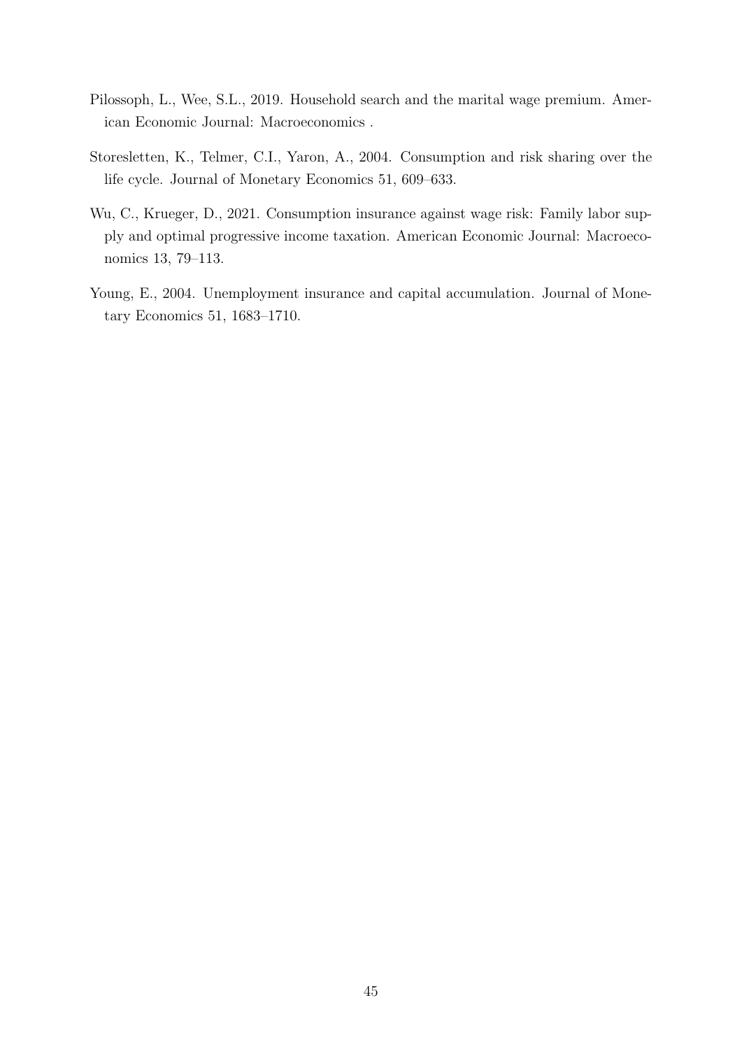Pilossoph, L., Wee, S.L., 2019. Household search and the marital wage premium. American Economic Journal: Macroeconomics .

Storesletten, K., Telmer, C.I., Yaron, A., 2004. Consumption and risk sharing over the life cycle. Journal of Monetary Economics 51, 609–633.

Wu, C., Krueger, D., 2021. Consumption insurance against wage risk: Family labor supply and optimal progressive income taxation. American Economic Journal: Macroeconomics 13, 79–113.

Young, E., 2004. Unemployment insurance and capital accumulation. Journal of Monetary Economics 51, 1683–1710.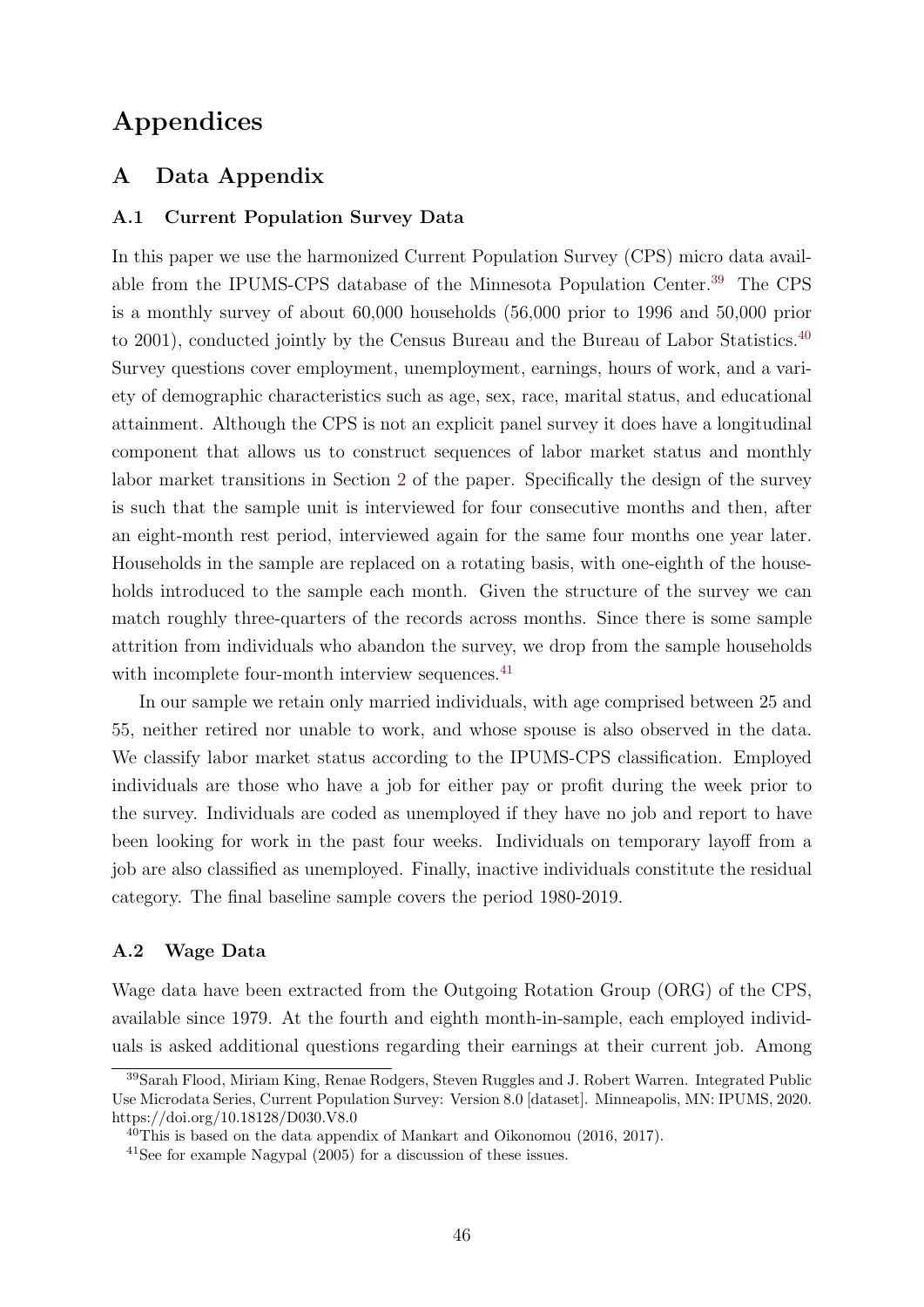# Appendices

## A Data Appendix

### A.1 Current Population Survey Data

In this paper we use the harmonized Current Population Survey (CPS) micro data available from the IPUMS-CPS database of the Minnesota Population Center.[39] The CPS is a monthly survey of about 60,000 households (56,000 prior to 1996 and 50,000 prior to 2001), conducted jointly by the Census Bureau and the Bureau of Labor Statistics.[40] Survey questions cover employment, unemployment, earnings, hours of work, and a variety of demographic characteristics such as age, sex, race, marital status, and educational attainment. Although the CPS is not an explicit panel survey it does have a longitudinal component that allows us to construct sequences of labor market status and monthly labor market transitions in Section 2 of the paper. Specifically the design of the survey is such that the sample unit is interviewed for four consecutive months and then, after an eight-month rest period, interviewed again for the same four months one year later. Households in the sample are replaced on a rotating basis, with one-eighth of the households introduced to the sample each month. Given the structure of the survey we can match roughly three-quarters of the records across months. Since there is some sample attrition from individuals who abandon the survey, we drop from the sample households with incomplete four-month interview sequences.[41]

In our sample we retain only married individuals, with age comprised between 25 and 55, neither retired nor unable to work, and whose spouse is also observed in the data. We classify labor market status according to the IPUMS-CPS classification. Employed individuals are those who have a job for either pay or profit during the week prior to the survey. Individuals are coded as unemployed if they have no job and report to have been looking for work in the past four weeks. Individuals on temporary layoff from a job are also classified as unemployed. Finally, inactive individuals constitute the residual category. The final baseline sample covers the period 1980-2019.

### A.2 Wage Data

Wage data have been extracted from the Outgoing Rotation Group (ORG) of the CPS, available since 1979. At the fourth and eighth month-in-sample, each employed individuals is asked additional questions regarding their earnings at their current job. Among

---

[39] Sarah Flood, Miriam King, Renae Rodgers, Steven Ruggles and J. Robert Warren. Integrated Public Use Microdata Series, Current Population Survey: Version 8.0 [dataset]. Minneapolis, MN: IPUMS, 2020. https://doi.org/10.18128/D030.V8.0

[40] This is based on the data appendix of Mankart and Oikonomou (2016, 2017).

[41] See for example Nagypal (2005) for a discussion of these issues.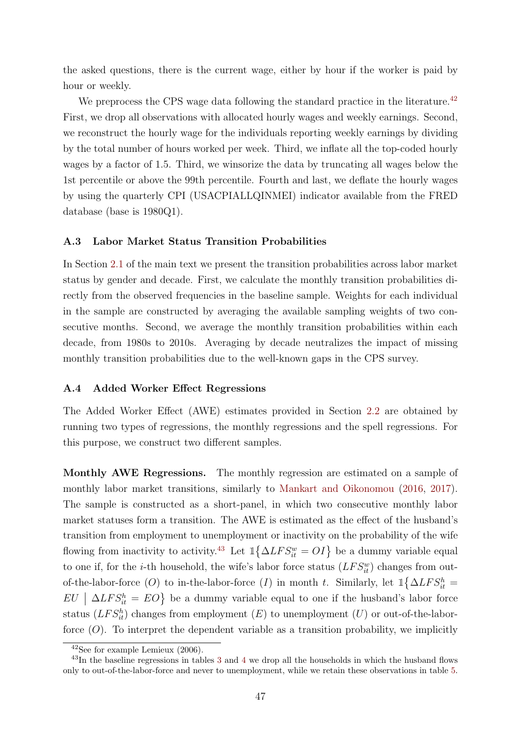the asked questions, there is the current wage, either by hour if the worker is paid by hour or weekly.

We preprocess the CPS wage data following the standard practice in the literature.[42] First, we drop all observations with allocated hourly wages and weekly earnings. Second, we reconstruct the hourly wage for the individuals reporting weekly earnings by dividing by the total number of hours worked per week. Third, we inflate all the top-coded hourly wages by a factor of 1.5. Third, we winsorize the data by truncating all wages below the 1st percentile or above the 99th percentile. Fourth and last, we deflate the hourly wages by using the quarterly CPI (USACPIALLQINMEI) indicator available from the FRED database (base is 1980Q1).

### A.3 Labor Market Status Transition Probabilities

In Section 2.1 of the main text we present the transition probabilities across labor market status by gender and decade. First, we calculate the monthly transition probabilities directly from the observed frequencies in the baseline sample. Weights for each individual in the sample are constructed by averaging the available sampling weights of two consecutive months. Second, we average the monthly transition probabilities within each decade, from 1980s to 2010s. Averaging by decade neutralizes the impact of missing monthly transition probabilities due to the well-known gaps in the CPS survey.

### A.4 Added Worker Effect Regressions

The Added Worker Effect (AWE) estimates provided in Section 2.2 are obtained by running two types of regressions, the monthly regressions and the spell regressions. For this purpose, we construct two different samples.

**Monthly AWE Regressions.** The monthly regression are estimated on a sample of monthly labor market transitions, similarly to Mankart and Oikonomou (2016, 2017). The sample is constructed as a short-panel, in which two consecutive monthly labor market statuses form a transition. The AWE is estimated as the effect of the husband's transition from employment to unemployment or inactivity on the probability of the wife flowing from inactivity to activity.[43] Let $\mathbb{1}\{\Delta LFS_{it}^{w} = OI\}$ be a dummy variable equal to one if, for the $i$-th household, the wife's labor force status ($LFS_{it}^{w}$) changes from out-of-the-labor-force ($O$) to in-the-labor-force ($I$) in month $t$. Similarly, let $\mathbb{1}\{\Delta LFS_{it}^{h} = EU \mid \Delta LFS_{it}^{h} = EO\}$ be a dummy variable equal to one if the husband's labor force status ($LFS_{it}^{h}$) changes from employment ($E$) to unemployment ($U$) or out-of-the-labor-force ($O$). To interpret the dependent variable as a transition probability, we implicitly

[42] See for example Lemieux (2006).

[43] In the baseline regressions in tables 3 and 4 we drop all the households in which the husband flows only to out-of-the-labor-force and never to unemployment, while we retain these observations in table 5.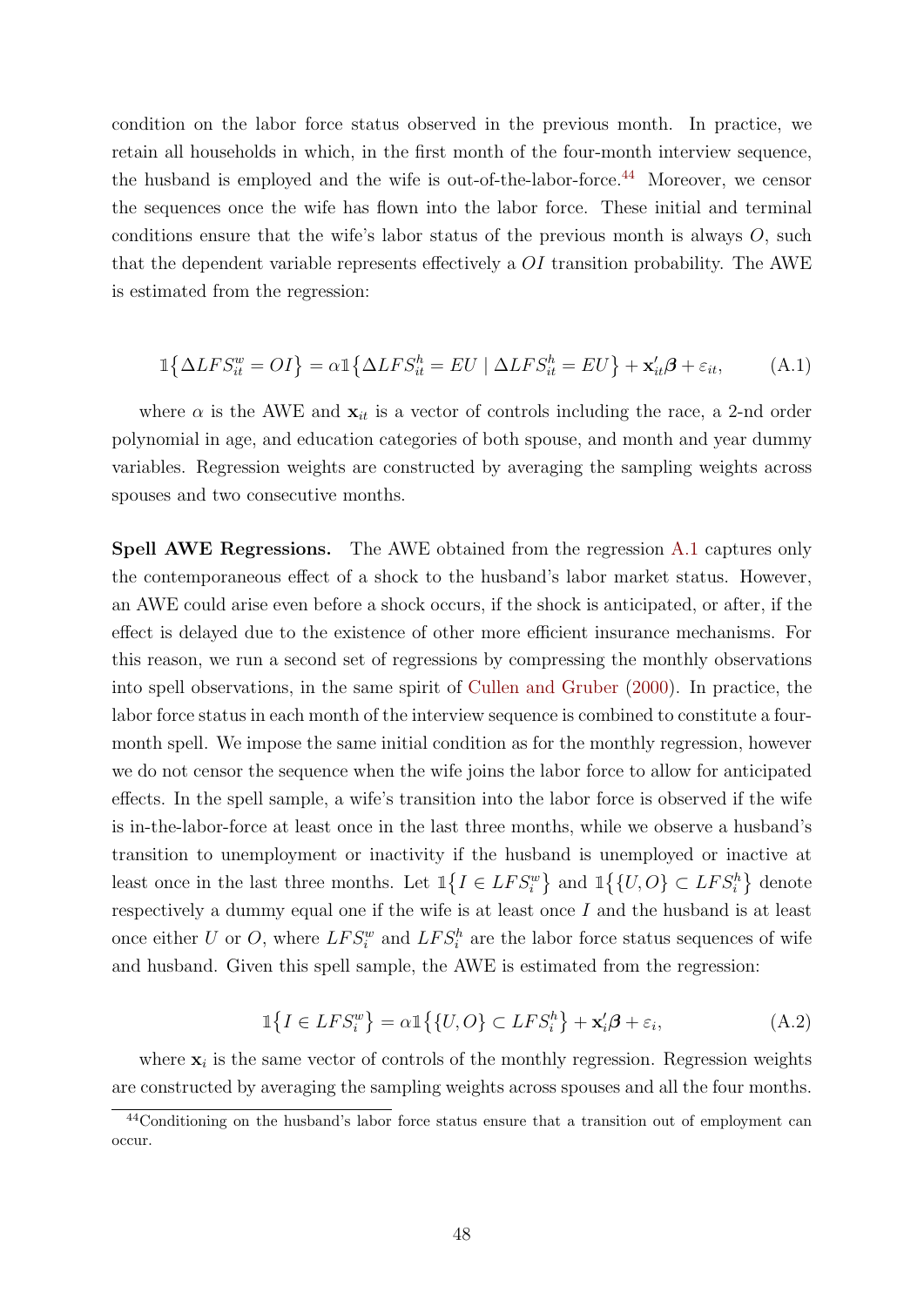condition on the labor force status observed in the previous month. In practice, we retain all households in which, in the first month of the four-month interview sequence, the husband is employed and the wife is out-of-the-labor-force.[44] Moreover, we censor the sequences once the wife has flown into the labor force. These initial and terminal conditions ensure that the wife's labor status of the previous month is always $O$, such that the dependent variable represents effectively a $OI$ transition probability. The AWE is estimated from the regression:

$$\mathbb{1}\big\{\Delta LFS_{it}^{w} = OI\big\} = \alpha \mathbb{1}\big\{\Delta LFS_{it}^{h} = EU \mid \Delta LFS_{it}^{h} = EU\big\} + \mathbf{x}_{it}'\boldsymbol{\beta} + \varepsilon_{it}, \qquad \text{(A.1)}$$

where $\alpha$ is the AWE and $\mathbf{x}_{it}$ is a vector of controls including the race, a 2-nd order polynomial in age, and education categories of both spouse, and month and year dummy variables. Regression weights are constructed by averaging the sampling weights across spouses and two consecutive months.

**Spell AWE Regressions.** The AWE obtained from the regression A.1 captures only the contemporaneous effect of a shock to the husband's labor market status. However, an AWE could arise even before a shock occurs, if the shock is anticipated, or after, if the effect is delayed due to the existence of other more efficient insurance mechanisms. For this reason, we run a second set of regressions by compressing the monthly observations into spell observations, in the same spirit of Cullen and Gruber (2000). In practice, the labor force status in each month of the interview sequence is combined to constitute a four-month spell. We impose the same initial condition as for the monthly regression, however we do not censor the sequence when the wife joins the labor force to allow for anticipated effects. In the spell sample, a wife's transition into the labor force is observed if the wife is in-the-labor-force at least once in the last three months, while we observe a husband's transition to unemployment or inactivity if the husband is unemployed or inactive at least once in the last three months. Let $\mathbb{1}\big\{I \in LFS_i^w\big\}$ and $\mathbb{1}\big\{\{U, O\} \subset LFS_i^h\big\}$ denote respectively a dummy equal one if the wife is at least once $I$ and the husband is at least once either $U$ or $O$, where $LFS_i^w$ and $LFS_i^h$ are the labor force status sequences of wife and husband. Given this spell sample, the AWE is estimated from the regression:

$$\mathbb{1}\big\{I \in LFS_i^w\big\} = \alpha \mathbb{1}\big\{\{U, O\} \subset LFS_i^h\big\} + \mathbf{x}_i'\boldsymbol{\beta} + \varepsilon_i, \qquad \text{(A.2)}$$

where $\mathbf{x}_i$ is the same vector of controls of the monthly regression. Regression weights are constructed by averaging the sampling weights across spouses and all the four months.

[44] Conditioning on the husband's labor force status ensure that a transition out of employment can occur.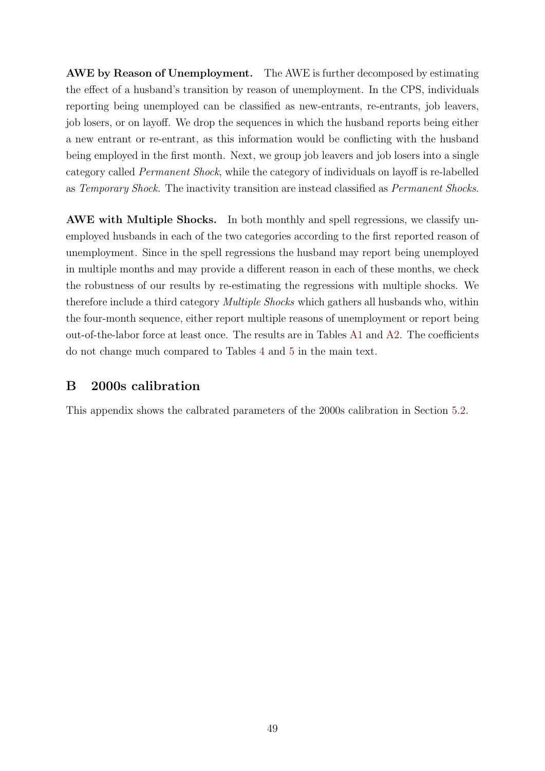**AWE by Reason of Unemployment.** The AWE is further decomposed by estimating the effect of a husband's transition by reason of unemployment. In the CPS, individuals reporting being unemployed can be classified as new-entrants, re-entrants, job leavers, job losers, or on layoff. We drop the sequences in which the husband reports being either a new entrant or re-entrant, as this information would be conflicting with the husband being employed in the first month. Next, we group job leavers and job losers into a single category called *Permanent Shock*, while the category of individuals on layoff is re-labelled as *Temporary Shock*. The inactivity transition are instead classified as *Permanent Shocks*.

**AWE with Multiple Shocks.** In both monthly and spell regressions, we classify unemployed husbands in each of the two categories according to the first reported reason of unemployment. Since in the spell regressions the husband may report being unemployed in multiple months and may provide a different reason in each of these months, we check the robustness of our results by re-estimating the regressions with multiple shocks. We therefore include a third category *Multiple Shocks* which gathers all husbands who, within the four-month sequence, either report multiple reasons of unemployment or report being out-of-the-labor force at least once. The results are in Tables A1 and A2. The coefficients do not change much compared to Tables 4 and 5 in the main text.

## B 2000s calibration

This appendix shows the calbrated parameters of the 2000s calibration in Section 5.2.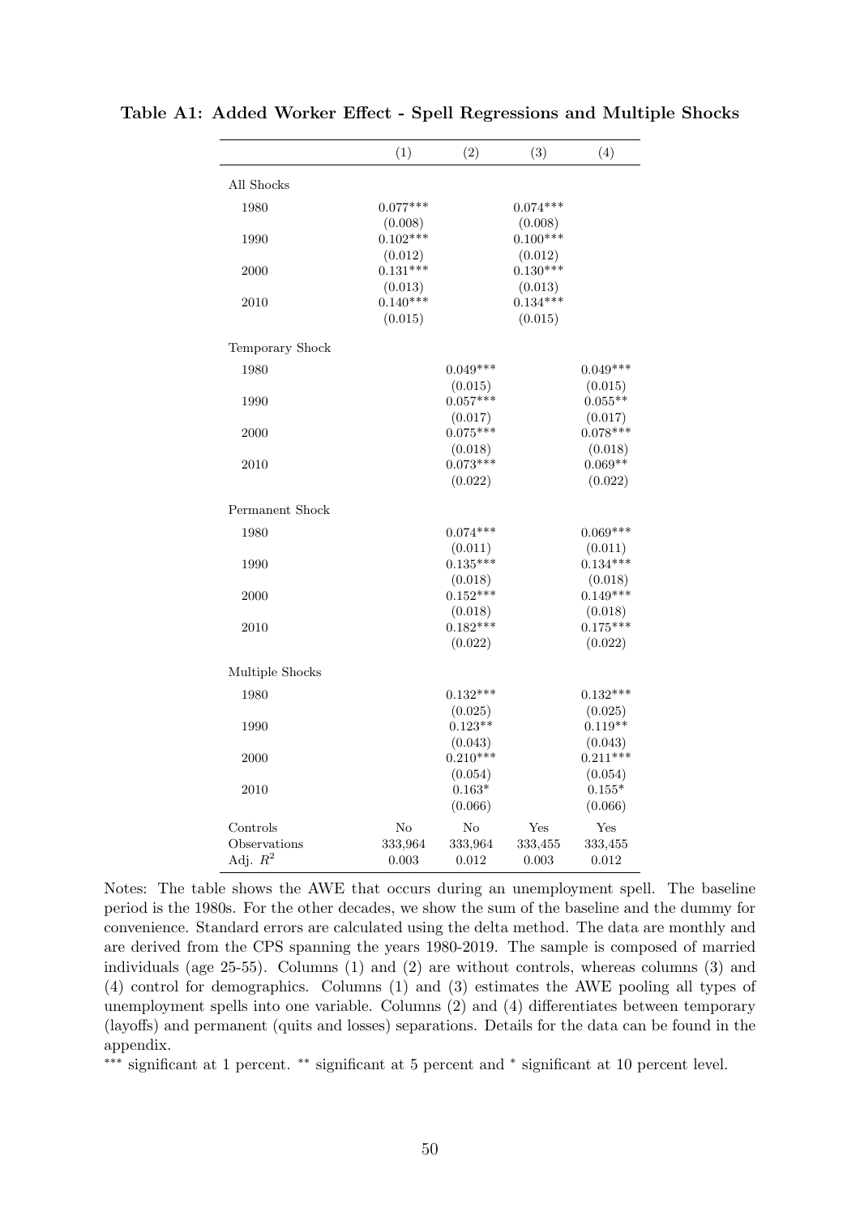**Table A1: Added Worker Effect - Spell Regressions and Multiple Shocks**

| | (1) | (2) | (3) | (4) |
|---|---|---|---|---|
| All Shocks | | | | |
| 1980 | 0.077*** | | 0.074*** | |
| | (0.008) | | (0.008) | |
| 1990 | 0.102*** | | 0.100*** | |
| | (0.012) | | (0.012) | |
| 2000 | 0.131*** | | 0.130*** | |
| | (0.013) | | (0.013) | |
| 2010 | 0.140*** | | 0.134*** | |
| | (0.015) | | (0.015) | |
| Temporary Shock | | | | |
| 1980 | | 0.049*** | | 0.049*** |
| | | (0.015) | | (0.015) |
| 1990 | | 0.057*** | | 0.055** |
| | | (0.017) | | (0.017) |
| 2000 | | 0.075*** | | 0.078*** |
| | | (0.018) | | (0.018) |
| 2010 | | 0.073*** | | 0.069** |
| | | (0.022) | | (0.022) |
| Permanent Shock | | | | |
| 1980 | | 0.074*** | | 0.069*** |
| | | (0.011) | | (0.011) |
| 1990 | | 0.135*** | | 0.134*** |
| | | (0.018) | | (0.018) |
| 2000 | | 0.152*** | | 0.149*** |
| | | (0.018) | | (0.018) |
| 2010 | | 0.182*** | | 0.175*** |
| | | (0.022) | | (0.022) |
| Multiple Shocks | | | | |
| 1980 | | 0.132*** | | 0.132*** |
| | | (0.025) | | (0.025) |
| 1990 | | 0.123** | | 0.119** |
| | | (0.043) | | (0.043) |
| 2000 | | 0.210*** | | 0.211*** |
| | | (0.054) | | (0.054) |
| 2010 | | 0.163* | | 0.155* |
| | | (0.066) | | (0.066) |
| Controls | No | No | Yes | Yes |
| Observations | 333,964 | 333,964 | 333,455 | 333,455 |
| Adj. $R^2$ | 0.003 | 0.012 | 0.003 | 0.012 |

Notes: The table shows the AWE that occurs during an unemployment spell. The baseline period is the 1980s. For the other decades, we show the sum of the baseline and the dummy for convenience. Standard errors are calculated using the delta method. The data are monthly and are derived from the CPS spanning the years 1980-2019. The sample is composed of married individuals (age 25-55). Columns (1) and (2) are without controls, whereas columns (3) and (4) control for demographics. Columns (1) and (3) estimates the AWE pooling all types of unemployment spells into one variable. Columns (2) and (4) differentiates between temporary (layoffs) and permanent (quits and losses) separations. Details for the data can be found in the appendix.

*** significant at 1 percent. ** significant at 5 percent and * significant at 10 percent level.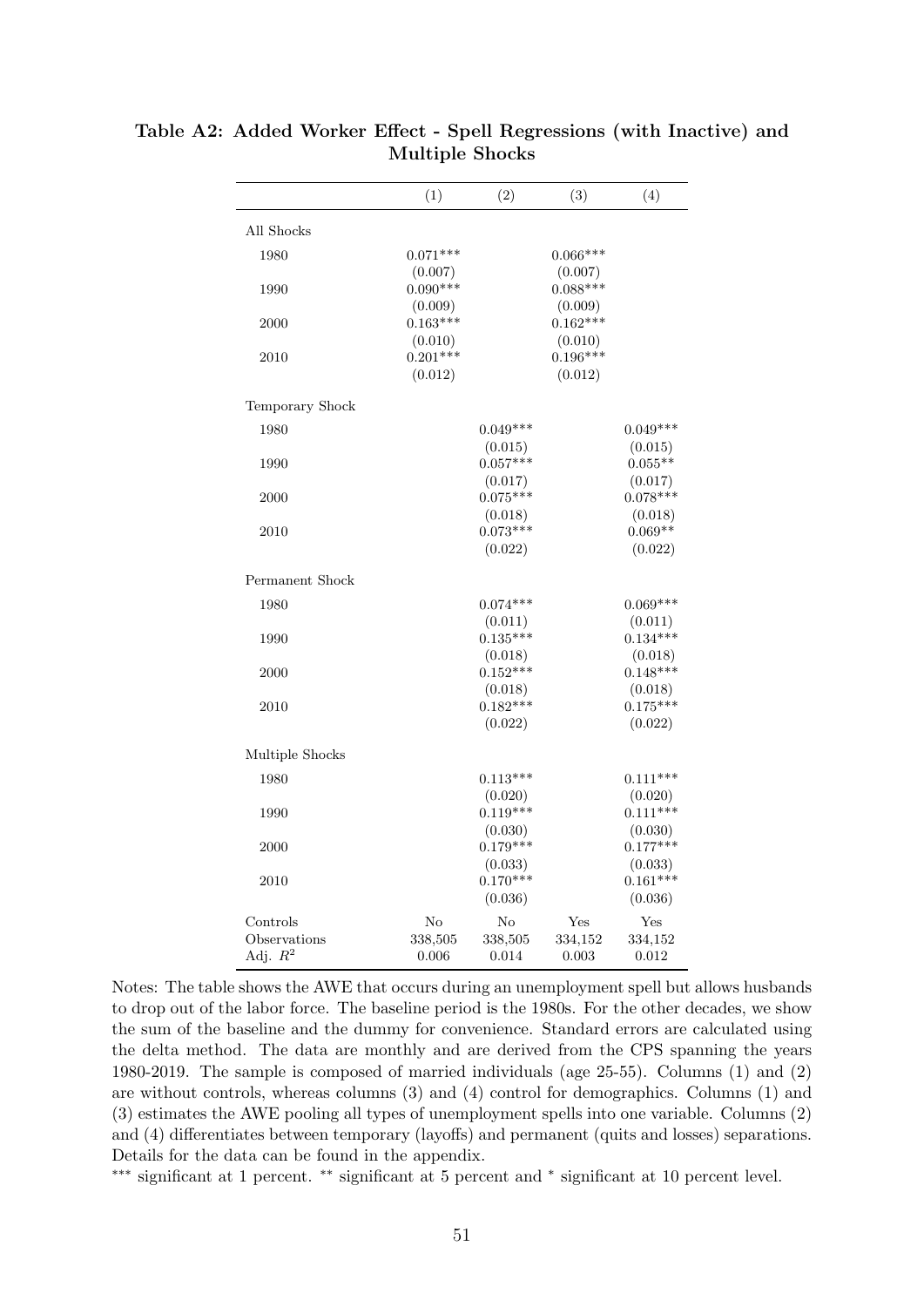**Table A2: Added Worker Effect - Spell Regressions (with Inactive) and Multiple Shocks**

| | (1) | (2) | (3) | (4) |
|---|---|---|---|---|
| All Shocks | | | | |
| 1980 | 0.071*** | | 0.066*** | |
| | (0.007) | | (0.007) | |
| 1990 | 0.090*** | | 0.088*** | |
| | (0.009) | | (0.009) | |
| 2000 | 0.163*** | | 0.162*** | |
| | (0.010) | | (0.010) | |
| 2010 | 0.201*** | | 0.196*** | |
| | (0.012) | | (0.012) | |
| Temporary Shock | | | | |
| 1980 | | 0.049*** | | 0.049*** |
| | | (0.015) | | (0.015) |
| 1990 | | 0.057*** | | 0.055** |
| | | (0.017) | | (0.017) |
| 2000 | | 0.075*** | | 0.078*** |
| | | (0.018) | | (0.018) |
| 2010 | | 0.073*** | | 0.069** |
| | | (0.022) | | (0.022) |
| Permanent Shock | | | | |
| 1980 | | 0.074*** | | 0.069*** |
| | | (0.011) | | (0.011) |
| 1990 | | 0.135*** | | 0.134*** |
| | | (0.018) | | (0.018) |
| 2000 | | 0.152*** | | 0.148*** |
| | | (0.018) | | (0.018) |
| 2010 | | 0.182*** | | 0.175*** |
| | | (0.022) | | (0.022) |
| Multiple Shocks | | | | |
| 1980 | | 0.113*** | | 0.111*** |
| | | (0.020) | | (0.020) |
| 1990 | | 0.119*** | | 0.111*** |
| | | (0.030) | | (0.030) |
| 2000 | | 0.179*** | | 0.177*** |
| | | (0.033) | | (0.033) |
| 2010 | | 0.170*** | | 0.161*** |
| | | (0.036) | | (0.036) |
| Controls | No | No | Yes | Yes |
| Observations | 338,505 | 338,505 | 334,152 | 334,152 |
| Adj. $R^2$ | 0.006 | 0.014 | 0.003 | 0.012 |

Notes: The table shows the AWE that occurs during an unemployment spell but allows husbands to drop out of the labor force. The baseline period is the 1980s. For the other decades, we show the sum of the baseline and the dummy for convenience. Standard errors are calculated using the delta method. The data are monthly and are derived from the CPS spanning the years 1980-2019. The sample is composed of married individuals (age 25-55). Columns (1) and (2) are without controls, whereas columns (3) and (4) control for demographics. Columns (1) and (3) estimates the AWE pooling all types of unemployment spells into one variable. Columns (2) and (4) differentiates between temporary (layoffs) and permanent (quits and losses) separations. Details for the data can be found in the appendix.

*** significant at 1 percent. ** significant at 5 percent and * significant at 10 percent level.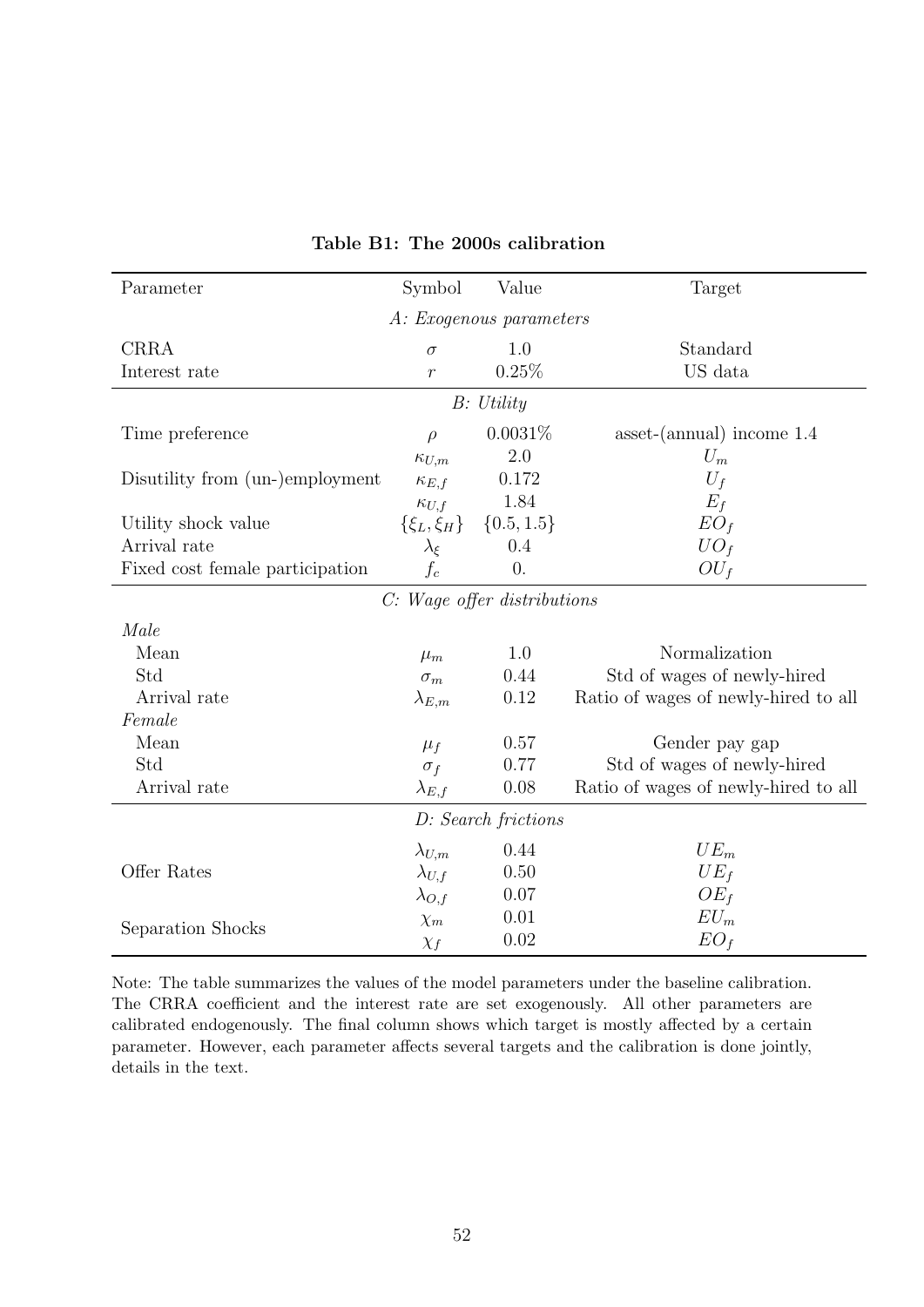**Table B1: The 2000s calibration**

| Parameter | Symbol | Value | Target |
| --- | --- | --- | --- |
| | *A: Exogenous parameters* | | |
| CRRA | $\sigma$ | 1.0 | Standard |
| Interest rate | $r$ | 0.25% | US data |
| | *B: Utility* | | |
| Time preference | $\rho$ | 0.0031% | asset-(annual) income 1.4 |
| | $\kappa_{U,m}$ | 2.0 | $U_m$ |
| Disutility from (un-)employment | $\kappa_{E,f}$ | 0.172 | $U_f$ |
| | $\kappa_{U,f}$ | 1.84 | $E_f$ |
| Utility shock value | $\{\xi_L, \xi_H\}$ | $\{0.5, 1.5\}$ | $EO_f$ |
| Arrival rate | $\lambda_\xi$ | 0.4 | $UO_f$ |
| Fixed cost female participation | $f_c$ | 0. | $OU_f$ |
| | *C: Wage offer distributions* | | |
| *Male* | | | |
| Mean | $\mu_m$ | 1.0 | Normalization |
| Std | $\sigma_m$ | 0.44 | Std of wages of newly-hired |
| Arrival rate | $\lambda_{E,m}$ | 0.12 | Ratio of wages of newly-hired to all |
| *Female* | | | |
| Mean | $\mu_f$ | 0.57 | Gender pay gap |
| Std | $\sigma_f$ | 0.77 | Std of wages of newly-hired |
| Arrival rate | $\lambda_{E,f}$ | 0.08 | Ratio of wages of newly-hired to all |
| | *D: Search frictions* | | |
| | $\lambda_{U,m}$ | 0.44 | $UE_m$ |
| Offer Rates | $\lambda_{U,f}$ | 0.50 | $UE_f$ |
| | $\lambda_{O,f}$ | 0.07 | $OE_f$ |
| Separation Shocks | $\chi_m$ | 0.01 | $EU_m$ |
| | $\chi_f$ | 0.02 | $EO_f$ |

Note: The table summarizes the values of the model parameters under the baseline calibration. The CRRA coefficient and the interest rate are set exogenously. All other parameters are calibrated endogenously. The final column shows which target is mostly affected by a certain parameter. However, each parameter affects several targets and the calibration is done jointly, details in the text.